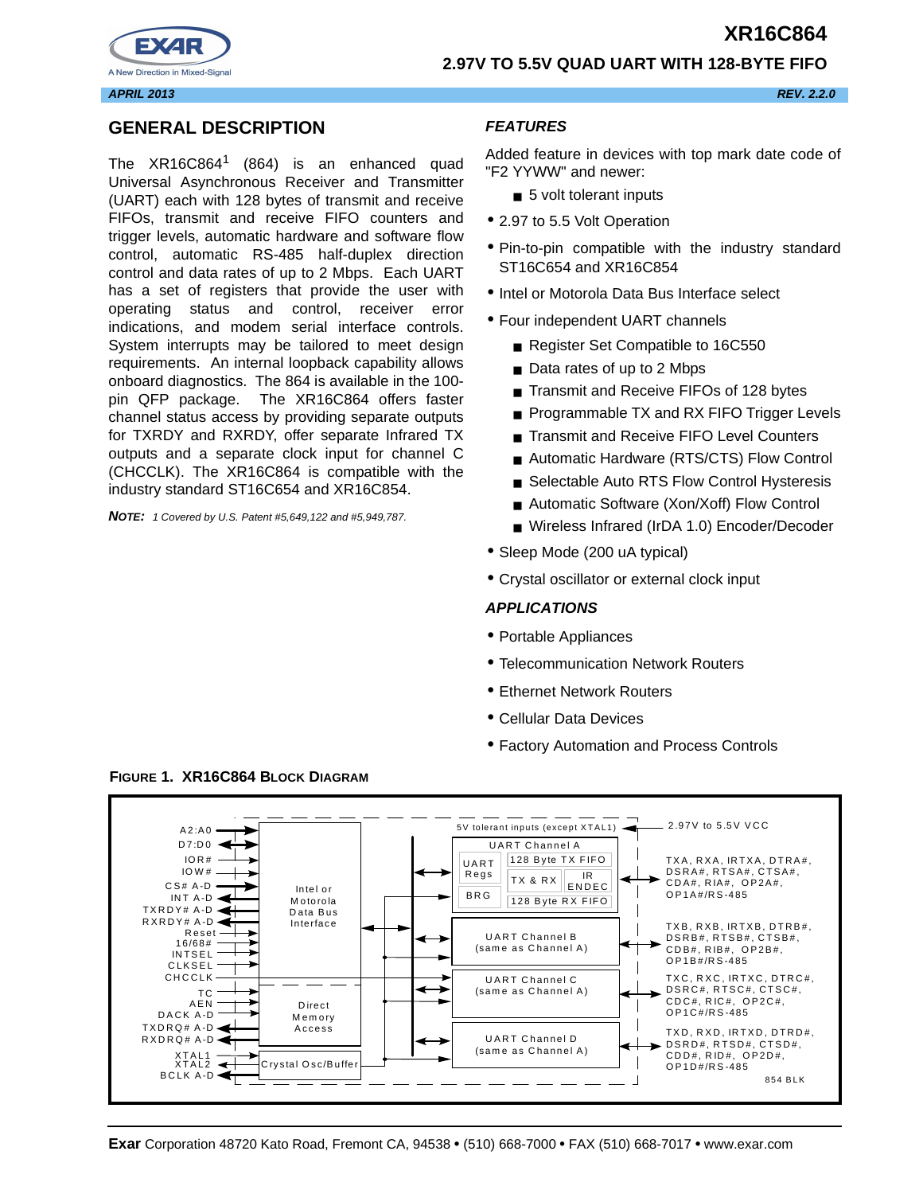# XR16C864

## 2.97V TO 5.5V QUAD UART WITH 128-BYTE FIFO

*APRIL 2013* *REV. 2.2.0*

## GENERAL DESCRIPTION

The XR16C864[1] (864) is an enhanced quad Universal Asynchronous Receiver and Transmitter (UART) each with 128 bytes of transmit and receive FIFOs, transmit and receive FIFO counters and trigger levels, automatic hardware and software flow control, automatic RS-485 half-duplex direction control and data rates of up to 2 Mbps. Each UART has a set of registers that provide the user with operating status and control, receiver error indications, and modem serial interface controls. System interrupts may be tailored to meet design requirements. An internal loopback capability allows onboard diagnostics. The 864 is available in the 100-pin QFP package. The XR16C864 offers faster channel status access by providing separate outputs for TXRDY and RXRDY, offer separate Infrared TX outputs and a separate clock input for channel C (CHCCLK). The XR16C864 is compatible with the industry standard ST16C654 and XR16C854.

***NOTE:*** *1 Covered by U.S. Patent #5,649,122 and #5,949,787.*

## FEATURES

Added feature in devices with top mark date code of "F2 YYWW" and newer:

- 5 volt tolerant inputs

- 2.97 to 5.5 Volt Operation
- Pin-to-pin compatible with the industry standard ST16C654 and XR16C854
- Intel or Motorola Data Bus Interface select
- Four independent UART channels
  - Register Set Compatible to 16C550
  - Data rates of up to 2 Mbps
  - Transmit and Receive FIFOs of 128 bytes
  - Programmable TX and RX FIFO Trigger Levels
  - Transmit and Receive FIFO Level Counters
  - Automatic Hardware (RTS/CTS) Flow Control
  - Selectable Auto RTS Flow Control Hysteresis
  - Automatic Software (Xon/Xoff) Flow Control
  - Wireless Infrared (IrDA 1.0) Encoder/Decoder
- Sleep Mode (200 uA typical)
- Crystal oscillator or external clock input

## APPLICATIONS

- Portable Appliances
- Telecommunication Network Routers
- Ethernet Network Routers
- Cellular Data Devices
- Factory Automation and Process Controls

**FIGURE 1. XR16C864 BLOCK DIAGRAM**

A2:A0, D7:D0, IOR#, IOW#, CS# A-D, INT A-D, TXRDY# A-D, RXRDY# A-D, Reset, 16/68#, INTSEL, CLKSEL, CHCCLK, TC, AEN, DACK A-D, TXDRQ# A-D, RXDRQ# A-D, XTAL1, XTAL2, BCLK A-D

Intel or Motorola Data Bus Interface; Direct Memory Access; Crystal Osc/Buffer

5V tolerant inputs (except XTAL1); 2.97V to 5.5V VCC

UART Channel A: UART Regs, BRG, 128 Byte TX FIFO, TX & RX, IR ENDEC, 128 Byte RX FIFO

UART Channel B (same as Channel A); UART Channel C (same as Channel A); UART Channel D (same as Channel A)

TXA, RXA, IRTXA, DTRA#, DSRA#, RTSA#, CTSA#, CDA#, RIA#, OP2A#, OP1A#/RS-485

TXB, RXB, IRTXB, DTRB#, DSRB#, RTSB#, CTSB#, CDB#, RIB#, OP2B#, OP1B#/RS-485

TXC, RXC, IRTXC, DTRC#, DSRC#, RTSC#, CTSC#, CDC#, RIC#, OP2C#, OP1C#/RS-485

TXD, RXD, IRTXD, DTRD#, DSRD#, RTSD#, CTSD#, CDD#, RID#, OP2D#, OP1D#/RS-485

854 BLK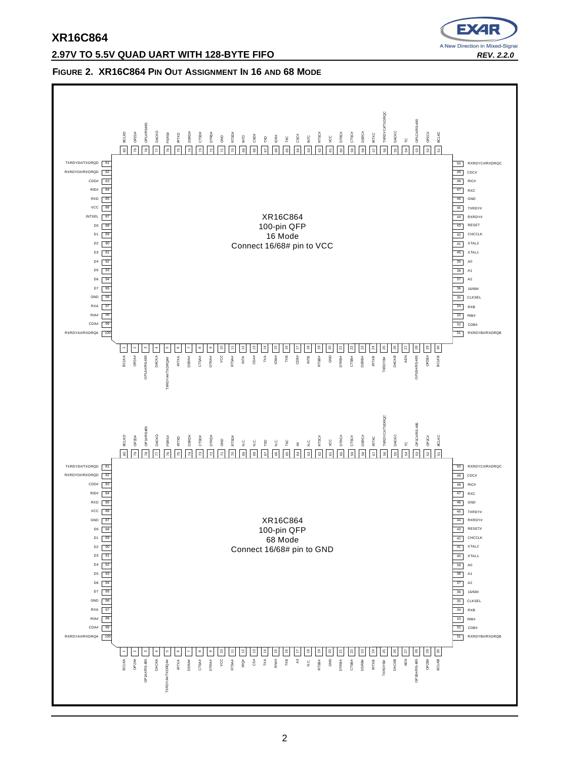**FIGURE 2. XR16C864 PIN OUT ASSIGNMENT IN 16 AND 68 MODE**

**XR16C864 100-pin QFP 16 Mode — Connect 16/68# pin to VCC**

| Pin | Name | Pin | Name | Pin | Name | Pin | Name |
|---|---|---|---|---|---|---|---|
| 1 | BCLKA | 26 | DACKB | 51 | BCLKC | 76 | FSRS# |
| 2 | OP2A# | 27 | AEN | 52 | OP2C# | 77 | DACKD |
| 3 | OP1A#/RS485 | 28 | OP1B#/RS485 | 53 | OP1C#/RS-485 | 78 | OP1#/RS485 |
| 4 | DACKA | 29 | OP2B# | 54 | TC | 79 | OP2D# |
| 5 | TXRDYA#/TXDRQA# | 30 | BCLKB | 55 | DACKC | 80 | BCLKD |
| 6 | IRTXA | 31 | RXRDYB#/RXDRQB | 56 | TXRDYC#/TXDRQC | 81 | TXRDYD#/TXDRQD |
| 7 | DSRA# | 32 | CDB# | 57 | IRTXC | 82 | RXRDYD#/RXDRQD |
| 8 | CTSA# | 33 | RIB# | 58 | DSRC# | 83 | CDD# |
| 9 | DTRA# | 34 | RXB | 59 | CTSC# | 84 | RID# |
| 10 | VCC | 35 | CLKSEL | 60 | DTRC# | 85 | RXD |
| 11 | RTSA# | 36 | 16/68# | 61 | VCC | 86 | VCC |
| 12 | INTA | 37 | A2 | 62 | RTSC# | 87 | INTSEL |
| 13 | CSA# | 38 | A1 | 63 | INTC | 88 | D0 |
| 14 | TXA | 39 | A0 | 64 | CSC# | 89 | D1 |
| 15 | IOW# | 40 | XTAL1 | 65 | TXC | 90 | D2 |
| 16 | TXB | 41 | XTAL2 | 66 | IOR# | 91 | D3 |
| 17 | CSB# | 42 | CHCCLK | 67 | TXD | 92 | D4 |
| 18 | INTB | 43 | RESET | 68 | CSD# | 93 | D5 |
| 19 | RTSB# | 44 | RXRDY# | 69 | INTD | 94 | D6 |
| 20 | GND | 45 | TXRDY# | 70 | RTSD# | 95 | D7 |
| 21 | DTRB# | 46 | GND | 71 | GND | 96 | GND |
| 22 | CTSB# | 47 | RXC | 72 | DTRD# | 97 | RXA |
| 23 | DSRB# | 48 | RIC# | 73 | CTSD# | 98 | RIA# |
| 24 | IRTXB | 49 | CDC# | 74 | DSRD# | 99 | CDA# |
| 25 | TXRDYB# | 50 | RXRDYC#/RXDRQC | 75 | IRTXD | 100 | RXRDYA#/RXDRQA |

**XR16C864 100-pin QFP 68 Mode — Connect 16/68# pin to GND**

| Pin | Name | Pin | Name | Pin | Name | Pin | Name |
|---|---|---|---|---|---|---|---|
| 1 | BCLKA | 26 | DACKB | 51 | BCLKC | 76 | FSRS# |
| 2 | OP2A# | 27 | AEN | 52 | OP2C# | 77 | DACKD |
| 3 | OP1A#/RS-485 | 28 | OP1B#/RS-485 | 53 | OP1C#/RS-485 | 78 | OP1#/RS485 |
| 4 | DACKA | 29 | OP2B# | 54 | TC | 79 | OP2D# |
| 5 | TXRDYA#/TXDRQA# | 30 | BCLKB | 55 | DACKC | 80 | BCLKD |
| 6 | IRTXA | 31 | RXRDYB#/RXDRQB | 56 | TXRDYC#/TXDRQC | 81 | TXRDYD#/TXDRQD |
| 7 | DSRA# | 32 | CDB# | 57 | IRTXC | 82 | RXRDYD#/RXDRQD |
| 8 | CTSA# | 33 | RIB# | 58 | DSRC# | 83 | CDD# |
| 9 | DTRA# | 34 | RXB | 59 | CTSC# | 84 | RID# |
| 10 | VCC | 35 | CLKSEL | 60 | DTRC# | 85 | RXD |
| 11 | RTSA# | 36 | 16/68# | 61 | VCC | 86 | VCC |
| 12 | IRQ# | 37 | A2 | 62 | RTSC# | 87 | GND |
| 13 | CS# | 38 | A1 | 63 | N.C. | 88 | D0 |
| 14 | TXA | 39 | A0 | 64 | A4 | 89 | D1 |
| 15 | R/W# | 40 | XTAL1 | 65 | TXC | 90 | D2 |
| 16 | TXB | 41 | XTAL2 | 66 | N.C. | 91 | D3 |
| 17 | A3 | 42 | CHCCLK | 67 | TXD | 92 | D4 |
| 18 | N.C. | 43 | RESET# | 68 | N.C. | 93 | D5 |
| 19 | RTSB# | 44 | RXRDY# | 69 | N.C. | 94 | D6 |
| 20 | GND | 45 | TXRDY# | 70 | RTSD# | 95 | D7 |
| 21 | DTRB# | 46 | GND | 71 | GND | 96 | GND |
| 22 | CTSB# | 47 | RXC | 72 | DTRD# | 97 | RXA |
| 23 | DSRB# | 48 | RIC# | 73 | CTSD# | 98 | RIA# |
| 24 | IRTXB | 49 | CDC# | 74 | DSRD# | 99 | CDA# |
| 25 | TXRDYB# | 50 | RXRDYC#/RXDRQC | 75 | IRTXD | 100 | RXRDYA#/RXDRQA |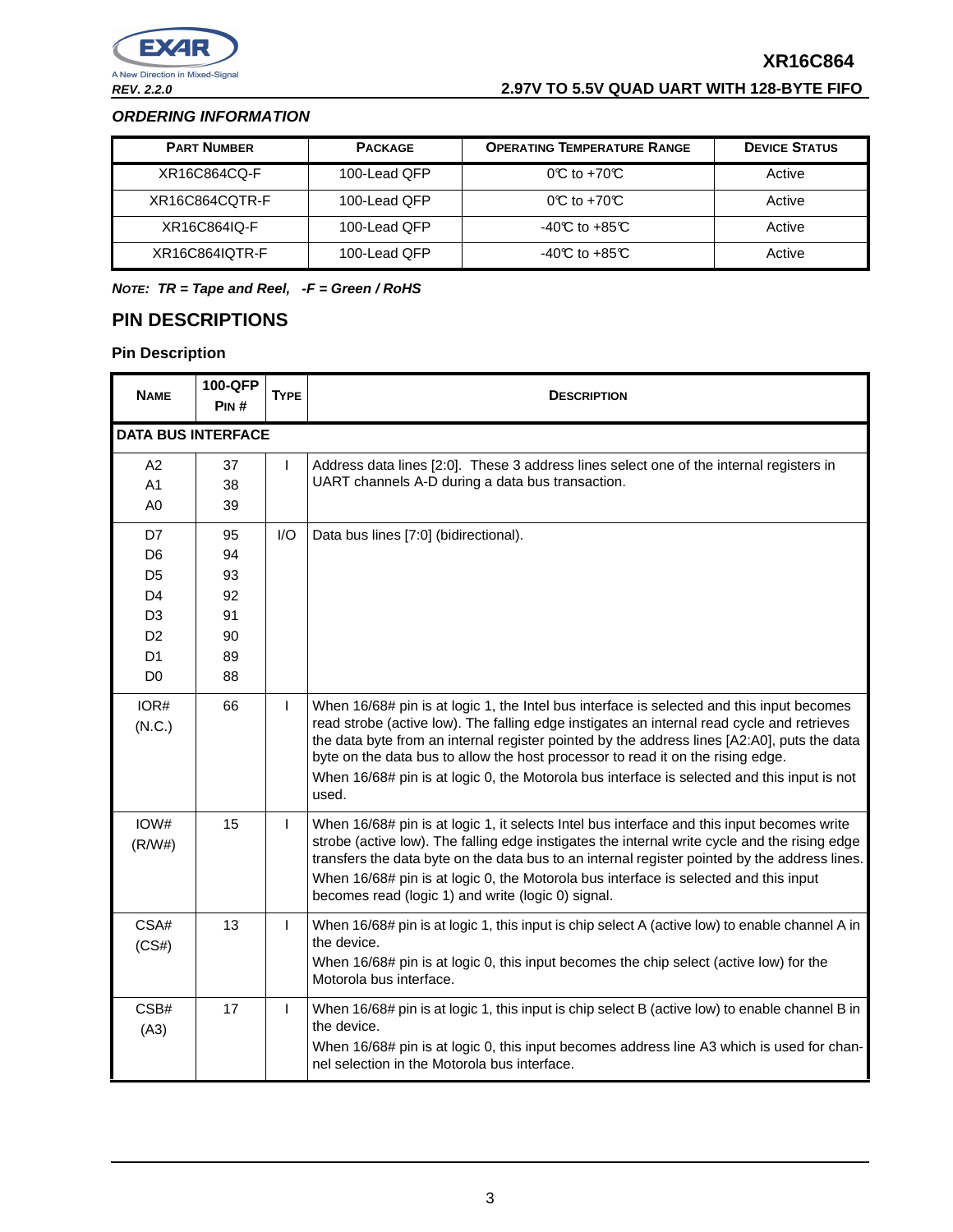## ORDERING INFORMATION

| Part Number | Package | Operating Temperature Range | Device Status |
|---|---|---|---|
| XR16C864CQ-F | 100-Lead QFP | 0°C to +70°C | Active |
| XR16C864CQTR-F | 100-Lead QFP | 0°C to +70°C | Active |
| XR16C864IQ-F | 100-Lead QFP | -40°C to +85°C | Active |
| XR16C864IQTR-F | 100-Lead QFP | -40°C to +85°C | Active |

***NOTE: TR = Tape and Reel, -F = Green / RoHS***

# PIN DESCRIPTIONS

### Pin Description

| Name | 100-QFP Pin # | Type | Description |
|---|---|---|---|
| **DATA BUS INTERFACE** | | | |
| A2<br>A1<br>A0 | 37<br>38<br>39 | I | Address data lines [2:0]. These 3 address lines select one of the internal registers in UART channels A-D during a data bus transaction. |
| D7<br>D6<br>D5<br>D4<br>D3<br>D2<br>D1<br>D0 | 95<br>94<br>93<br>92<br>91<br>90<br>89<br>88 | I/O | Data bus lines [7:0] (bidirectional). |
| IOR#<br>(N.C.) | 66 | I | When 16/68# pin is at logic 1, the Intel bus interface is selected and this input becomes read strobe (active low). The falling edge instigates an internal read cycle and retrieves the data byte from an internal register pointed by the address lines [A2:A0], puts the data byte on the data bus to allow the host processor to read it on the rising edge.<br>When 16/68# pin is at logic 0, the Motorola bus interface is selected and this input is not used. |
| IOW#<br>(R/W#) | 15 | I | When 16/68# pin is at logic 1, it selects Intel bus interface and this input becomes write strobe (active low). The falling edge instigates the internal write cycle and the rising edge transfers the data byte on the data bus to an internal register pointed by the address lines.<br>When 16/68# pin is at logic 0, the Motorola bus interface is selected and this input becomes read (logic 1) and write (logic 0) signal. |
| CSA#<br>(CS#) | 13 | I | When 16/68# pin is at logic 1, this input is chip select A (active low) to enable channel A in the device.<br>When 16/68# pin is at logic 0, this input becomes the chip select (active low) for the Motorola bus interface. |
| CSB#<br>(A3) | 17 | I | When 16/68# pin is at logic 1, this input is chip select B (active low) to enable channel B in the device.<br>When 16/68# pin is at logic 0, this input becomes address line A3 which is used for channel selection in the Motorola bus interface. |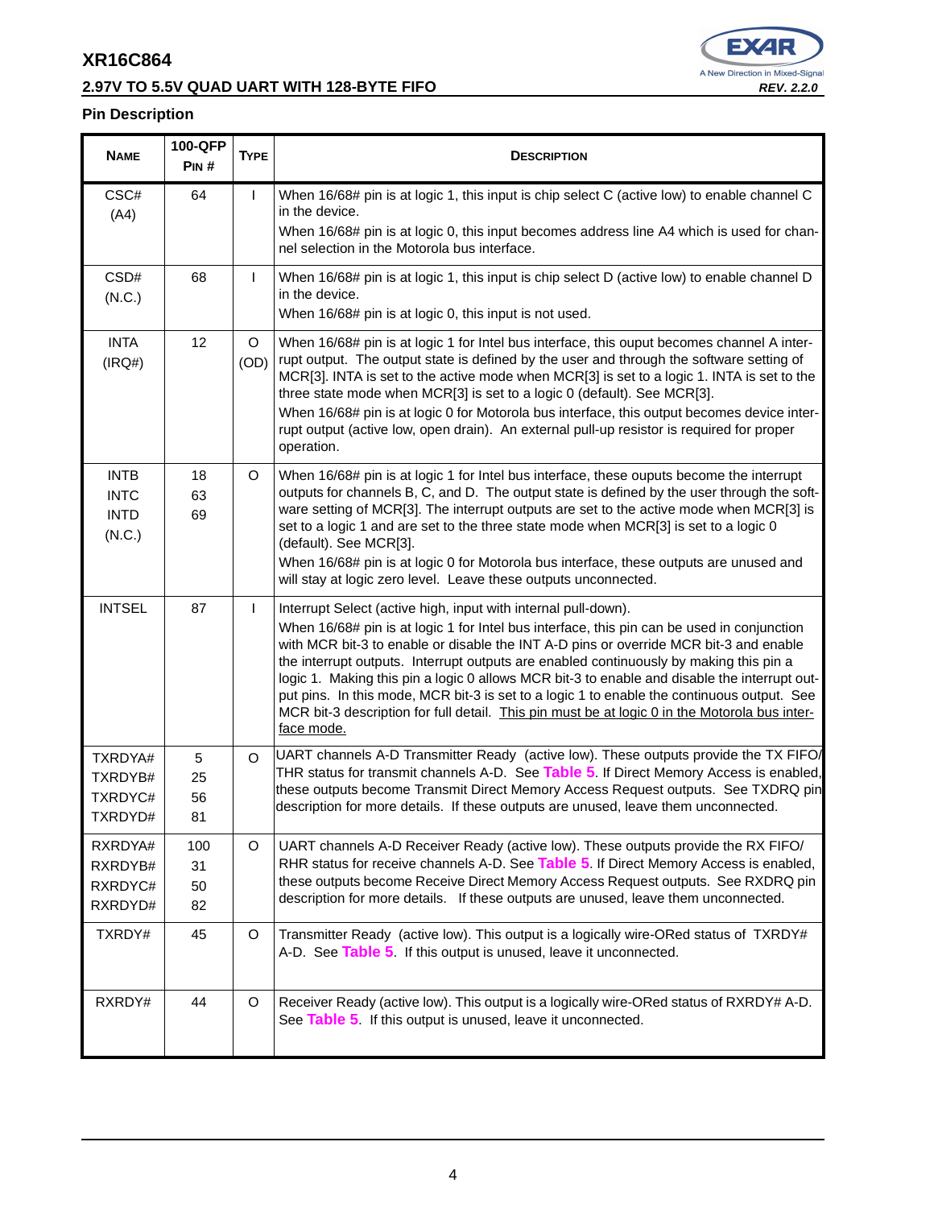## Pin Description

| NAME | 100-QFP PIN # | TYPE | DESCRIPTION |
|---|---|---|---|
| CSC# (A4) | 64 | I | When 16/68# pin is at logic 1, this input is chip select C (active low) to enable channel C in the device. When 16/68# pin is at logic 0, this input becomes address line A4 which is used for channel selection in the Motorola bus interface. |
| CSD# (N.C.) | 68 | I | When 16/68# pin is at logic 1, this input is chip select D (active low) to enable channel D in the device. When 16/68# pin is at logic 0, this input is not used. |
| INTA (IRQ#) | 12 | O (OD) | When 16/68# pin is at logic 1 for Intel bus interface, this ouput becomes channel A interrupt output. The output state is defined by the user and through the software setting of MCR[3]. INTA is set to the active mode when MCR[3] is set to a logic 1. INTA is set to the three state mode when MCR[3] is set to a logic 0 (default). See MCR[3]. When 16/68# pin is at logic 0 for Motorola bus interface, this output becomes device interrupt output (active low, open drain). An external pull-up resistor is required for proper operation. |
| INTB INTC INTD (N.C.) | 18 63 69 | O | When 16/68# pin is at logic 1 for Intel bus interface, these ouputs become the interrupt outputs for channels B, C, and D. The output state is defined by the user through the software setting of MCR[3]. The interrupt outputs are set to the active mode when MCR[3] is set to a logic 1 and are set to the three state mode when MCR[3] is set to a logic 0 (default). See MCR[3]. When 16/68# pin is at logic 0 for Motorola bus interface, these outputs are unused and will stay at logic zero level. Leave these outputs unconnected. |
| INTSEL | 87 | I | Interrupt Select (active high, input with internal pull-down). When 16/68# pin is at logic 1 for Intel bus interface, this pin can be used in conjunction with MCR bit-3 to enable or disable the INT A-D pins or override MCR bit-3 and enable the interrupt outputs. Interrupt outputs are enabled continuously by making this pin a logic 1. Making this pin a logic 0 allows MCR bit-3 to enable and disable the interrupt output pins. In this mode, MCR bit-3 is set to a logic 1 to enable the continuous output. See MCR bit-3 description for full detail. This pin must be at logic 0 in the Motorola bus interface mode. |
| TXRDYA# TXRDYB# TXRDYC# TXRDYD# | 5 25 56 81 | O | UART channels A-D Transmitter Ready (active low). These outputs provide the TX FIFO/THR status for transmit channels A-D. See Table 5. If Direct Memory Access is enabled, these outputs become Transmit Direct Memory Access Request outputs. See TXDRQ pin description for more details. If these outputs are unused, leave them unconnected. |
| RXRDYA# RXRDYB# RXRDYC# RXRDYD# | 100 31 50 82 | O | UART channels A-D Receiver Ready (active low). These outputs provide the RX FIFO/RHR status for receive channels A-D. See Table 5. If Direct Memory Access is enabled, these outputs become Receive Direct Memory Access Request outputs. See RXDRQ pin description for more details. If these outputs are unused, leave them unconnected. |
| TXRDY# | 45 | O | Transmitter Ready (active low). This output is a logically wire-ORed status of TXRDY# A-D. See Table 5. If this output is unused, leave it unconnected. |
| RXRDY# | 44 | O | Receiver Ready (active low). This output is a logically wire-ORed status of RXRDY# A-D. See Table 5. If this output is unused, leave it unconnected. |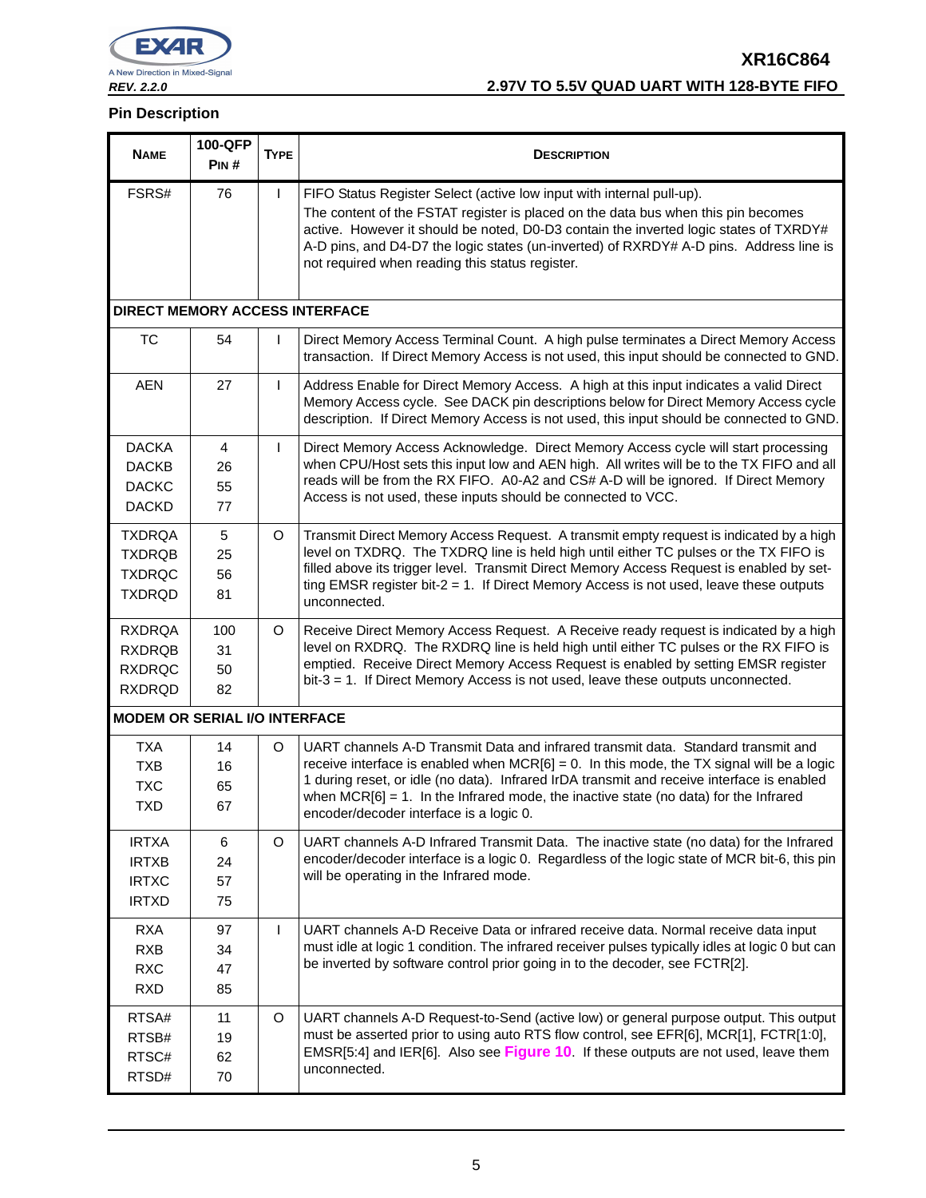## Pin Description

| NAME | 100-QFP PIN # | TYPE | DESCRIPTION |
|---|---|---|---|
| FSRS# | 76 | I | FIFO Status Register Select (active low input with internal pull-up). The content of the FSTAT register is placed on the data bus when this pin becomes active. However it should be noted, D0-D3 contain the inverted logic states of TXRDY# A-D pins, and D4-D7 the logic states (un-inverted) of RXRDY# A-D pins. Address line is not required when reading this status register. |
| **DIRECT MEMORY ACCESS INTERFACE** | | | |
| TC | 54 | I | Direct Memory Access Terminal Count. A high pulse terminates a Direct Memory Access transaction. If Direct Memory Access is not used, this input should be connected to GND. |
| AEN | 27 | I | Address Enable for Direct Memory Access. A high at this input indicates a valid Direct Memory Access cycle. See DACK pin descriptions below for Direct Memory Access cycle description. If Direct Memory Access is not used, this input should be connected to GND. |
| DACKA<br>DACKB<br>DACKC<br>DACKD | 4<br>26<br>55<br>77 | I | Direct Memory Access Acknowledge. Direct Memory Access cycle will start processing when CPU/Host sets this input low and AEN high. All writes will be to the TX FIFO and all reads will be from the RX FIFO. A0-A2 and CS# A-D will be ignored. If Direct Memory Access is not used, these inputs should be connected to VCC. |
| TXDRQA<br>TXDRQB<br>TXDRQC<br>TXDRQD | 5<br>25<br>56<br>81 | O | Transmit Direct Memory Access Request. A transmit empty request is indicated by a high level on TXDRQ. The TXDRQ line is held high until either TC pulses or the TX FIFO is filled above its trigger level. Transmit Direct Memory Access Request is enabled by setting EMSR register bit-2 = 1. If Direct Memory Access is not used, leave these outputs unconnected. |
| RXDRQA<br>RXDRQB<br>RXDRQC<br>RXDRQD | 100<br>31<br>50<br>82 | O | Receive Direct Memory Access Request. A Receive ready request is indicated by a high level on RXDRQ. The RXDRQ line is held high until either TC pulses or the RX FIFO is emptied. Receive Direct Memory Access Request is enabled by setting EMSR register bit-3 = 1. If Direct Memory Access is not used, leave these outputs unconnected. |
| **MODEM OR SERIAL I/O INTERFACE** | | | |
| TXA<br>TXB<br>TXC<br>TXD | 14<br>16<br>65<br>67 | O | UART channels A-D Transmit Data and infrared transmit data. Standard transmit and receive interface is enabled when MCR[6] = 0. In this mode, the TX signal will be a logic 1 during reset, or idle (no data). Infrared IrDA transmit and receive interface is enabled when MCR[6] = 1. In the Infrared mode, the inactive state (no data) for the Infrared encoder/decoder interface is a logic 0. |
| IRTXA<br>IRTXB<br>IRTXC<br>IRTXD | 6<br>24<br>57<br>75 | O | UART channels A-D Infrared Transmit Data. The inactive state (no data) for the Infrared encoder/decoder interface is a logic 0. Regardless of the logic state of MCR bit-6, this pin will be operating in the Infrared mode. |
| RXA<br>RXB<br>RXC<br>RXD | 97<br>34<br>47<br>85 | I | UART channels A-D Receive Data or infrared receive data. Normal receive data input must idle at logic 1 condition. The infrared receiver pulses typically idles at logic 0 but can be inverted by software control prior going in to the decoder, see FCTR[2]. |
| RTSA#<br>RTSB#<br>RTSC#<br>RTSD# | 11<br>19<br>62<br>70 | O | UART channels A-D Request-to-Send (active low) or general purpose output. This output must be asserted prior to using auto RTS flow control, see EFR[6], MCR[1], FCTR[1:0], EMSR[5:4] and IER[6]. Also see Figure 10. If these outputs are not used, leave them unconnected. |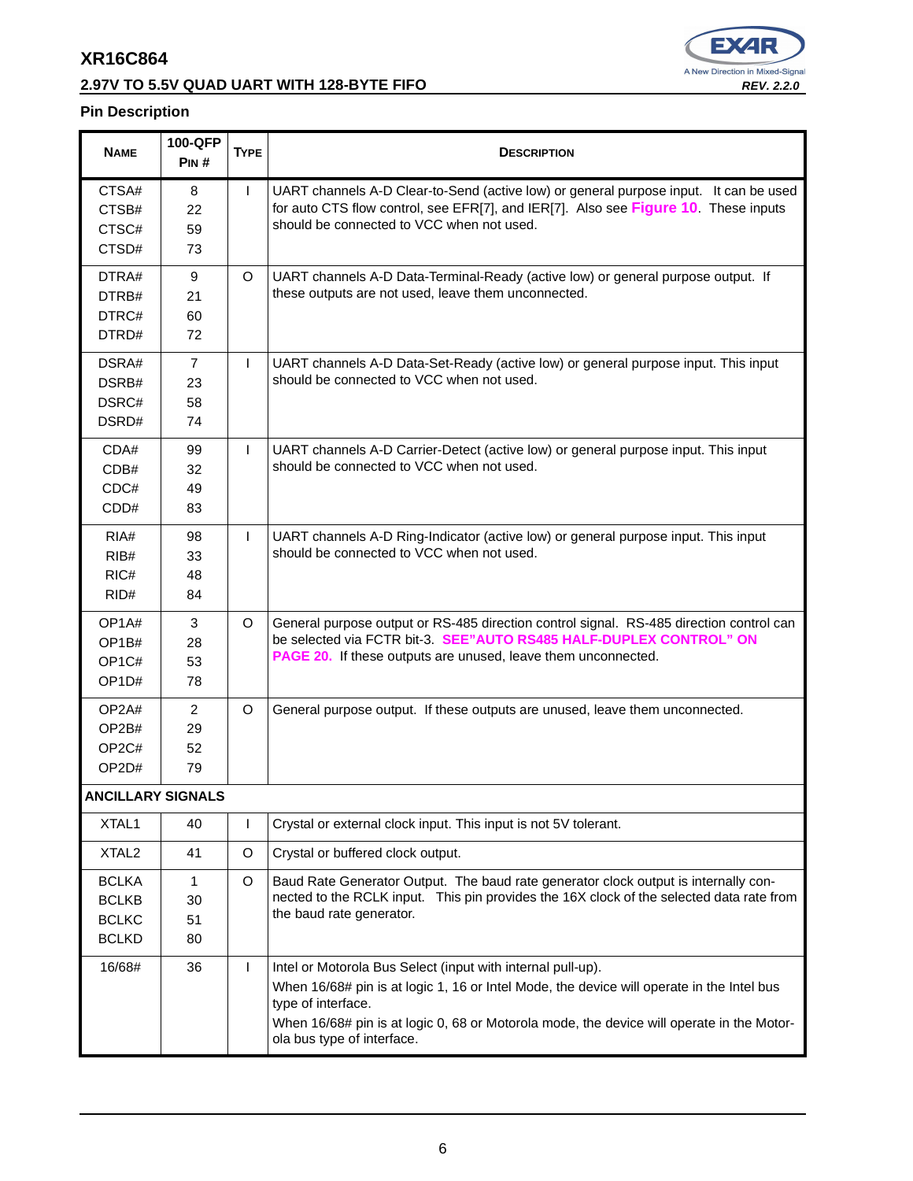## Pin Description

| NAME | 100-QFP PIN # | TYPE | DESCRIPTION |
|---|---|---|---|
| CTSA#<br>CTSB#<br>CTSC#<br>CTSD# | 8<br>22<br>59<br>73 | I | UART channels A-D Clear-to-Send (active low) or general purpose input. It can be used for auto CTS flow control, see EFR[7], and IER[7]. Also see **Figure 10**. These inputs should be connected to VCC when not used. |
| DTRA#<br>DTRB#<br>DTRC#<br>DTRD# | 9<br>21<br>60<br>72 | O | UART channels A-D Data-Terminal-Ready (active low) or general purpose output. If these outputs are not used, leave them unconnected. |
| DSRA#<br>DSRB#<br>DSRC#<br>DSRD# | 7<br>23<br>58<br>74 | I | UART channels A-D Data-Set-Ready (active low) or general purpose input. This input should be connected to VCC when not used. |
| CDA#<br>CDB#<br>CDC#<br>CDD# | 99<br>32<br>49<br>83 | I | UART channels A-D Carrier-Detect (active low) or general purpose input. This input should be connected to VCC when not used. |
| RIA#<br>RIB#<br>RIC#<br>RID# | 98<br>33<br>48<br>84 | I | UART channels A-D Ring-Indicator (active low) or general purpose input. This input should be connected to VCC when not used. |
| OP1A#<br>OP1B#<br>OP1C#<br>OP1D# | 3<br>28<br>53<br>78 | O | General purpose output or RS-485 direction control signal. RS-485 direction control can be selected via FCTR bit-3. **SEE"AUTO RS485 HALF-DUPLEX CONTROL" ON PAGE 20.** If these outputs are unused, leave them unconnected. |
| OP2A#<br>OP2B#<br>OP2C#<br>OP2D# | 2<br>29<br>52<br>79 | O | General purpose output. If these outputs are unused, leave them unconnected. |
| **ANCILLARY SIGNALS** | | | |
| XTAL1 | 40 | I | Crystal or external clock input. This input is not 5V tolerant. |
| XTAL2 | 41 | O | Crystal or buffered clock output. |
| BCLKA<br>BCLKB<br>BCLKC<br>BCLKD | 1<br>30<br>51<br>80 | O | Baud Rate Generator Output. The baud rate generator clock output is internally connected to the RCLK input. This pin provides the 16X clock of the selected data rate from the baud rate generator. |
| 16/68# | 36 | I | Intel or Motorola Bus Select (input with internal pull-up).<br>When 16/68# pin is at logic 1, 16 or Intel Mode, the device will operate in the Intel bus type of interface.<br>When 16/68# pin is at logic 0, 68 or Motorola mode, the device will operate in the Motorola bus type of interface. |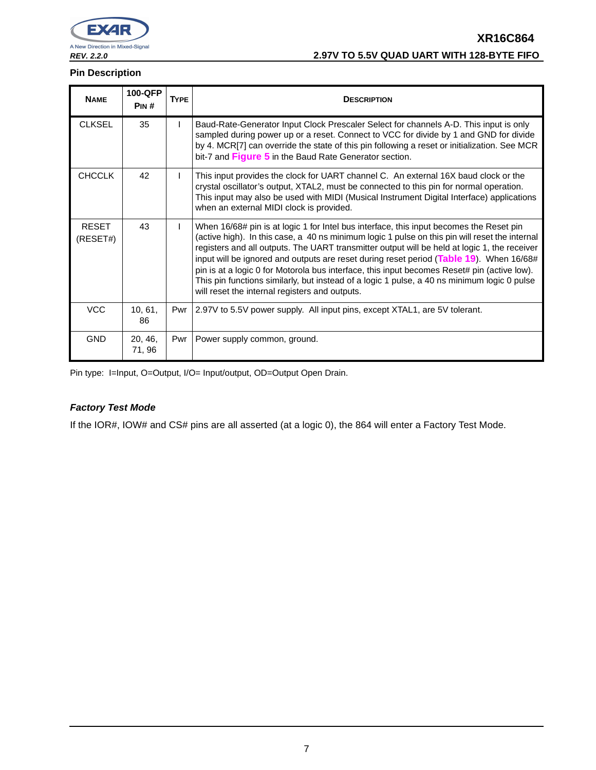### Pin Description

| NAME | 100-QFP PIN # | TYPE | DESCRIPTION |
|---|---|---|---|
| CLKSEL | 35 | I | Baud-Rate-Generator Input Clock Prescaler Select for channels A-D. This input is only sampled during power up or a reset. Connect to VCC for divide by 1 and GND for divide by 4. MCR[7] can override the state of this pin following a reset or initialization. See MCR bit-7 and **Figure 5** in the Baud Rate Generator section. |
| CHCCLK | 42 | I | This input provides the clock for UART channel C. An external 16X baud clock or the crystal oscillator's output, XTAL2, must be connected to this pin for normal operation. This input may also be used with MIDI (Musical Instrument Digital Interface) applications when an external MIDI clock is provided. |
| RESET (RESET#) | 43 | I | When 16/68# pin is at logic 1 for Intel bus interface, this input becomes the Reset pin (active high). In this case, a 40 ns minimum logic 1 pulse on this pin will reset the internal registers and all outputs. The UART transmitter output will be held at logic 1, the receiver input will be ignored and outputs are reset during reset period (**Table 19**). When 16/68# pin is at a logic 0 for Motorola bus interface, this input becomes Reset# pin (active low). This pin functions similarly, but instead of a logic 1 pulse, a 40 ns minimum logic 0 pulse will reset the internal registers and outputs. |
| VCC | 10, 61, 86 | Pwr | 2.97V to 5.5V power supply. All input pins, except XTAL1, are 5V tolerant. |
| GND | 20, 46, 71, 96 | Pwr | Power supply common, ground. |

Pin type: I=Input, O=Output, I/O= Input/output, OD=Output Open Drain.

#### *Factory Test Mode*

If the IOR#, IOW# and CS# pins are all asserted (at a logic 0), the 864 will enter a Factory Test Mode.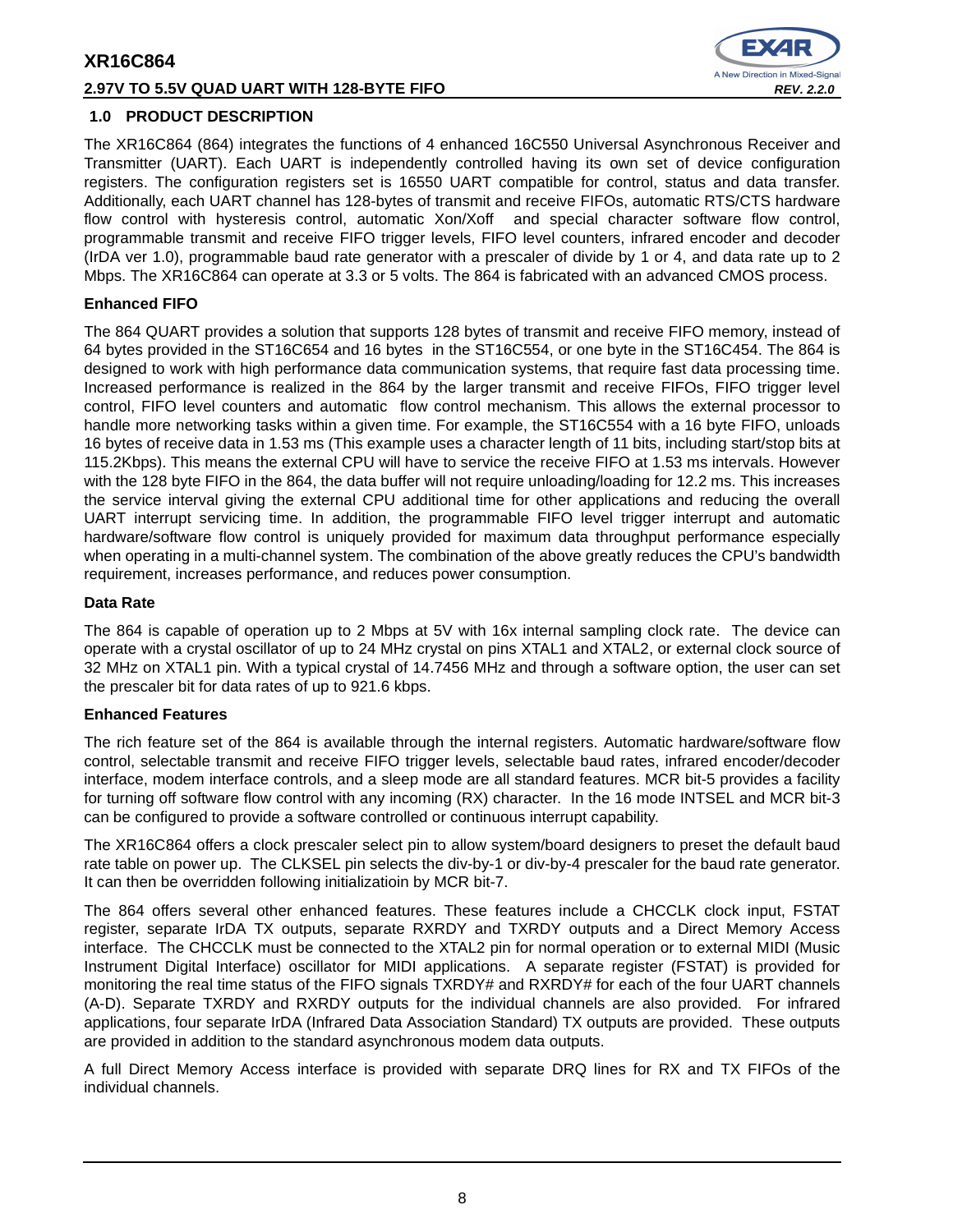## 1.0 PRODUCT DESCRIPTION

The XR16C864 (864) integrates the functions of 4 enhanced 16C550 Universal Asynchronous Receiver and Transmitter (UART). Each UART is independently controlled having its own set of device configuration registers. The configuration registers set is 16550 UART compatible for control, status and data transfer. Additionally, each UART channel has 128-bytes of transmit and receive FIFOs, automatic RTS/CTS hardware flow control with hysteresis control, automatic Xon/Xoff and special character software flow control, programmable transmit and receive FIFO trigger levels, FIFO level counters, infrared encoder and decoder (IrDA ver 1.0), programmable baud rate generator with a prescaler of divide by 1 or 4, and data rate up to 2 Mbps. The XR16C864 can operate at 3.3 or 5 volts. The 864 is fabricated with an advanced CMOS process.

**Enhanced FIFO**

The 864 QUART provides a solution that supports 128 bytes of transmit and receive FIFO memory, instead of 64 bytes provided in the ST16C654 and 16 bytes in the ST16C554, or one byte in the ST16C454. The 864 is designed to work with high performance data communication systems, that require fast data processing time. Increased performance is realized in the 864 by the larger transmit and receive FIFOs, FIFO trigger level control, FIFO level counters and automatic flow control mechanism. This allows the external processor to handle more networking tasks within a given time. For example, the ST16C554 with a 16 byte FIFO, unloads 16 bytes of receive data in 1.53 ms (This example uses a character length of 11 bits, including start/stop bits at 115.2Kbps). This means the external CPU will have to service the receive FIFO at 1.53 ms intervals. However with the 128 byte FIFO in the 864, the data buffer will not require unloading/loading for 12.2 ms. This increases the service interval giving the external CPU additional time for other applications and reducing the overall UART interrupt servicing time. In addition, the programmable FIFO level trigger interrupt and automatic hardware/software flow control is uniquely provided for maximum data throughput performance especially when operating in a multi-channel system. The combination of the above greatly reduces the CPU's bandwidth requirement, increases performance, and reduces power consumption.

**Data Rate**

The 864 is capable of operation up to 2 Mbps at 5V with 16x internal sampling clock rate. The device can operate with a crystal oscillator of up to 24 MHz crystal on pins XTAL1 and XTAL2, or external clock source of 32 MHz on XTAL1 pin. With a typical crystal of 14.7456 MHz and through a software option, the user can set the prescaler bit for data rates of up to 921.6 kbps.

**Enhanced Features**

The rich feature set of the 864 is available through the internal registers. Automatic hardware/software flow control, selectable transmit and receive FIFO trigger levels, selectable baud rates, infrared encoder/decoder interface, modem interface controls, and a sleep mode are all standard features. MCR bit-5 provides a facility for turning off software flow control with any incoming (RX) character. In the 16 mode INTSEL and MCR bit-3 can be configured to provide a software controlled or continuous interrupt capability.

The XR16C864 offers a clock prescaler select pin to allow system/board designers to preset the default baud rate table on power up. The CLKSEL pin selects the div-by-1 or div-by-4 prescaler for the baud rate generator. It can then be overridden following initializatioin by MCR bit-7.

The 864 offers several other enhanced features. These features include a CHCCLK clock input, FSTAT register, separate IrDA TX outputs, separate RXRDY and TXRDY outputs and a Direct Memory Access interface. The CHCCLK must be connected to the XTAL2 pin for normal operation or to external MIDI (Music Instrument Digital Interface) oscillator for MIDI applications. A separate register (FSTAT) is provided for monitoring the real time status of the FIFO signals TXRDY# and RXRDY# for each of the four UART channels (A-D). Separate TXRDY and RXRDY outputs for the individual channels are also provided. For infrared applications, four separate IrDA (Infrared Data Association Standard) TX outputs are provided. These outputs are provided in addition to the standard asynchronous modem data outputs.

A full Direct Memory Access interface is provided with separate DRQ lines for RX and TX FIFOs of the individual channels.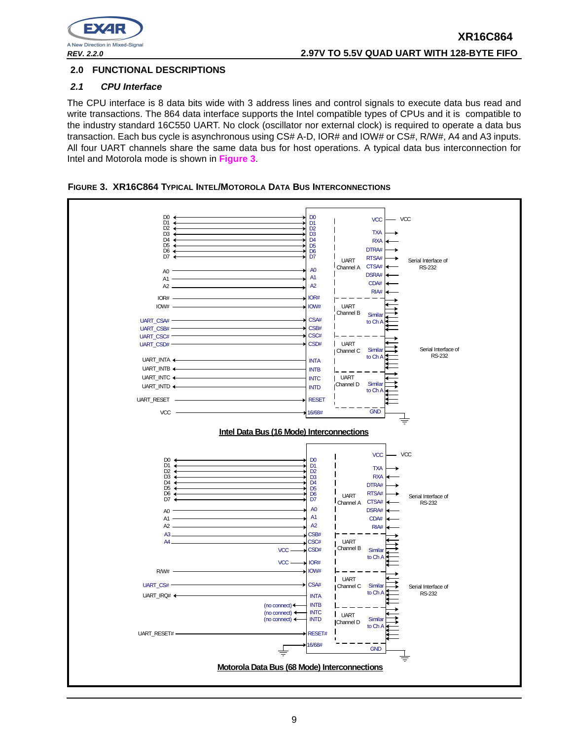## 2.0 FUNCTIONAL DESCRIPTIONS

### *2.1 CPU Interface*

The CPU interface is 8 data bits wide with 3 address lines and control signals to execute data bus read and write transactions. The 864 data interface supports the Intel compatible types of CPUs and it is compatible to the industry standard 16C550 UART. No clock (oscillator nor external clock) is required to operate a data bus transaction. Each bus cycle is asynchronous using CS# A-D, IOR# and IOW# or CS#, R/W#, A4 and A3 inputs. All four UART channels share the same data bus for host operations. A typical data bus interconnection for Intel and Motorola mode is shown in **Figure 3**.

**FIGURE 3. XR16C864 TYPICAL INTEL/MOTOROLA DATA BUS INTERCONNECTIONS**

**Intel Data Bus (16 Mode) Interconnections**

**Motorola Data Bus (68 Mode) Interconnections**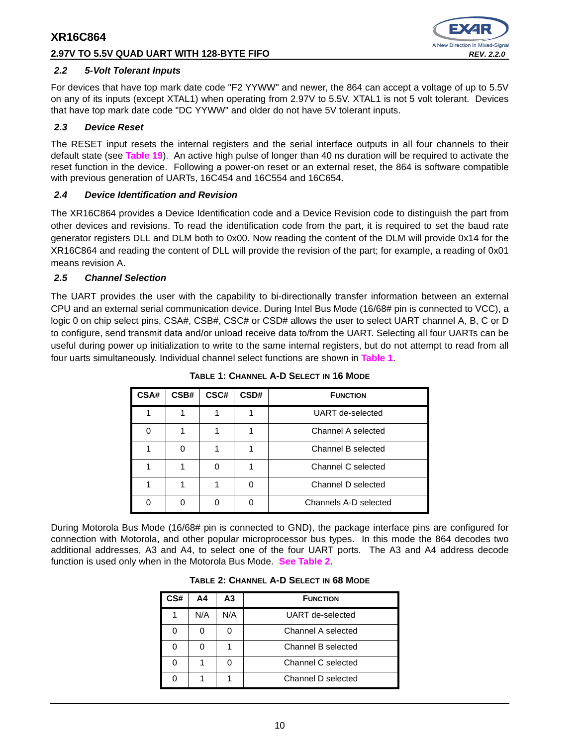### *2.2 5-Volt Tolerant Inputs*

For devices that have top mark date code "F2 YYWW" and newer, the 864 can accept a voltage of up to 5.5V on any of its inputs (except XTAL1) when operating from 2.97V to 5.5V. XTAL1 is not 5 volt tolerant. Devices that have top mark date code "DC YYWW" and older do not have 5V tolerant inputs.

### *2.3 Device Reset*

The RESET input resets the internal registers and the serial interface outputs in all four channels to their default state (see **Table 19**). An active high pulse of longer than 40 ns duration will be required to activate the reset function in the device. Following a power-on reset or an external reset, the 864 is software compatible with previous generation of UARTs, 16C454 and 16C554 and 16C654.

### *2.4 Device Identification and Revision*

The XR16C864 provides a Device Identification code and a Device Revision code to distinguish the part from other devices and revisions. To read the identification code from the part, it is required to set the baud rate generator registers DLL and DLM both to 0x00. Now reading the content of the DLM will provide 0x14 for the XR16C864 and reading the content of DLL will provide the revision of the part; for example, a reading of 0x01 means revision A.

### *2.5 Channel Selection*

The UART provides the user with the capability to bi-directionally transfer information between an external CPU and an external serial communication device. During Intel Bus Mode (16/68# pin is connected to VCC), a logic 0 on chip select pins, CSA#, CSB#, CSC# or CSD# allows the user to select UART channel A, B, C or D to configure, send transmit data and/or unload receive data to/from the UART. Selecting all four UARTs can be useful during power up initialization to write to the same internal registers, but do not attempt to read from all four uarts simultaneously. Individual channel select functions are shown in **Table 1**.

**TABLE 1: CHANNEL A-D SELECT IN 16 MODE**

| CSA# | CSB# | CSC# | CSD# | FUNCTION |
|---|---|---|---|---|
| 1 | 1 | 1 | 1 | UART de-selected |
| 0 | 1 | 1 | 1 | Channel A selected |
| 1 | 0 | 1 | 1 | Channel B selected |
| 1 | 1 | 0 | 1 | Channel C selected |
| 1 | 1 | 1 | 0 | Channel D selected |
| 0 | 0 | 0 | 0 | Channels A-D selected |

During Motorola Bus Mode (16/68# pin is connected to GND), the package interface pins are configured for connection with Motorola, and other popular microprocessor bus types. In this mode the 864 decodes two additional addresses, A3 and A4, to select one of the four UART ports. The A3 and A4 address decode function is used only when in the Motorola Bus Mode. **See Table 2**.

**TABLE 2: CHANNEL A-D SELECT IN 68 MODE**

| CS# | A4 | A3 | FUNCTION |
|---|---|---|---|
| 1 | N/A | N/A | UART de-selected |
| 0 | 0 | 0 | Channel A selected |
| 0 | 0 | 1 | Channel B selected |
| 0 | 1 | 0 | Channel C selected |
| 0 | 1 | 1 | Channel D selected |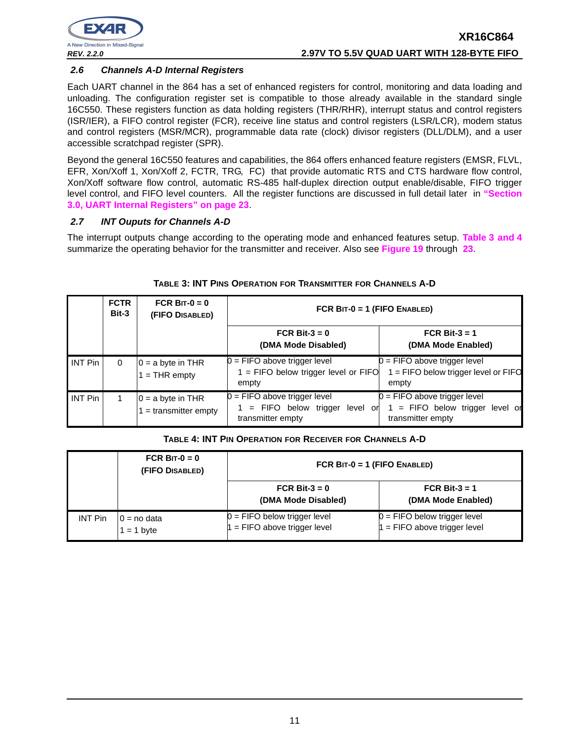### 2.6 Channels A-D Internal Registers

Each UART channel in the 864 has a set of enhanced registers for control, monitoring and data loading and unloading. The configuration register set is compatible to those already available in the standard single 16C550. These registers function as data holding registers (THR/RHR), interrupt status and control registers (ISR/IER), a FIFO control register (FCR), receive line status and control registers (LSR/LCR), modem status and control registers (MSR/MCR), programmable data rate (clock) divisor registers (DLL/DLM), and a user accessible scratchpad register (SPR).

Beyond the general 16C550 features and capabilities, the 864 offers enhanced feature registers (EMSR, FLVL, EFR, Xon/Xoff 1, Xon/Xoff 2, FCTR, TRG, FC) that provide automatic RTS and CTS hardware flow control, Xon/Xoff software flow control, automatic RS-485 half-duplex direction output enable/disable, FIFO trigger level control, and FIFO level counters. All the register functions are discussed in full detail later in **"Section 3.0, UART Internal Registers" on page 23**.

### 2.7 INT Ouputs for Channels A-D

The interrupt outputs change according to the operating mode and enhanced features setup. **Table 3 and 4** summarize the operating behavior for the transmitter and receiver. Also see **Figure 19** through **23**.

**TABLE 3: INT PINS OPERATION FOR TRANSMITTER FOR CHANNELS A-D**

| | FCTR Bit-3 | FCR BIT-0 = 0 (FIFO DISABLED) | FCR BIT-0 = 1 (FIFO ENABLED) | |
|---|---|---|---|---|
| | | | FCR Bit-3 = 0 (DMA Mode Disabled) | FCR Bit-3 = 1 (DMA Mode Enabled) |
| INT Pin | 0 | 0 = a byte in THR<br>1 = THR empty | 0 = FIFO above trigger level<br>1 = FIFO below trigger level or FIFO empty | 0 = FIFO above trigger level<br>1 = FIFO below trigger level or FIFO empty |
| INT Pin | 1 | 0 = a byte in THR<br>1 = transmitter empty | 0 = FIFO above trigger level<br>1 = FIFO below trigger level or transmitter empty | 0 = FIFO above trigger level<br>1 = FIFO below trigger level or transmitter empty |

**TABLE 4: INT PIN OPERATION FOR RECEIVER FOR CHANNELS A-D**

| | FCR BIT-0 = 0 (FIFO DISABLED) | FCR BIT-0 = 1 (FIFO ENABLED) | |
|---|---|---|---|
| | | FCR Bit-3 = 0 (DMA Mode Disabled) | FCR Bit-3 = 1 (DMA Mode Enabled) |
| INT Pin | 0 = no data<br>1 = 1 byte | 0 = FIFO below trigger level<br>1 = FIFO above trigger level | 0 = FIFO below trigger level<br>1 = FIFO above trigger level |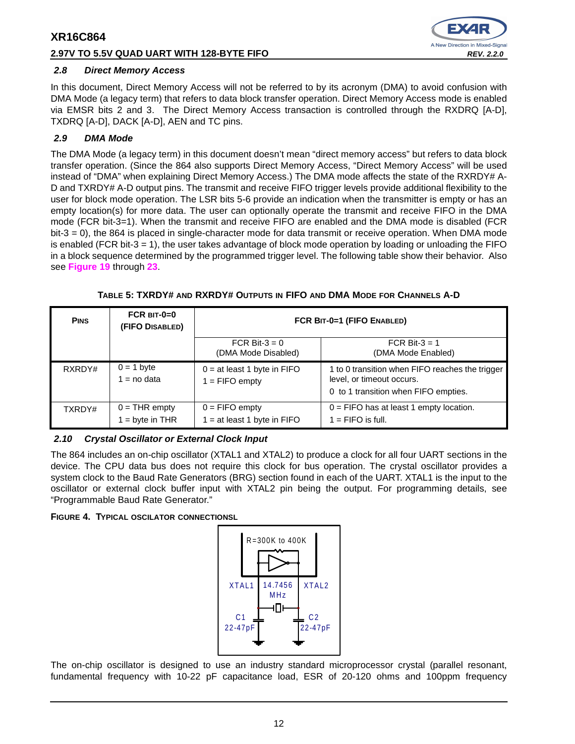### 2.8 Direct Memory Access

In this document, Direct Memory Access will not be referred to by its acronym (DMA) to avoid confusion with DMA Mode (a legacy term) that refers to data block transfer operation. Direct Memory Access mode is enabled via EMSR bits 2 and 3. The Direct Memory Access transaction is controlled through the RXDRQ [A-D], TXDRQ [A-D], DACK [A-D], AEN and TC pins.

### 2.9 DMA Mode

The DMA Mode (a legacy term) in this document doesn't mean "direct memory access" but refers to data block transfer operation. (Since the 864 also supports Direct Memory Access, "Direct Memory Access" will be used instead of "DMA" when explaining Direct Memory Access.) The DMA mode affects the state of the RXRDY# A-D and TXRDY# A-D output pins. The transmit and receive FIFO trigger levels provide additional flexibility to the user for block mode operation. The LSR bits 5-6 provide an indication when the transmitter is empty or has an empty location(s) for more data. The user can optionally operate the transmit and receive FIFO in the DMA mode (FCR bit-3=1). When the transmit and receive FIFO are enabled and the DMA mode is disabled (FCR bit-3 = 0), the 864 is placed in single-character mode for data transmit or receive operation. When DMA mode is enabled (FCR bit-3 = 1), the user takes advantage of block mode operation by loading or unloading the FIFO in a block sequence determined by the programmed trigger level. The following table show their behavior. Also see **Figure 19** through **23**.

**TABLE 5: TXRDY# AND RXRDY# OUTPUTS IN FIFO AND DMA MODE FOR CHANNELS A-D**

| PINS | FCR BIT-0=0 (FIFO DISABLED) | FCR BIT-0=1 (FIFO ENABLED) | |
|---|---|---|---|
| | | FCR Bit-3 = 0 (DMA Mode Disabled) | FCR Bit-3 = 1 (DMA Mode Enabled) |
| RXRDY# | 0 = 1 byte<br>1 = no data | 0 = at least 1 byte in FIFO<br>1 = FIFO empty | 1 to 0 transition when FIFO reaches the trigger level, or timeout occurs.<br>0 to 1 transition when FIFO empties. |
| TXRDY# | 0 = THR empty<br>1 = byte in THR | 0 = FIFO empty<br>1 = at least 1 byte in FIFO | 0 = FIFO has at least 1 empty location.<br>1 = FIFO is full. |

### 2.10 Crystal Oscillator or External Clock Input

The 864 includes an on-chip oscillator (XTAL1 and XTAL2) to produce a clock for all four UART sections in the device. The CPU data bus does not require this clock for bus operation. The crystal oscillator provides a system clock to the Baud Rate Generators (BRG) section found in each of the UART. XTAL1 is the input to the oscillator or external clock buffer input with XTAL2 pin being the output. For programming details, see "Programmable Baud Rate Generator."

**FIGURE 4. TYPICAL OSCILATOR CONNECTIONSL**

R=300K to 400K

XTAL1 14.7456 MHz XTAL2

C1 22-47pF C2 22-47pF

The on-chip oscillator is designed to use an industry standard microprocessor crystal (parallel resonant, fundamental frequency with 10-22 pF capacitance load, ESR of 20-120 ohms and 100ppm frequency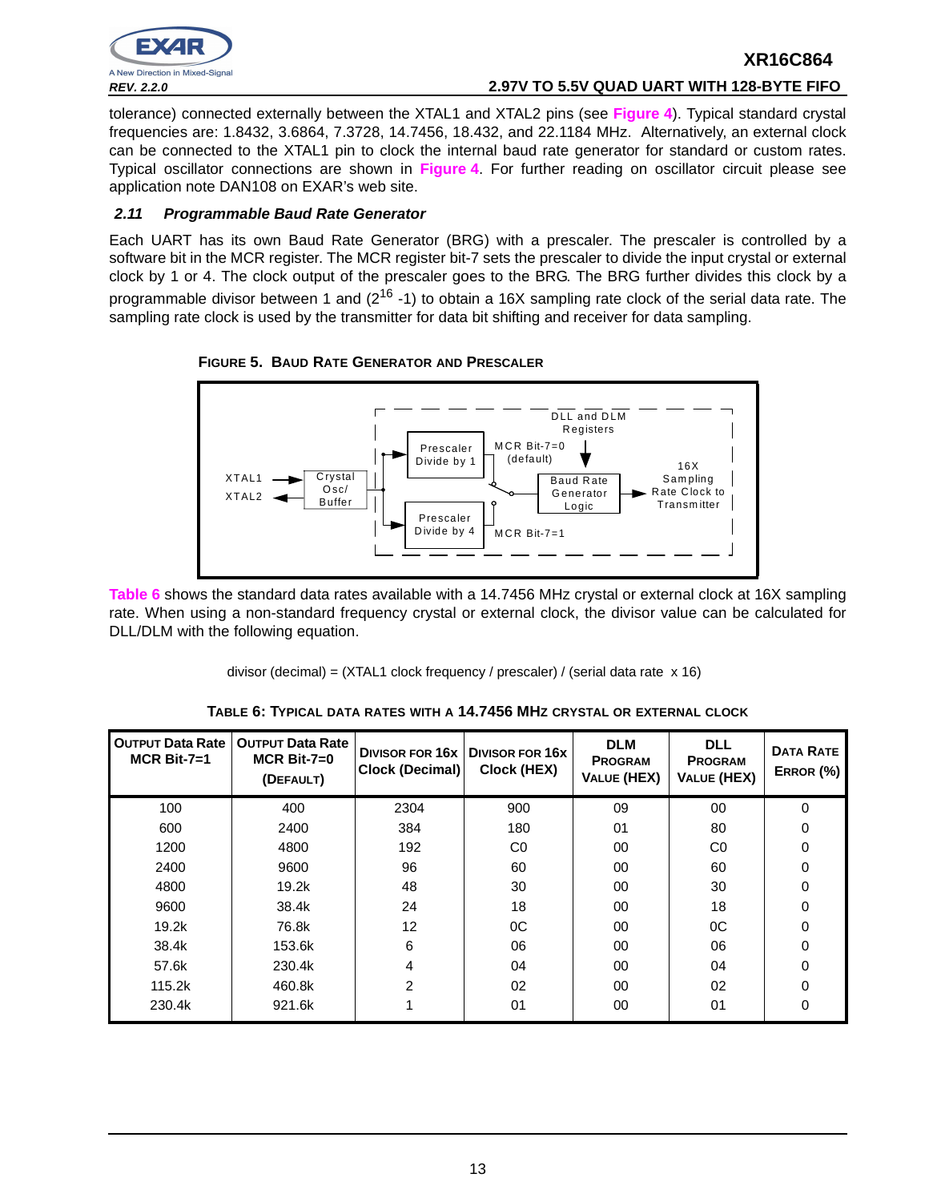tolerance) connected externally between the XTAL1 and XTAL2 pins (see **Figure 4**). Typical standard crystal frequencies are: 1.8432, 3.6864, 7.3728, 14.7456, 18.432, and 22.1184 MHz. Alternatively, an external clock can be connected to the XTAL1 pin to clock the internal baud rate generator for standard or custom rates. Typical oscillator connections are shown in **Figure 4**. For further reading on oscillator circuit please see application note DAN108 on EXAR's web site.

### *2.11 Programmable Baud Rate Generator*

Each UART has its own Baud Rate Generator (BRG) with a prescaler. The prescaler is controlled by a software bit in the MCR register. The MCR register bit-7 sets the prescaler to divide the input crystal or external clock by 1 or 4. The clock output of the prescaler goes to the BRG. The BRG further divides this clock by a programmable divisor between 1 and ($2^{16}$ -1) to obtain a 16X sampling rate clock of the serial data rate. The sampling rate clock is used by the transmitter for data bit shifting and receiver for data sampling.

**FIGURE 5. BAUD RATE GENERATOR AND PRESCALER**

XTAL1, XTAL2, Crystal Osc/ Buffer, Prescaler Divide by 1, Prescaler Divide by 4, MCR Bit-7=0 (default), MCR Bit-7=1, DLL and DLM Registers, Baud Rate Generator Logic, 16X Sampling Rate Clock to Transmitter

**Table 6** shows the standard data rates available with a 14.7456 MHz crystal or external clock at 16X sampling rate. When using a non-standard frequency crystal or external clock, the divisor value can be calculated for DLL/DLM with the following equation.

divisor (decimal) = (XTAL1 clock frequency / prescaler) / (serial data rate x 16)

**TABLE 6: TYPICAL DATA RATES WITH A 14.7456 MHZ CRYSTAL OR EXTERNAL CLOCK**

| OUTPUT Data Rate MCR Bit-7=1 | OUTPUT Data Rate MCR Bit-7=0 (DEFAULT) | DIVISOR FOR 16x Clock (Decimal) | DIVISOR FOR 16x Clock (HEX) | DLM PROGRAM VALUE (HEX) | DLL PROGRAM VALUE (HEX) | DATA RATE ERROR (%) |
|---|---|---|---|---|---|---|
| 100 | 400 | 2304 | 900 | 09 | 00 | 0 |
| 600 | 2400 | 384 | 180 | 01 | 80 | 0 |
| 1200 | 4800 | 192 | C0 | 00 | C0 | 0 |
| 2400 | 9600 | 96 | 60 | 00 | 60 | 0 |
| 4800 | 19.2k | 48 | 30 | 00 | 30 | 0 |
| 9600 | 38.4k | 24 | 18 | 00 | 18 | 0 |
| 19.2k | 76.8k | 12 | 0C | 00 | 0C | 0 |
| 38.4k | 153.6k | 6 | 06 | 00 | 06 | 0 |
| 57.6k | 230.4k | 4 | 04 | 00 | 04 | 0 |
| 115.2k | 460.8k | 2 | 02 | 00 | 02 | 0 |
| 230.4k | 921.6k | 1 | 01 | 00 | 01 | 0 |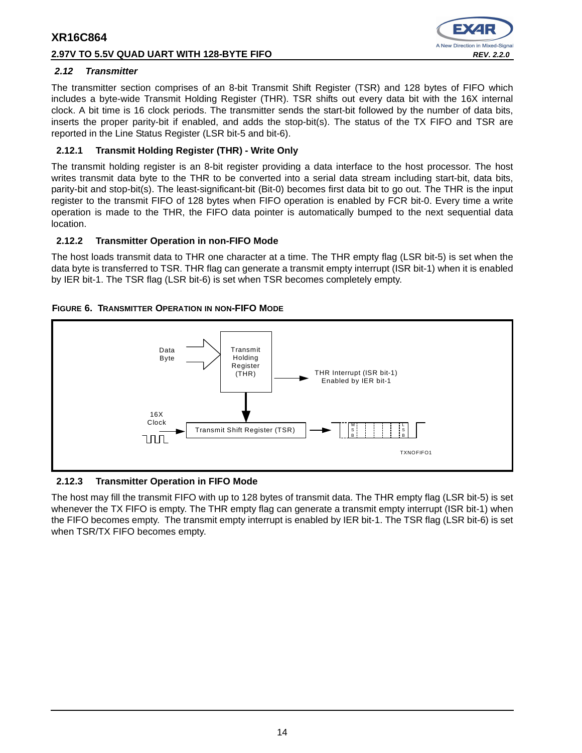## 2.12 Transmitter

The transmitter section comprises of an 8-bit Transmit Shift Register (TSR) and 128 bytes of FIFO which includes a byte-wide Transmit Holding Register (THR). TSR shifts out every data bit with the 16X internal clock. A bit time is 16 clock periods. The transmitter sends the start-bit followed by the number of data bits, inserts the proper parity-bit if enabled, and adds the stop-bit(s). The status of the TX FIFO and TSR are reported in the Line Status Register (LSR bit-5 and bit-6).

### 2.12.1 Transmit Holding Register (THR) - Write Only

The transmit holding register is an 8-bit register providing a data interface to the host processor. The host writes transmit data byte to the THR to be converted into a serial data stream including start-bit, data bits, parity-bit and stop-bit(s). The least-significant-bit (Bit-0) becomes first data bit to go out. The THR is the input register to the transmit FIFO of 128 bytes when FIFO operation is enabled by FCR bit-0. Every time a write operation is made to the THR, the FIFO data pointer is automatically bumped to the next sequential data location.

### 2.12.2 Transmitter Operation in non-FIFO Mode

The host loads transmit data to THR one character at a time. The THR empty flag (LSR bit-5) is set when the data byte is transferred to TSR. THR flag can generate a transmit empty interrupt (ISR bit-1) when it is enabled by IER bit-1. The TSR flag (LSR bit-6) is set when TSR becomes completely empty.

**FIGURE 6. TRANSMITTER OPERATION IN NON-FIFO MODE**

Data Byte → Transmit Holding Register (THR) → THR Interrupt (ISR bit-1) Enabled by IER bit-1

16X Clock → Transmit Shift Register (TSR) → MSB ... LSB

TXNOFIFO1

### 2.12.3 Transmitter Operation in FIFO Mode

The host may fill the transmit FIFO with up to 128 bytes of transmit data. The THR empty flag (LSR bit-5) is set whenever the TX FIFO is empty. The THR empty flag can generate a transmit empty interrupt (ISR bit-1) when the FIFO becomes empty. The transmit empty interrupt is enabled by IER bit-1. The TSR flag (LSR bit-6) is set when TSR/TX FIFO becomes empty.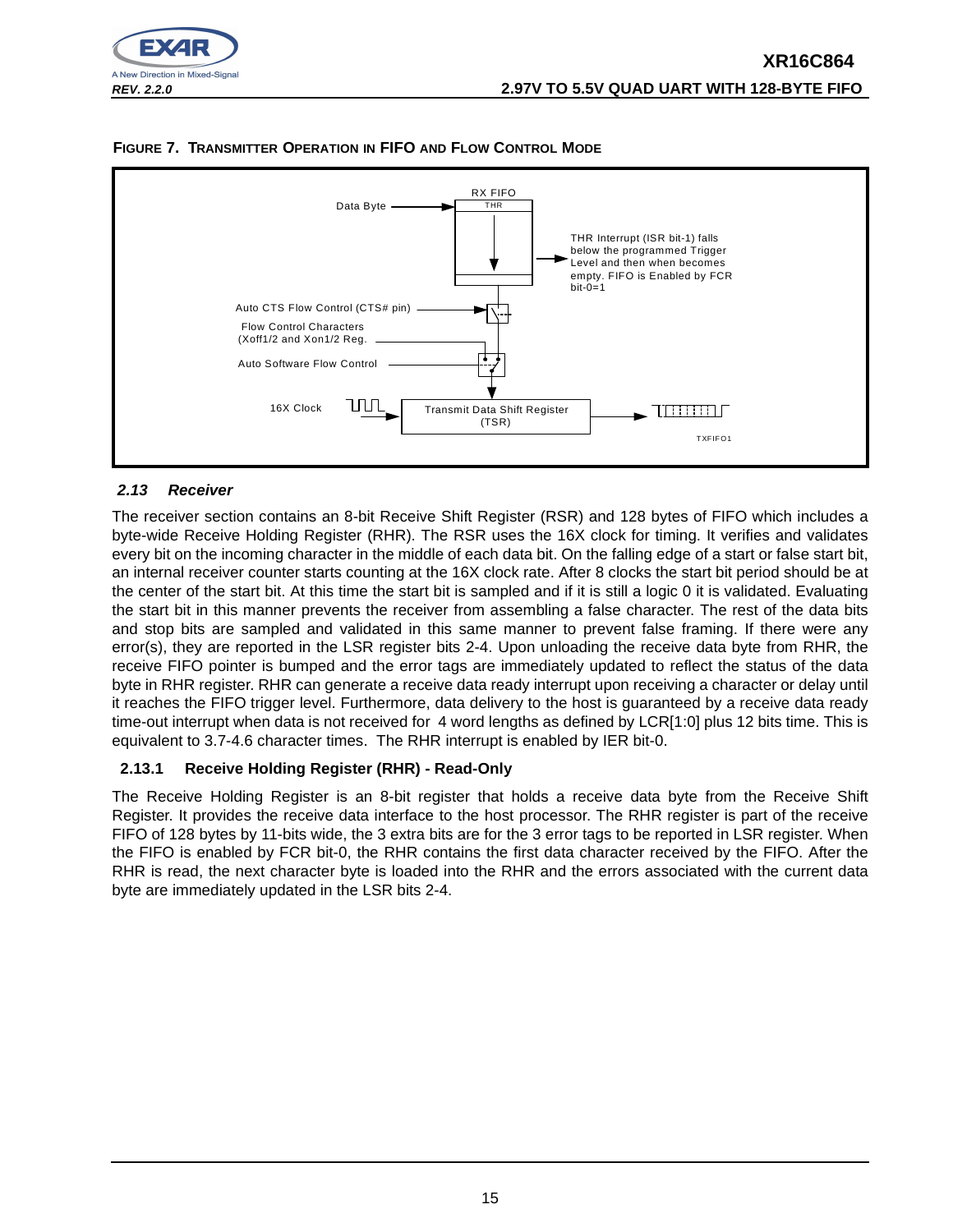**FIGURE 7. TRANSMITTER OPERATION IN FIFO AND FLOW CONTROL MODE**

Data Byte

RX FIFO

THR

THR Interrupt (ISR bit-1) falls below the programmed Trigger Level and then when becomes empty. FIFO is Enabled by FCR bit-0=1

Auto CTS Flow Control (CTS# pin)

Flow Control Characters (Xoff1/2 and Xon1/2 Reg.

Auto Software Flow Control

16X Clock

Transmit Data Shift Register (TSR)

TXFIFO1

### *2.13 Receiver*

The receiver section contains an 8-bit Receive Shift Register (RSR) and 128 bytes of FIFO which includes a byte-wide Receive Holding Register (RHR). The RSR uses the 16X clock for timing. It verifies and validates every bit on the incoming character in the middle of each data bit. On the falling edge of a start or false start bit, an internal receiver counter starts counting at the 16X clock rate. After 8 clocks the start bit period should be at the center of the start bit. At this time the start bit is sampled and if it is still a logic 0 it is validated. Evaluating the start bit in this manner prevents the receiver from assembling a false character. The rest of the data bits and stop bits are sampled and validated in this same manner to prevent false framing. If there were any error(s), they are reported in the LSR register bits 2-4. Upon unloading the receive data byte from RHR, the receive FIFO pointer is bumped and the error tags are immediately updated to reflect the status of the data byte in RHR register. RHR can generate a receive data ready interrupt upon receiving a character or delay until it reaches the FIFO trigger level. Furthermore, data delivery to the host is guaranteed by a receive data ready time-out interrupt when data is not received for 4 word lengths as defined by LCR[1:0] plus 12 bits time. This is equivalent to 3.7-4.6 character times. The RHR interrupt is enabled by IER bit-0.

#### 2.13.1 Receive Holding Register (RHR) - Read-Only

The Receive Holding Register is an 8-bit register that holds a receive data byte from the Receive Shift Register. It provides the receive data interface to the host processor. The RHR register is part of the receive FIFO of 128 bytes by 11-bits wide, the 3 extra bits are for the 3 error tags to be reported in LSR register. When the FIFO is enabled by FCR bit-0, the RHR contains the first data character received by the FIFO. After the RHR is read, the next character byte is loaded into the RHR and the errors associated with the current data byte are immediately updated in the LSR bits 2-4.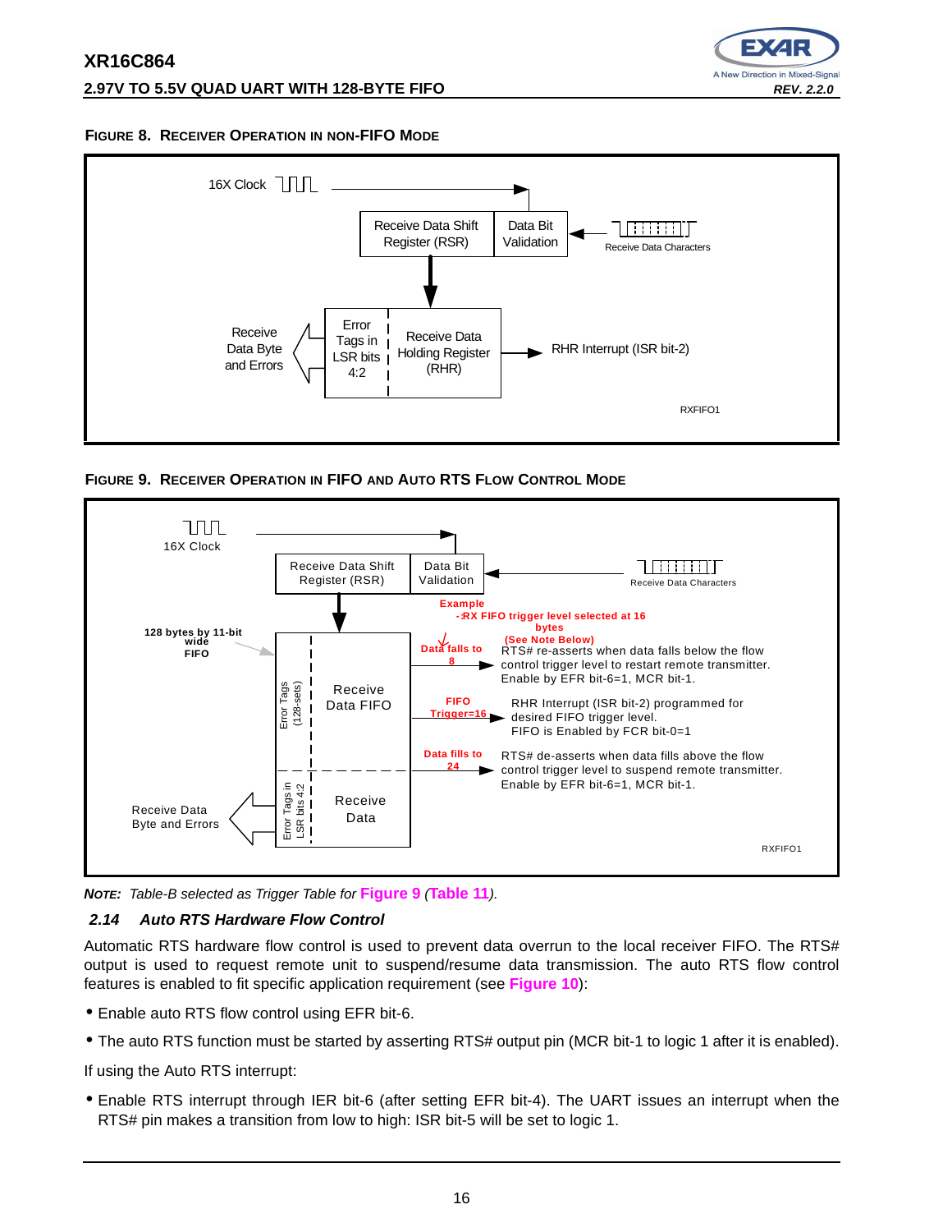**FIGURE 8. RECEIVER OPERATION IN NON-FIFO MODE**

16X Clock

Receive Data Shift Register (RSR) | Data Bit Validation | Receive Data Characters

Receive Data Byte and Errors | Error Tags in LSR bits 4:2 | Receive Data Holding Register (RHR) | RHR Interrupt (ISR bit-2)

RXFIFO1

**FIGURE 9. RECEIVER OPERATION IN FIFO AND AUTO RTS FLOW CONTROL MODE**

16X Clock

Receive Data Shift Register (RSR) | Data Bit Validation | Receive Data Characters

Example
- RX FIFO trigger level selected at 16 bytes
(See Note Below)

128 bytes by 11-bit wide FIFO

Error Tags (128-sets) | Receive Data FIFO

Data falls to 8 — RTS# re-asserts when data falls below the flow control trigger level to restart remote transmitter. Enable by EFR bit-6=1, MCR bit-1.

FIFO Trigger=16 — RHR Interrupt (ISR bit-2) programmed for desired FIFO trigger level. FIFO is Enabled by FCR bit-0=1

Data fills to 24 — RTS# de-asserts when data fills above the flow control trigger level to suspend remote transmitter. Enable by EFR bit-6=1, MCR bit-1.

Receive Data Byte and Errors | Error Tags in LSR bits 4:2 | Receive Data

RXFIFO1

***NOTE:** Table-B selected as Trigger Table for Figure 9 (Table 11).*

### *2.14 Auto RTS Hardware Flow Control*

Automatic RTS hardware flow control is used to prevent data overrun to the local receiver FIFO. The RTS# output is used to request remote unit to suspend/resume data transmission. The auto RTS flow control features is enabled to fit specific application requirement (see Figure 10):

- Enable auto RTS flow control using EFR bit-6.
- The auto RTS function must be started by asserting RTS# output pin (MCR bit-1 to logic 1 after it is enabled).

If using the Auto RTS interrupt:

- Enable RTS interrupt through IER bit-6 (after setting EFR bit-4). The UART issues an interrupt when the RTS# pin makes a transition from low to high: ISR bit-5 will be set to logic 1.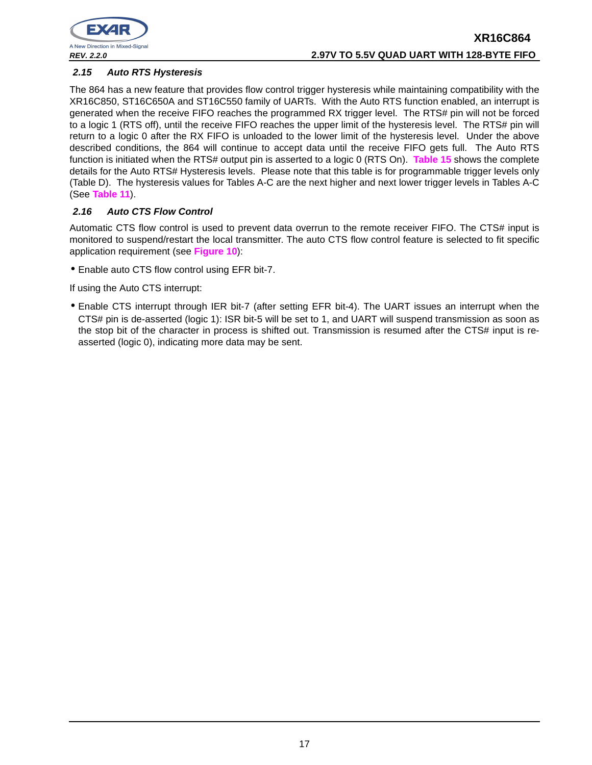### 2.15 Auto RTS Hysteresis

The 864 has a new feature that provides flow control trigger hysteresis while maintaining compatibility with the XR16C850, ST16C650A and ST16C550 family of UARTs. With the Auto RTS function enabled, an interrupt is generated when the receive FIFO reaches the programmed RX trigger level. The RTS# pin will not be forced to a logic 1 (RTS off), until the receive FIFO reaches the upper limit of the hysteresis level. The RTS# pin will return to a logic 0 after the RX FIFO is unloaded to the lower limit of the hysteresis level. Under the above described conditions, the 864 will continue to accept data until the receive FIFO gets full. The Auto RTS function is initiated when the RTS# output pin is asserted to a logic 0 (RTS On). **Table 15** shows the complete details for the Auto RTS# Hysteresis levels. Please note that this table is for programmable trigger levels only (Table D). The hysteresis values for Tables A-C are the next higher and next lower trigger levels in Tables A-C (See **Table 11**).

### 2.16 Auto CTS Flow Control

Automatic CTS flow control is used to prevent data overrun to the remote receiver FIFO. The CTS# input is monitored to suspend/restart the local transmitter. The auto CTS flow control feature is selected to fit specific application requirement (see **Figure 10**):

- Enable auto CTS flow control using EFR bit-7.

If using the Auto CTS interrupt:

- Enable CTS interrupt through IER bit-7 (after setting EFR bit-4). The UART issues an interrupt when the CTS# pin is de-asserted (logic 1): ISR bit-5 will be set to 1, and UART will suspend transmission as soon as the stop bit of the character in process is shifted out. Transmission is resumed after the CTS# input is re-asserted (logic 0), indicating more data may be sent.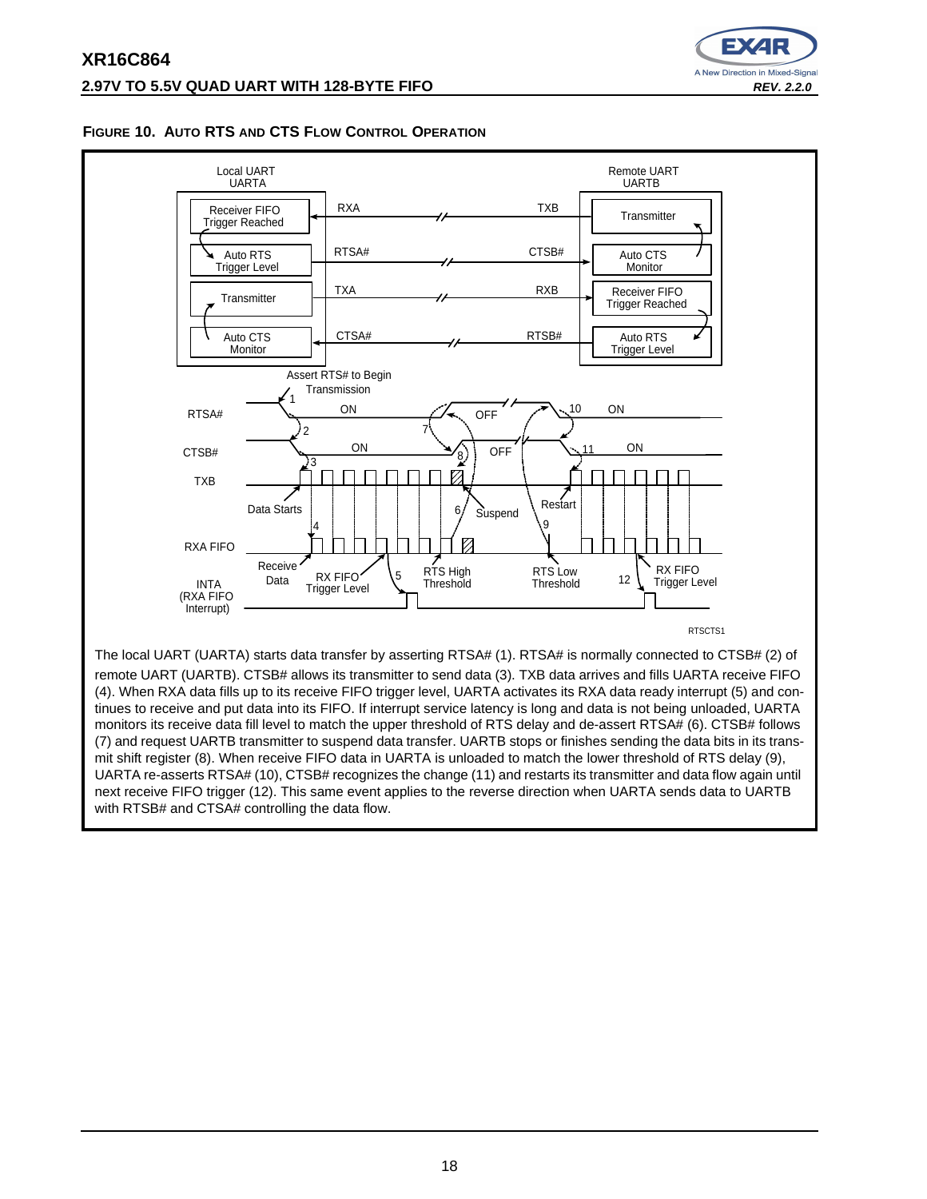**FIGURE 10. AUTO RTS AND CTS FLOW CONTROL OPERATION**

The local UART (UARTA) starts data transfer by asserting RTSA# (1). RTSA# is normally connected to CTSB# (2) of remote UART (UARTB). CTSB# allows its transmitter to send data (3). TXB data arrives and fills UARTA receive FIFO (4). When RXA data fills up to its receive FIFO trigger level, UARTA activates its RXA data ready interrupt (5) and continues to receive and put data into its FIFO. If interrupt service latency is long and data is not being unloaded, UARTA monitors its receive data fill level to match the upper threshold of RTS delay and de-assert RTSA# (6). CTSB# follows (7) and request UARTB transmitter to suspend data transfer. UARTB stops or finishes sending the data bits in its transmit shift register (8). When receive FIFO data in UARTA is unloaded to match the lower threshold of RTS delay (9), UARTA re-asserts RTSA# (10), CTSB# recognizes the change (11) and restarts its transmitter and data flow again until next receive FIFO trigger (12). This same event applies to the reverse direction when UARTA sends data to UARTB with RTSB# and CTSA# controlling the data flow.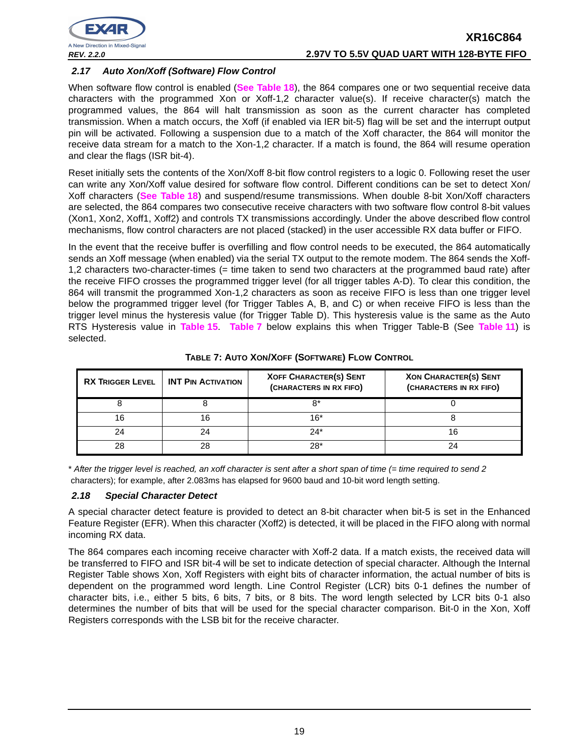### 2.17 Auto Xon/Xoff (Software) Flow Control

When software flow control is enabled (**See Table 18**), the 864 compares one or two sequential receive data characters with the programmed Xon or Xoff-1,2 character value(s). If receive character(s) match the programmed values, the 864 will halt transmission as soon as the current character has completed transmission. When a match occurs, the Xoff (if enabled via IER bit-5) flag will be set and the interrupt output pin will be activated. Following a suspension due to a match of the Xoff character, the 864 will monitor the receive data stream for a match to the Xon-1,2 character. If a match is found, the 864 will resume operation and clear the flags (ISR bit-4).

Reset initially sets the contents of the Xon/Xoff 8-bit flow control registers to a logic 0. Following reset the user can write any Xon/Xoff value desired for software flow control. Different conditions can be set to detect Xon/Xoff characters (**See Table 18**) and suspend/resume transmissions. When double 8-bit Xon/Xoff characters are selected, the 864 compares two consecutive receive characters with two software flow control 8-bit values (Xon1, Xon2, Xoff1, Xoff2) and controls TX transmissions accordingly. Under the above described flow control mechanisms, flow control characters are not placed (stacked) in the user accessible RX data buffer or FIFO.

In the event that the receive buffer is overfilling and flow control needs to be executed, the 864 automatically sends an Xoff message (when enabled) via the serial TX output to the remote modem. The 864 sends the Xoff-1,2 characters two-character-times (= time taken to send two characters at the programmed baud rate) after the receive FIFO crosses the programmed trigger level (for all trigger tables A-D). To clear this condition, the 864 will transmit the programmed Xon-1,2 characters as soon as receive FIFO is less than one trigger level below the programmed trigger level (for Trigger Tables A, B, and C) or when receive FIFO is less than the trigger level minus the hysteresis value (for Trigger Table D). This hysteresis value is the same as the Auto RTS Hysteresis value in **Table 15**. **Table 7** below explains this when Trigger Table-B (See **Table 11**) is selected.

**TABLE 7: AUTO XON/XOFF (SOFTWARE) FLOW CONTROL**

| RX TRIGGER LEVEL | INT PIN ACTIVATION | XOFF CHARACTER(S) SENT (CHARACTERS IN RX FIFO) | XON CHARACTER(S) SENT (CHARACTERS IN RX FIFO) |
|---|---|---|---|
| 8 | 8 | 8* | 0 |
| 16 | 16 | 16* | 8 |
| 24 | 24 | 24* | 16 |
| 28 | 28 | 28* | 24 |

* *After the trigger level is reached, an xoff character is sent after a short span of time (= time required to send 2* characters); for example, after 2.083ms has elapsed for 9600 baud and 10-bit word length setting.

### 2.18 Special Character Detect

A special character detect feature is provided to detect an 8-bit character when bit-5 is set in the Enhanced Feature Register (EFR). When this character (Xoff2) is detected, it will be placed in the FIFO along with normal incoming RX data.

The 864 compares each incoming receive character with Xoff-2 data. If a match exists, the received data will be transferred to FIFO and ISR bit-4 will be set to indicate detection of special character. Although the Internal Register Table shows Xon, Xoff Registers with eight bits of character information, the actual number of bits is dependent on the programmed word length. Line Control Register (LCR) bits 0-1 defines the number of character bits, i.e., either 5 bits, 6 bits, 7 bits, or 8 bits. The word length selected by LCR bits 0-1 also determines the number of bits that will be used for the special character comparison. Bit-0 in the Xon, Xoff Registers corresponds with the LSB bit for the receive character.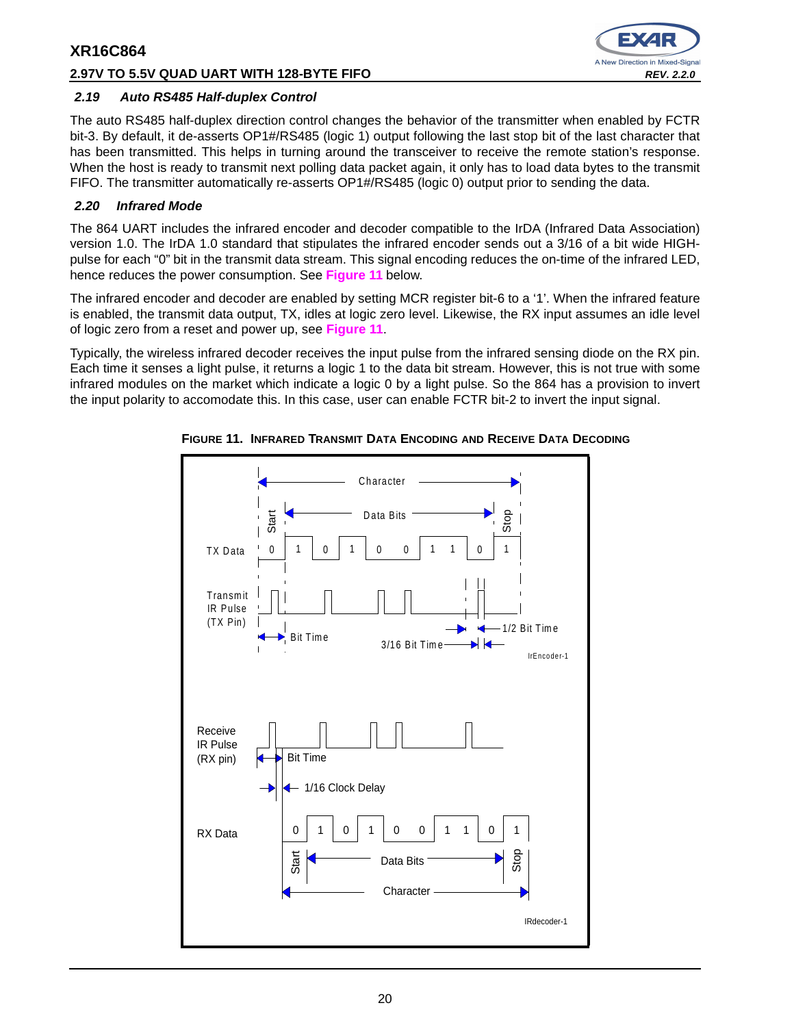### 2.19 Auto RS485 Half-duplex Control

The auto RS485 half-duplex direction control changes the behavior of the transmitter when enabled by FCTR bit-3. By default, it de-asserts OP1#/RS485 (logic 1) output following the last stop bit of the last character that has been transmitted. This helps in turning around the transceiver to receive the remote station's response. When the host is ready to transmit next polling data packet again, it only has to load data bytes to the transmit FIFO. The transmitter automatically re-asserts OP1#/RS485 (logic 0) output prior to sending the data.

### 2.20 Infrared Mode

The 864 UART includes the infrared encoder and decoder compatible to the IrDA (Infrared Data Association) version 1.0. The IrDA 1.0 standard that stipulates the infrared encoder sends out a 3/16 of a bit wide HIGH-pulse for each "0" bit in the transmit data stream. This signal encoding reduces the on-time of the infrared LED, hence reduces the power consumption. See **Figure 11** below.

The infrared encoder and decoder are enabled by setting MCR register bit-6 to a '1'. When the infrared feature is enabled, the transmit data output, TX, idles at logic zero level. Likewise, the RX input assumes an idle level of logic zero from a reset and power up, see **Figure 11**.

Typically, the wireless infrared decoder receives the input pulse from the infrared sensing diode on the RX pin. Each time it senses a light pulse, it returns a logic 1 to the data bit stream. However, this is not true with some infrared modules on the market which indicate a logic 0 by a light pulse. So the 864 has a provision to invert the input polarity to accomodate this. In this case, user can enable FCTR bit-2 to invert the input signal.

**FIGURE 11. INFRARED TRANSMIT DATA ENCODING AND RECEIVE DATA DECODING**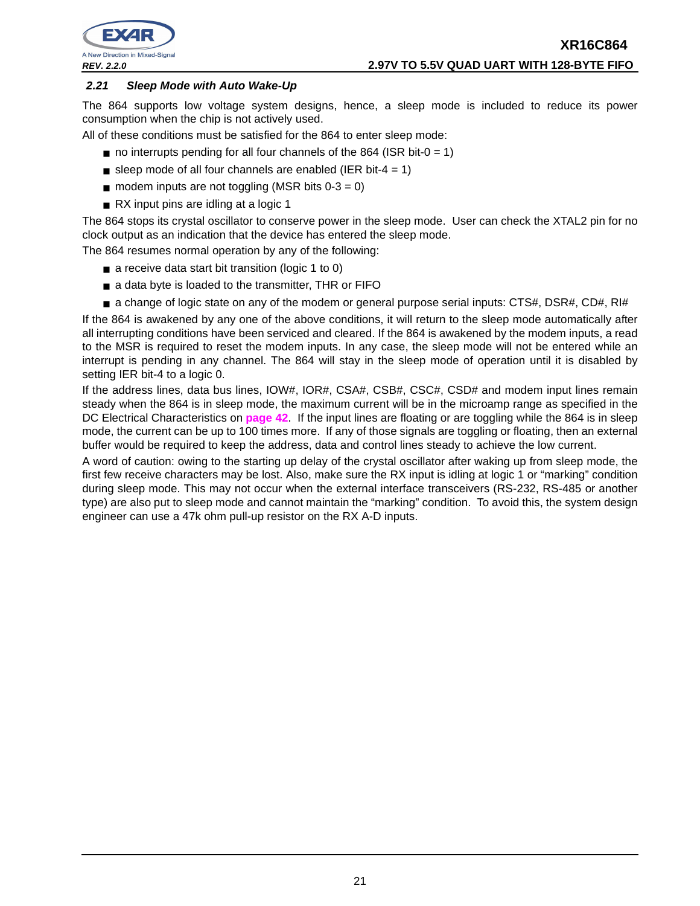### 2.21 Sleep Mode with Auto Wake-Up

The 864 supports low voltage system designs, hence, a sleep mode is included to reduce its power consumption when the chip is not actively used.

All of these conditions must be satisfied for the 864 to enter sleep mode:

- no interrupts pending for all four channels of the 864 (ISR bit-0 = 1)
- sleep mode of all four channels are enabled (IER bit-4 = 1)
- modem inputs are not toggling (MSR bits 0-3 = 0)
- RX input pins are idling at a logic 1

The 864 stops its crystal oscillator to conserve power in the sleep mode. User can check the XTAL2 pin for no clock output as an indication that the device has entered the sleep mode.

The 864 resumes normal operation by any of the following:

- a receive data start bit transition (logic 1 to 0)
- a data byte is loaded to the transmitter, THR or FIFO
- a change of logic state on any of the modem or general purpose serial inputs: CTS#, DSR#, CD#, RI#

If the 864 is awakened by any one of the above conditions, it will return to the sleep mode automatically after all interrupting conditions have been serviced and cleared. If the 864 is awakened by the modem inputs, a read to the MSR is required to reset the modem inputs. In any case, the sleep mode will not be entered while an interrupt is pending in any channel. The 864 will stay in the sleep mode of operation until it is disabled by setting IER bit-4 to a logic 0.

If the address lines, data bus lines, IOW#, IOR#, CSA#, CSB#, CSC#, CSD# and modem input lines remain steady when the 864 is in sleep mode, the maximum current will be in the microamp range as specified in the DC Electrical Characteristics on **page 42**. If the input lines are floating or are toggling while the 864 is in sleep mode, the current can be up to 100 times more. If any of those signals are toggling or floating, then an external buffer would be required to keep the address, data and control lines steady to achieve the low current.

A word of caution: owing to the starting up delay of the crystal oscillator after waking up from sleep mode, the first few receive characters may be lost. Also, make sure the RX input is idling at logic 1 or "marking" condition during sleep mode. This may not occur when the external interface transceivers (RS-232, RS-485 or another type) are also put to sleep mode and cannot maintain the "marking" condition. To avoid this, the system design engineer can use a 47k ohm pull-up resistor on the RX A-D inputs.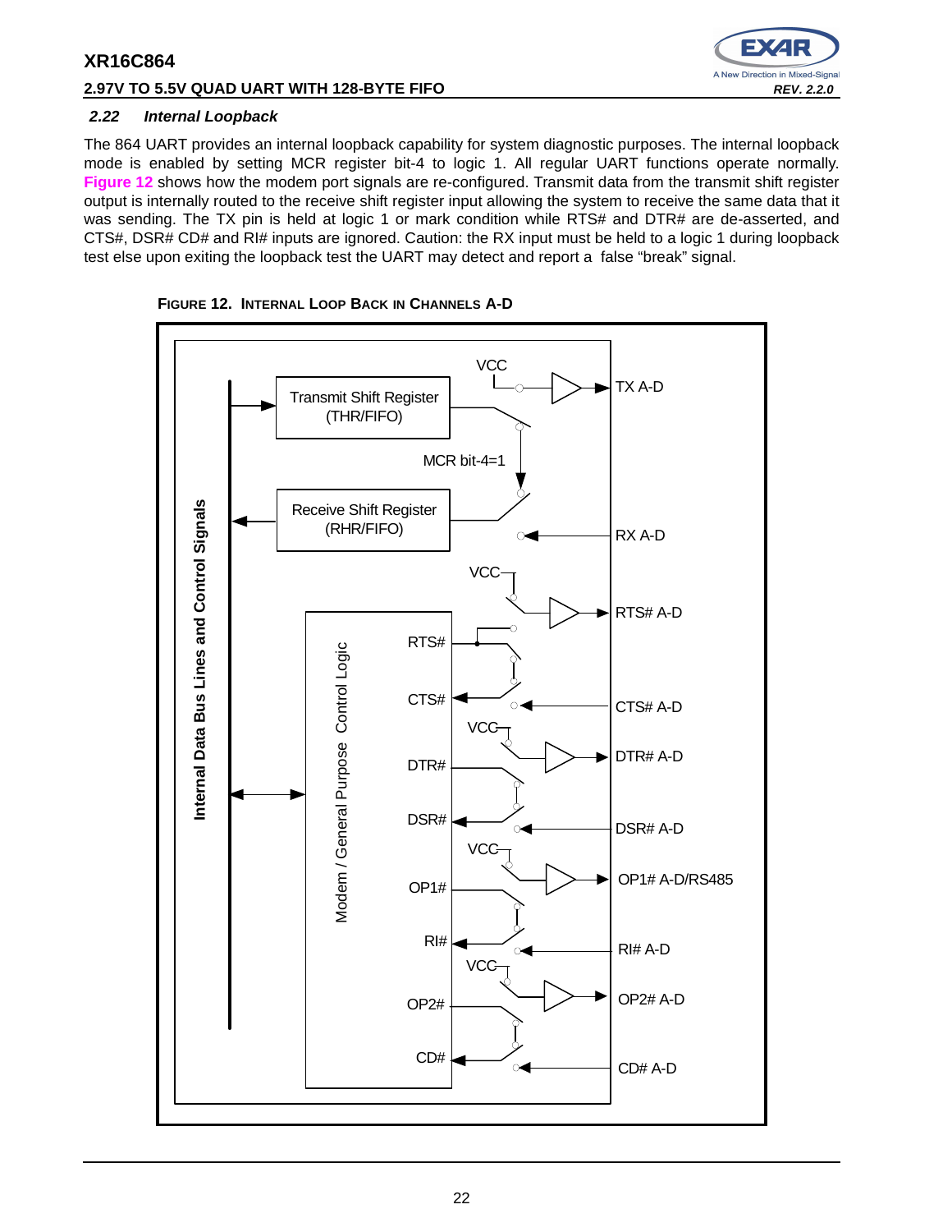### 2.22 Internal Loopback

The 864 UART provides an internal loopback capability for system diagnostic purposes. The internal loopback mode is enabled by setting MCR register bit-4 to logic 1. All regular UART functions operate normally. Figure 12 shows how the modem port signals are re-configured. Transmit data from the transmit shift register output is internally routed to the receive shift register input allowing the system to receive the same data that it was sending. The TX pin is held at logic 1 or mark condition while RTS# and DTR# are de-asserted, and CTS#, DSR# CD# and RI# inputs are ignored. Caution: the RX input must be held to a logic 1 during loopback test else upon exiting the loopback test the UART may detect and report a false "break" signal.

FIGURE 12. INTERNAL LOOP BACK IN CHANNELS A-D

Internal Data Bus Lines and Control Signals

Transmit Shift Register (THR/FIFO)

Receive Shift Register (RHR/FIFO)

MCR bit-4=1

VCC

TX A-D

RX A-D

Modem / General Purpose Control Logic

RTS#

CTS#

DTR#

DSR#

OP1#

RI#

OP2#

CD#

RTS# A-D

CTS# A-D

DTR# A-D

DSR# A-D

OP1# A-D/RS485

RI# A-D

OP2# A-D

CD# A-D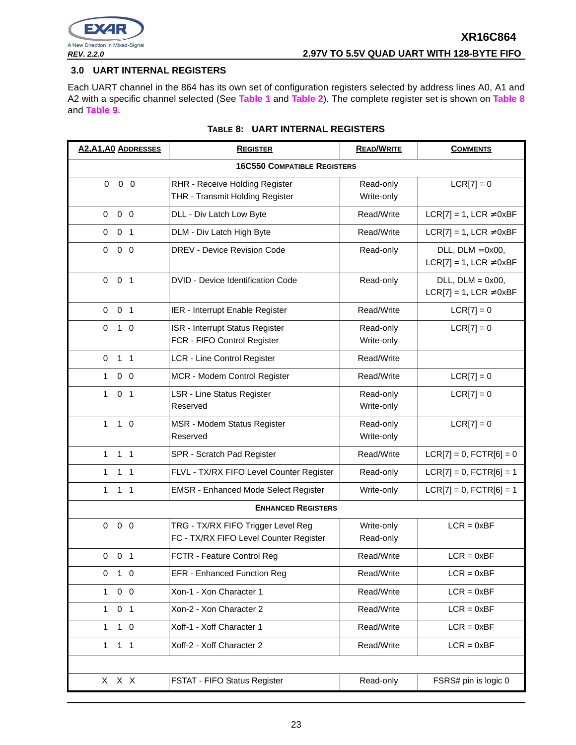## 3.0 UART INTERNAL REGISTERS

Each UART channel in the 864 has its own set of configuration registers selected by address lines A0, A1 and A2 with a specific channel selected (See Table 1 and Table 2). The complete register set is shown on Table 8 and Table 9.

**TABLE 8: UART INTERNAL REGISTERS**

| A2,A1,A0 ADDRESSES | REGISTER | READ/WRITE | COMMENTS |
|---|---|---|---|
| **16C550 COMPATIBLE REGISTERS** | | | |
| 0 0 0 | RHR - Receive Holding Register<br>THR - Transmit Holding Register | Read-only<br>Write-only | LCR[7] = 0 |
| 0 0 0 | DLL - Div Latch Low Byte | Read/Write | LCR[7] = 1, LCR ≠0xBF |
| 0 0 1 | DLM - Div Latch High Byte | Read/Write | LCR[7] = 1, LCR ≠0xBF |
| 0 0 0 | DREV - Device Revision Code | Read-only | DLL, DLM =0x00, LCR[7] = 1, LCR ≠0xBF |
| 0 0 1 | DVID - Device Identification Code | Read-only | DLL, DLM = 0x00, LCR[7] = 1, LCR ≠0xBF |
| 0 0 1 | IER - Interrupt Enable Register | Read/Write | LCR[7] = 0 |
| 0 1 0 | ISR - Interrupt Status Register<br>FCR - FIFO Control Register | Read-only<br>Write-only | LCR[7] = 0 |
| 0 1 1 | LCR - Line Control Register | Read/Write | |
| 1 0 0 | MCR - Modem Control Register | Read/Write | LCR[7] = 0 |
| 1 0 1 | LSR - Line Status Register<br>Reserved | Read-only<br>Write-only | LCR[7] = 0 |
| 1 1 0 | MSR - Modem Status Register<br>Reserved | Read-only<br>Write-only | LCR[7] = 0 |
| 1 1 1 | SPR - Scratch Pad Register | Read/Write | LCR[7] = 0, FCTR[6] = 0 |
| 1 1 1 | FLVL - TX/RX FIFO Level Counter Register | Read-only | LCR[7] = 0, FCTR[6] = 1 |
| 1 1 1 | EMSR - Enhanced Mode Select Register | Write-only | LCR[7] = 0, FCTR[6] = 1 |
| **ENHANCED REGISTERS** | | | |
| 0 0 0 | TRG - TX/RX FIFO Trigger Level Reg<br>FC - TX/RX FIFO Level Counter Register | Write-only<br>Read-only | LCR = 0xBF |
| 0 0 1 | FCTR - Feature Control Reg | Read/Write | LCR = 0xBF |
| 0 1 0 | EFR - Enhanced Function Reg | Read/Write | LCR = 0xBF |
| 1 0 0 | Xon-1 - Xon Character 1 | Read/Write | LCR = 0xBF |
| 1 0 1 | Xon-2 - Xon Character 2 | Read/Write | LCR = 0xBF |
| 1 1 0 | Xoff-1 - Xoff Character 1 | Read/Write | LCR = 0xBF |
| 1 1 1 | Xoff-2 - Xoff Character 2 | Read/Write | LCR = 0xBF |
| | | | |
| X X X | FSTAT - FIFO Status Register | Read-only | FSRS# pin is logic 0 |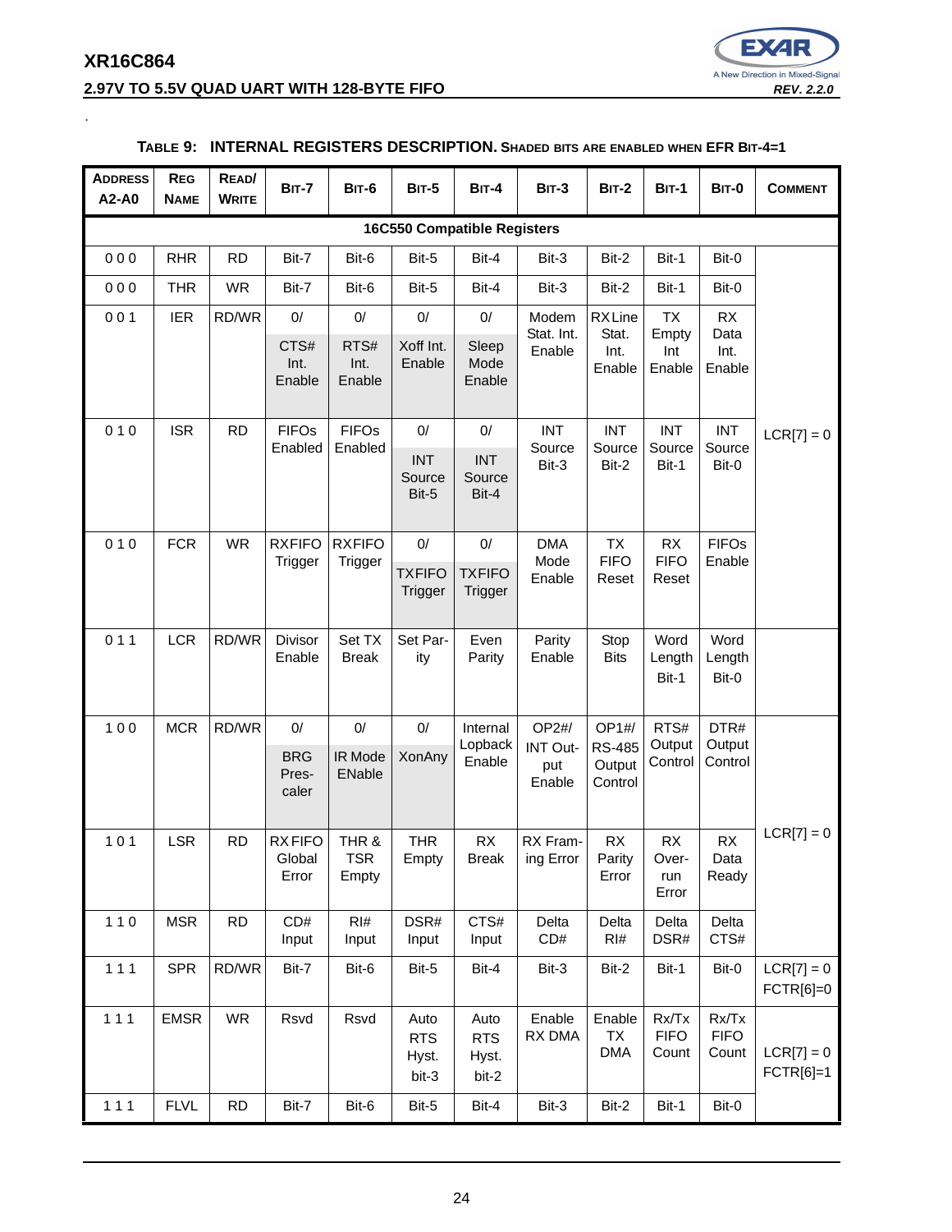**TABLE 9: INTERNAL REGISTERS DESCRIPTION.** SHADED BITS ARE ENABLED WHEN EFR BIT-4=1

| ADDRESS A2-A0 | REG NAME | READ/ WRITE | BIT-7 | BIT-6 | BIT-5 | BIT-4 | BIT-3 | BIT-2 | BIT-1 | BIT-0 | COMMENT |
|---|---|---|---|---|---|---|---|---|---|---|---|
| **16C550 Compatible Registers** | | | | | | | | | | | |
| 0 0 0 | RHR | RD | Bit-7 | Bit-6 | Bit-5 | Bit-4 | Bit-3 | Bit-2 | Bit-1 | Bit-0 | |
| 0 0 0 | THR | WR | Bit-7 | Bit-6 | Bit-5 | Bit-4 | Bit-3 | Bit-2 | Bit-1 | Bit-0 | |
| 0 0 1 | IER | RD/WR | 0/ CTS# Int. Enable | 0/ RTS# Int. Enable | 0/ Xoff Int. Enable | 0/ Sleep Mode Enable | Modem Stat. Int. Enable | RX Line Stat. Int. Enable | TX Empty Int Enable | RX Data Int. Enable | |
| 0 1 0 | ISR | RD | FIFOs Enabled | FIFOs Enabled | 0/ INT Source Bit-5 | 0/ INT Source Bit-4 | INT Source Bit-3 | INT Source Bit-2 | INT Source Bit-1 | INT Source Bit-0 | LCR[7] = 0 |
| 0 1 0 | FCR | WR | RXFIFO Trigger | RXFIFO Trigger | 0/ TXFIFO Trigger | 0/ TXFIFO Trigger | DMA Mode Enable | TX FIFO Reset | RX FIFO Reset | FIFOs Enable | |
| 0 1 1 | LCR | RD/WR | Divisor Enable | Set TX Break | Set Parity | Even Parity | Parity Enable | Stop Bits | Word Length Bit-1 | Word Length Bit-0 | |
| 1 0 0 | MCR | RD/WR | 0/ BRG Prescaler | 0/ IR Mode ENable | 0/ XonAny | Internal Lopback Enable | OP2#/ INT Output Enable | OP1#/ RS-485 Output Control | RTS# Output Control | DTR# Output Control | LCR[7] = 0 |
| 1 0 1 | LSR | RD | RX FIFO Global Error | THR & TSR Empty | THR Empty | RX Break | RX Framing Error | RX Parity Error | RX Overrun Error | RX Data Ready | |
| 1 1 0 | MSR | RD | CD# Input | RI# Input | DSR# Input | CTS# Input | Delta CD# | Delta RI# | Delta DSR# | Delta CTS# | |
| 1 1 1 | SPR | RD/WR | Bit-7 | Bit-6 | Bit-5 | Bit-4 | Bit-3 | Bit-2 | Bit-1 | Bit-0 | LCR[7] = 0 FCTR[6]=0 |
| 1 1 1 | EMSR | WR | Rsvd | Rsvd | Auto RTS Hyst. bit-3 | Auto RTS Hyst. bit-2 | Enable RX DMA | Enable TX DMA | Rx/Tx FIFO Count | Rx/Tx FIFO Count | LCR[7] = 0 FCTR[6]=1 |
| 1 1 1 | FLVL | RD | Bit-7 | Bit-6 | Bit-5 | Bit-4 | Bit-3 | Bit-2 | Bit-1 | Bit-0 | |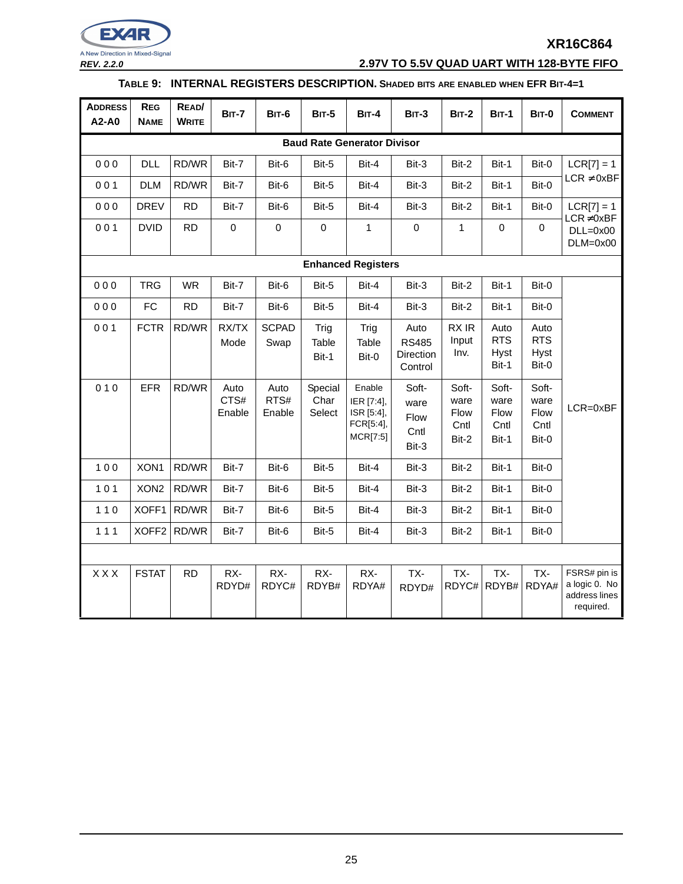**TABLE 9: INTERNAL REGISTERS DESCRIPTION.** SHADED BITS ARE ENABLED WHEN EFR BIT-4=1

| ADDRESS A2-A0 | REG NAME | READ/ WRITE | BIT-7 | BIT-6 | BIT-5 | BIT-4 | BIT-3 | BIT-2 | BIT-1 | BIT-0 | COMMENT |
|---|---|---|---|---|---|---|---|---|---|---|---|
| **Baud Rate Generator Divisor** | | | | | | | | | | | |
| 0 0 0 | DLL | RD/WR | Bit-7 | Bit-6 | Bit-5 | Bit-4 | Bit-3 | Bit-2 | Bit-1 | Bit-0 | LCR[7] = 1 LCR ≠0xBF |
| 0 0 1 | DLM | RD/WR | Bit-7 | Bit-6 | Bit-5 | Bit-4 | Bit-3 | Bit-2 | Bit-1 | Bit-0 | |
| 0 0 0 | DREV | RD | Bit-7 | Bit-6 | Bit-5 | Bit-4 | Bit-3 | Bit-2 | Bit-1 | Bit-0 | LCR[7] = 1 LCR ≠0xBF DLL=0x00 DLM=0x00 |
| 0 0 1 | DVID | RD | 0 | 0 | 0 | 1 | 0 | 1 | 0 | 0 | |
| **Enhanced Registers** | | | | | | | | | | | |
| 0 0 0 | TRG | WR | Bit-7 | Bit-6 | Bit-5 | Bit-4 | Bit-3 | Bit-2 | Bit-1 | Bit-0 | LCR=0xBF |
| 0 0 0 | FC | RD | Bit-7 | Bit-6 | Bit-5 | Bit-4 | Bit-3 | Bit-2 | Bit-1 | Bit-0 | |
| 0 0 1 | FCTR | RD/WR | RX/TX Mode | SCPAD Swap | Trig Table Bit-1 | Trig Table Bit-0 | Auto RS485 Direction Control | RX IR Input Inv. | Auto RTS Hyst Bit-1 | Auto RTS Hyst Bit-0 | |
| 0 1 0 | EFR | RD/WR | Auto CTS# Enable | Auto RTS# Enable | Special Char Select | Enable IER [7:4], ISR [5:4], FCR[5:4], MCR[7:5] | Soft-ware Flow Cntl Bit-3 | Soft-ware Flow Cntl Bit-2 | Soft-ware Flow Cntl Bit-1 | Soft-ware Flow Cntl Bit-0 | |
| 1 0 0 | XON1 | RD/WR | Bit-7 | Bit-6 | Bit-5 | Bit-4 | Bit-3 | Bit-2 | Bit-1 | Bit-0 | |
| 1 0 1 | XON2 | RD/WR | Bit-7 | Bit-6 | Bit-5 | Bit-4 | Bit-3 | Bit-2 | Bit-1 | Bit-0 | |
| 1 1 0 | XOFF1 | RD/WR | Bit-7 | Bit-6 | Bit-5 | Bit-4 | Bit-3 | Bit-2 | Bit-1 | Bit-0 | |
| 1 1 1 | XOFF2 | RD/WR | Bit-7 | Bit-6 | Bit-5 | Bit-4 | Bit-3 | Bit-2 | Bit-1 | Bit-0 | |
| | | | | | | | | | | | |
| X X X | FSTAT | RD | RX-RDYD# | RX-RDYC# | RX-RDYB# | RX-RDYA# | TX-RDYD# | TX-RDYC# | TX-RDYB# | TX-RDYA# | FSRS# pin is a logic 0. No address lines required. |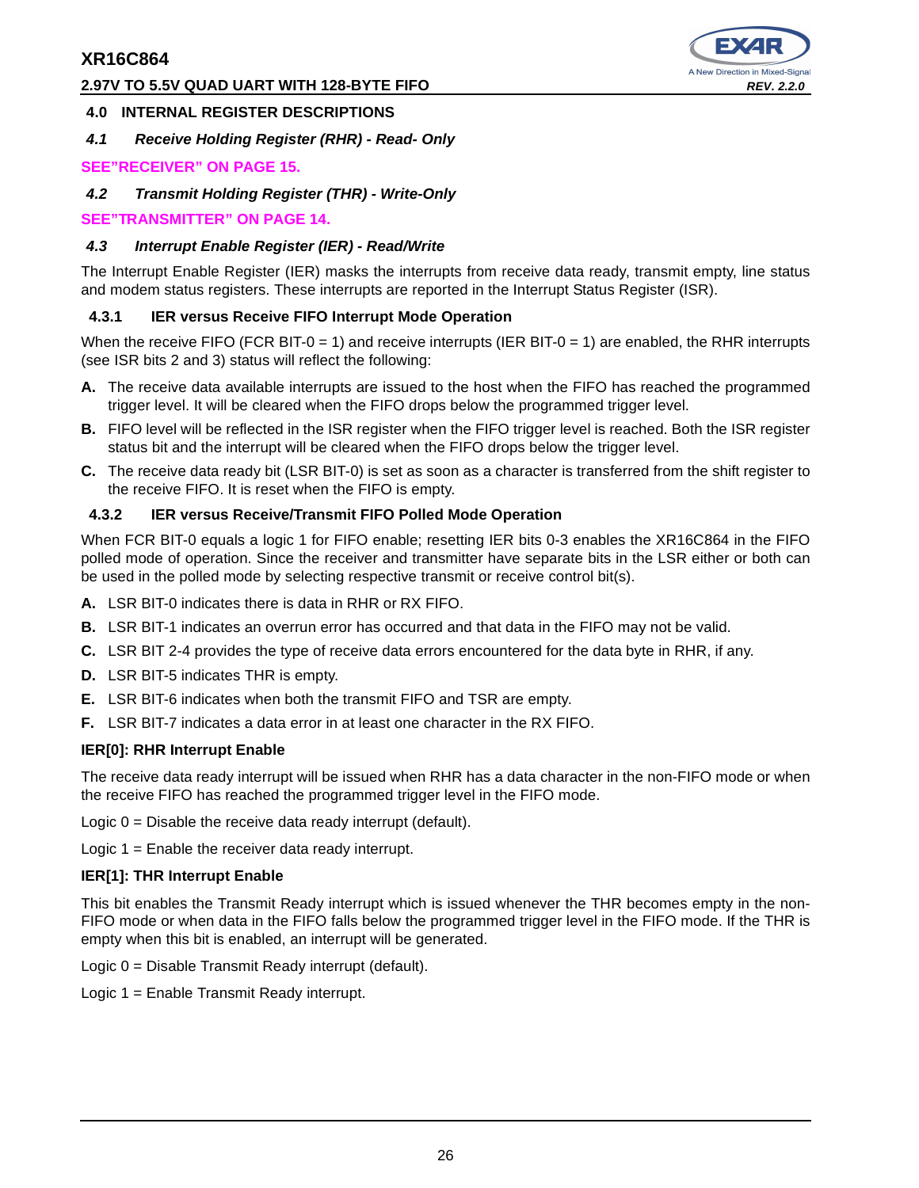## 4.0 INTERNAL REGISTER DESCRIPTIONS

### *4.1 Receive Holding Register (RHR) - Read- Only*

**SEE"RECEIVER" ON PAGE 15.**

### *4.2 Transmit Holding Register (THR) - Write-Only*

**SEE"TRANSMITTER" ON PAGE 14.**

### *4.3 Interrupt Enable Register (IER) - Read/Write*

The Interrupt Enable Register (IER) masks the interrupts from receive data ready, transmit empty, line status and modem status registers. These interrupts are reported in the Interrupt Status Register (ISR).

#### 4.3.1 IER versus Receive FIFO Interrupt Mode Operation

When the receive FIFO (FCR BIT-0 = 1) and receive interrupts (IER BIT-0 = 1) are enabled, the RHR interrupts (see ISR bits 2 and 3) status will reflect the following:

**A.** The receive data available interrupts are issued to the host when the FIFO has reached the programmed trigger level. It will be cleared when the FIFO drops below the programmed trigger level.

**B.** FIFO level will be reflected in the ISR register when the FIFO trigger level is reached. Both the ISR register status bit and the interrupt will be cleared when the FIFO drops below the trigger level.

**C.** The receive data ready bit (LSR BIT-0) is set as soon as a character is transferred from the shift register to the receive FIFO. It is reset when the FIFO is empty.

#### 4.3.2 IER versus Receive/Transmit FIFO Polled Mode Operation

When FCR BIT-0 equals a logic 1 for FIFO enable; resetting IER bits 0-3 enables the XR16C864 in the FIFO polled mode of operation. Since the receiver and transmitter have separate bits in the LSR either or both can be used in the polled mode by selecting respective transmit or receive control bit(s).

**A.** LSR BIT-0 indicates there is data in RHR or RX FIFO.

**B.** LSR BIT-1 indicates an overrun error has occurred and that data in the FIFO may not be valid.

**C.** LSR BIT 2-4 provides the type of receive data errors encountered for the data byte in RHR, if any.

**D.** LSR BIT-5 indicates THR is empty.

**E.** LSR BIT-6 indicates when both the transmit FIFO and TSR are empty.

**F.** LSR BIT-7 indicates a data error in at least one character in the RX FIFO.

**IER[0]: RHR Interrupt Enable**

The receive data ready interrupt will be issued when RHR has a data character in the non-FIFO mode or when the receive FIFO has reached the programmed trigger level in the FIFO mode.

Logic 0 = Disable the receive data ready interrupt (default).

Logic 1 = Enable the receiver data ready interrupt.

**IER[1]: THR Interrupt Enable**

This bit enables the Transmit Ready interrupt which is issued whenever the THR becomes empty in the non-FIFO mode or when data in the FIFO falls below the programmed trigger level in the FIFO mode. If the THR is empty when this bit is enabled, an interrupt will be generated.

Logic 0 = Disable Transmit Ready interrupt (default).

Logic 1 = Enable Transmit Ready interrupt.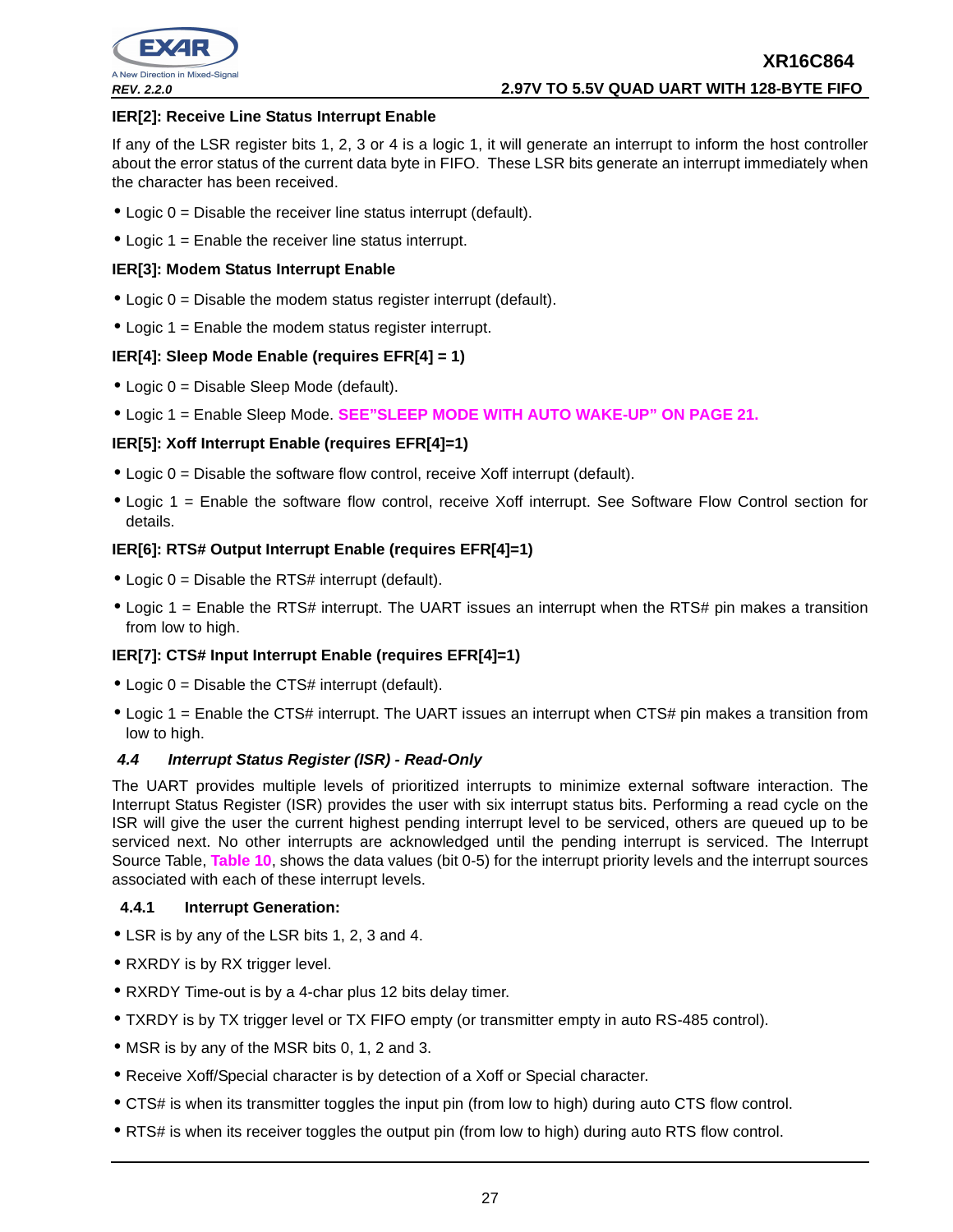**IER[2]: Receive Line Status Interrupt Enable**

If any of the LSR register bits 1, 2, 3 or 4 is a logic 1, it will generate an interrupt to inform the host controller about the error status of the current data byte in FIFO. These LSR bits generate an interrupt immediately when the character has been received.

- Logic 0 = Disable the receiver line status interrupt (default).
- Logic 1 = Enable the receiver line status interrupt.

**IER[3]: Modem Status Interrupt Enable**

- Logic 0 = Disable the modem status register interrupt (default).
- Logic 1 = Enable the modem status register interrupt.

**IER[4]: Sleep Mode Enable (requires EFR[4] = 1)**

- Logic 0 = Disable Sleep Mode (default).
- Logic 1 = Enable Sleep Mode. **SEE"SLEEP MODE WITH AUTO WAKE-UP" ON PAGE 21.**

**IER[5]: Xoff Interrupt Enable (requires EFR[4]=1)**

- Logic 0 = Disable the software flow control, receive Xoff interrupt (default).
- Logic 1 = Enable the software flow control, receive Xoff interrupt. See Software Flow Control section for details.

**IER[6]: RTS# Output Interrupt Enable (requires EFR[4]=1)**

- Logic 0 = Disable the RTS# interrupt (default).
- Logic 1 = Enable the RTS# interrupt. The UART issues an interrupt when the RTS# pin makes a transition from low to high.

**IER[7]: CTS# Input Interrupt Enable (requires EFR[4]=1)**

- Logic 0 = Disable the CTS# interrupt (default).
- Logic 1 = Enable the CTS# interrupt. The UART issues an interrupt when CTS# pin makes a transition from low to high.

### *4.4 Interrupt Status Register (ISR) - Read-Only*

The UART provides multiple levels of prioritized interrupts to minimize external software interaction. The Interrupt Status Register (ISR) provides the user with six interrupt status bits. Performing a read cycle on the ISR will give the user the current highest pending interrupt level to be serviced, others are queued up to be serviced next. No other interrupts are acknowledged until the pending interrupt is serviced. The Interrupt Source Table, **Table 10**, shows the data values (bit 0-5) for the interrupt priority levels and the interrupt sources associated with each of these interrupt levels.

#### 4.4.1 Interrupt Generation:

- LSR is by any of the LSR bits 1, 2, 3 and 4.
- RXRDY is by RX trigger level.
- RXRDY Time-out is by a 4-char plus 12 bits delay timer.
- TXRDY is by TX trigger level or TX FIFO empty (or transmitter empty in auto RS-485 control).
- MSR is by any of the MSR bits 0, 1, 2 and 3.
- Receive Xoff/Special character is by detection of a Xoff or Special character.
- CTS# is when its transmitter toggles the input pin (from low to high) during auto CTS flow control.
- RTS# is when its receiver toggles the output pin (from low to high) during auto RTS flow control.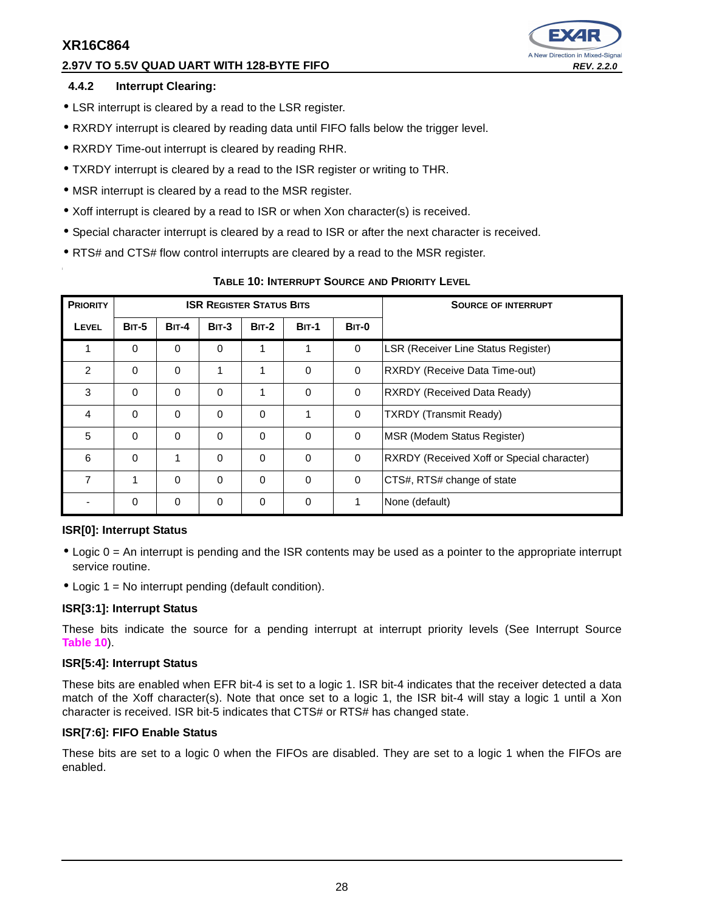### 4.4.2 Interrupt Clearing:

- LSR interrupt is cleared by a read to the LSR register.
- RXRDY interrupt is cleared by reading data until FIFO falls below the trigger level.
- RXRDY Time-out interrupt is cleared by reading RHR.
- TXRDY interrupt is cleared by a read to the ISR register or writing to THR.
- MSR interrupt is cleared by a read to the MSR register.
- Xoff interrupt is cleared by a read to ISR or when Xon character(s) is received.
- Special character interrupt is cleared by a read to ISR or after the next character is received.
- RTS# and CTS# flow control interrupts are cleared by a read to the MSR register.

**TABLE 10: INTERRUPT SOURCE AND PRIORITY LEVEL**

| PRIORITY | ISR REGISTER STATUS BITS | | | | | | SOURCE OF INTERRUPT |
|---|---|---|---|---|---|---|---|
| LEVEL | BIT-5 | BIT-4 | BIT-3 | BIT-2 | BIT-1 | BIT-0 | |
| 1 | 0 | 0 | 0 | 1 | 1 | 0 | LSR (Receiver Line Status Register) |
| 2 | 0 | 0 | 1 | 1 | 0 | 0 | RXRDY (Receive Data Time-out) |
| 3 | 0 | 0 | 0 | 1 | 0 | 0 | RXRDY (Received Data Ready) |
| 4 | 0 | 0 | 0 | 0 | 1 | 0 | TXRDY (Transmit Ready) |
| 5 | 0 | 0 | 0 | 0 | 0 | 0 | MSR (Modem Status Register) |
| 6 | 0 | 1 | 0 | 0 | 0 | 0 | RXRDY (Received Xoff or Special character) |
| 7 | 1 | 0 | 0 | 0 | 0 | 0 | CTS#, RTS# change of state |
| - | 0 | 0 | 0 | 0 | 0 | 1 | None (default) |

**ISR[0]: Interrupt Status**

- Logic 0 = An interrupt is pending and the ISR contents may be used as a pointer to the appropriate interrupt service routine.
- Logic 1 = No interrupt pending (default condition).

**ISR[3:1]: Interrupt Status**

These bits indicate the source for a pending interrupt at interrupt priority levels (See Interrupt Source Table 10).

**ISR[5:4]: Interrupt Status**

These bits are enabled when EFR bit-4 is set to a logic 1. ISR bit-4 indicates that the receiver detected a data match of the Xoff character(s). Note that once set to a logic 1, the ISR bit-4 will stay a logic 1 until a Xon character is received. ISR bit-5 indicates that CTS# or RTS# has changed state.

**ISR[7:6]: FIFO Enable Status**

These bits are set to a logic 0 when the FIFOs are disabled. They are set to a logic 1 when the FIFOs are enabled.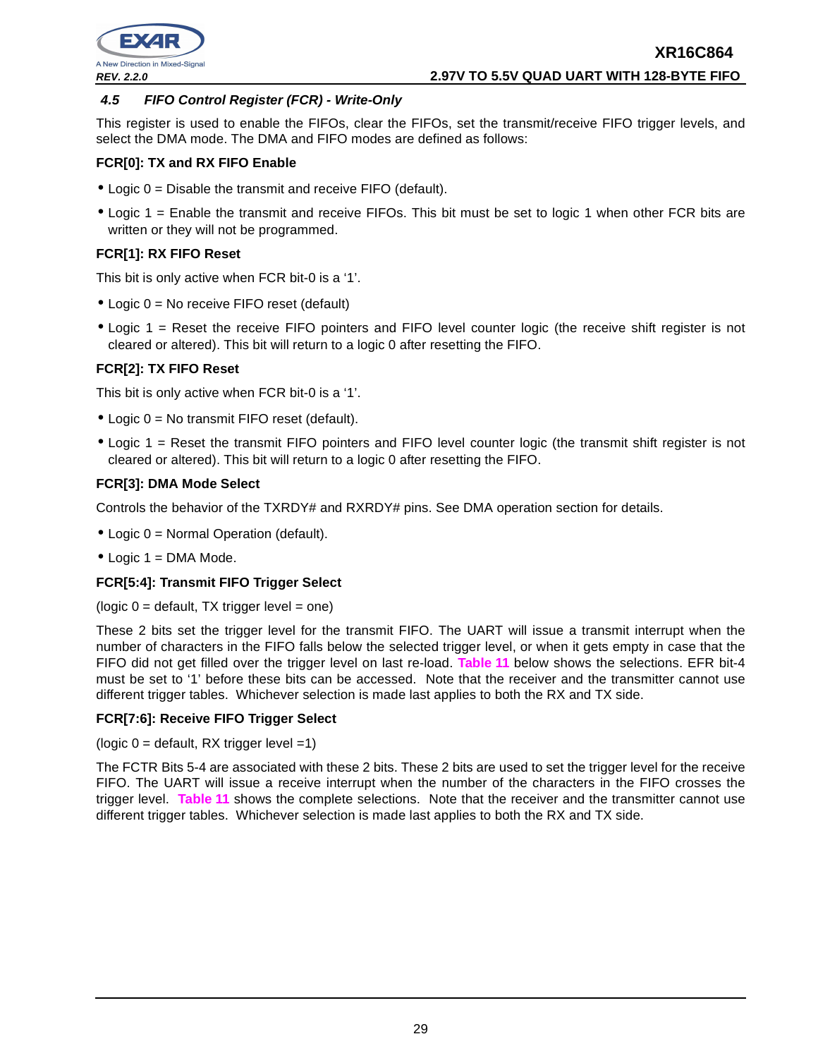### 4.5 FIFO Control Register (FCR) - Write-Only

This register is used to enable the FIFOs, clear the FIFOs, set the transmit/receive FIFO trigger levels, and select the DMA mode. The DMA and FIFO modes are defined as follows:

**FCR[0]: TX and RX FIFO Enable**

- Logic 0 = Disable the transmit and receive FIFO (default).
- Logic 1 = Enable the transmit and receive FIFOs. This bit must be set to logic 1 when other FCR bits are written or they will not be programmed.

**FCR[1]: RX FIFO Reset**

This bit is only active when FCR bit-0 is a '1'.

- Logic 0 = No receive FIFO reset (default)
- Logic 1 = Reset the receive FIFO pointers and FIFO level counter logic (the receive shift register is not cleared or altered). This bit will return to a logic 0 after resetting the FIFO.

**FCR[2]: TX FIFO Reset**

This bit is only active when FCR bit-0 is a '1'.

- Logic 0 = No transmit FIFO reset (default).
- Logic 1 = Reset the transmit FIFO pointers and FIFO level counter logic (the transmit shift register is not cleared or altered). This bit will return to a logic 0 after resetting the FIFO.

**FCR[3]: DMA Mode Select**

Controls the behavior of the TXRDY# and RXRDY# pins. See DMA operation section for details.

- Logic 0 = Normal Operation (default).
- Logic 1 = DMA Mode.

**FCR[5:4]: Transmit FIFO Trigger Select**

(logic 0 = default, TX trigger level = one)

These 2 bits set the trigger level for the transmit FIFO. The UART will issue a transmit interrupt when the number of characters in the FIFO falls below the selected trigger level, or when it gets empty in case that the FIFO did not get filled over the trigger level on last re-load. Table 11 below shows the selections. EFR bit-4 must be set to '1' before these bits can be accessed. Note that the receiver and the transmitter cannot use different trigger tables. Whichever selection is made last applies to both the RX and TX side.

**FCR[7:6]: Receive FIFO Trigger Select**

(logic 0 = default, RX trigger level =1)

The FCTR Bits 5-4 are associated with these 2 bits. These 2 bits are used to set the trigger level for the receive FIFO. The UART will issue a receive interrupt when the number of the characters in the FIFO crosses the trigger level. Table 11 shows the complete selections. Note that the receiver and the transmitter cannot use different trigger tables. Whichever selection is made last applies to both the RX and TX side.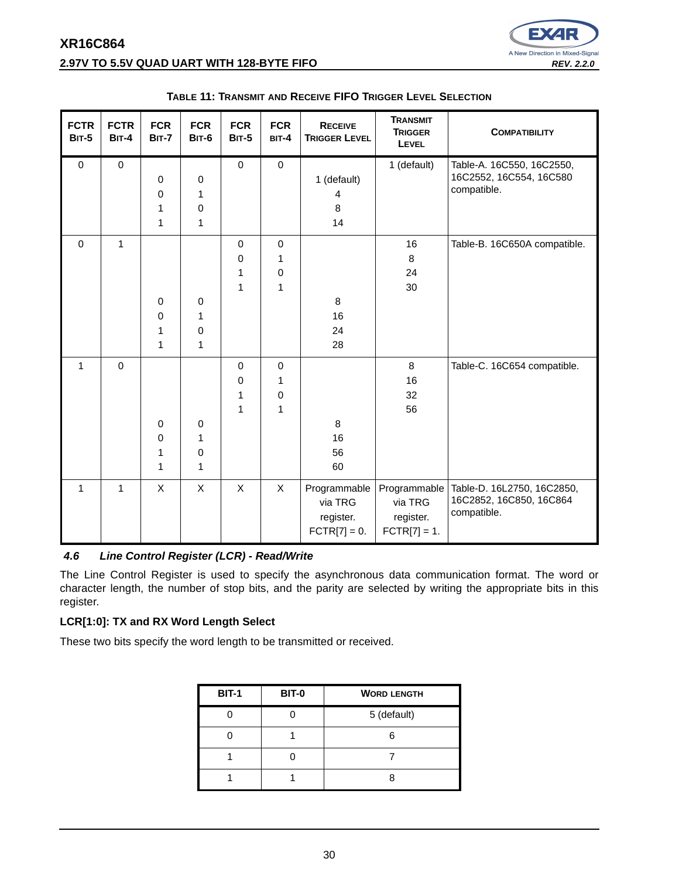**Table 11: Transmit and Receive FIFO Trigger Level Selection**

| FCTR Bit-5 | FCTR Bit-4 | FCR Bit-7 | FCR Bit-6 | FCR Bit-5 | FCR Bit-4 | Receive Trigger Level | Transmit Trigger Level | Compatibility |
|---|---|---|---|---|---|---|---|---|
| 0 | 0 | | | 0 | 0 | | 1 (default) | Table-A. 16C550, 16C2550, 16C2552, 16C554, 16C580 compatible. |
| | | 0 | 0 | | | 1 (default) | | |
| | | 0 | 1 | | | 4 | | |
| | | 1 | 0 | | | 8 | | |
| | | 1 | 1 | | | 14 | | |
| 0 | 1 | | | 0 | 0 | | 16 | Table-B. 16C650A compatible. |
| | | | | 0 | 1 | | 8 | |
| | | | | 1 | 0 | | 24 | |
| | | | | 1 | 1 | | 30 | |
| | | 0 | 0 | | | 8 | | |
| | | 0 | 1 | | | 16 | | |
| | | 1 | 0 | | | 24 | | |
| | | 1 | 1 | | | 28 | | |
| 1 | 0 | | | 0 | 0 | | 8 | Table-C. 16C654 compatible. |
| | | | | 0 | 1 | | 16 | |
| | | | | 1 | 0 | | 32 | |
| | | | | 1 | 1 | | 56 | |
| | | 0 | 0 | | | 8 | | |
| | | 0 | 1 | | | 16 | | |
| | | 1 | 0 | | | 56 | | |
| | | 1 | 1 | | | 60 | | |
| 1 | 1 | X | X | X | X | Programmable via TRG register. FCTR[7] = 0. | Programmable via TRG register. FCTR[7] = 1. | Table-D. 16L2750, 16C2850, 16C2852, 16C850, 16C864 compatible. |

### *4.6 Line Control Register (LCR) - Read/Write*

The Line Control Register is used to specify the asynchronous data communication format. The word or character length, the number of stop bits, and the parity are selected by writing the appropriate bits in this register.

**LCR[1:0]: TX and RX Word Length Select**

These two bits specify the word length to be transmitted or received.

| BIT-1 | BIT-0 | Word Length |
|---|---|---|
| 0 | 0 | 5 (default) |
| 0 | 1 | 6 |
| 1 | 0 | 7 |
| 1 | 1 | 8 |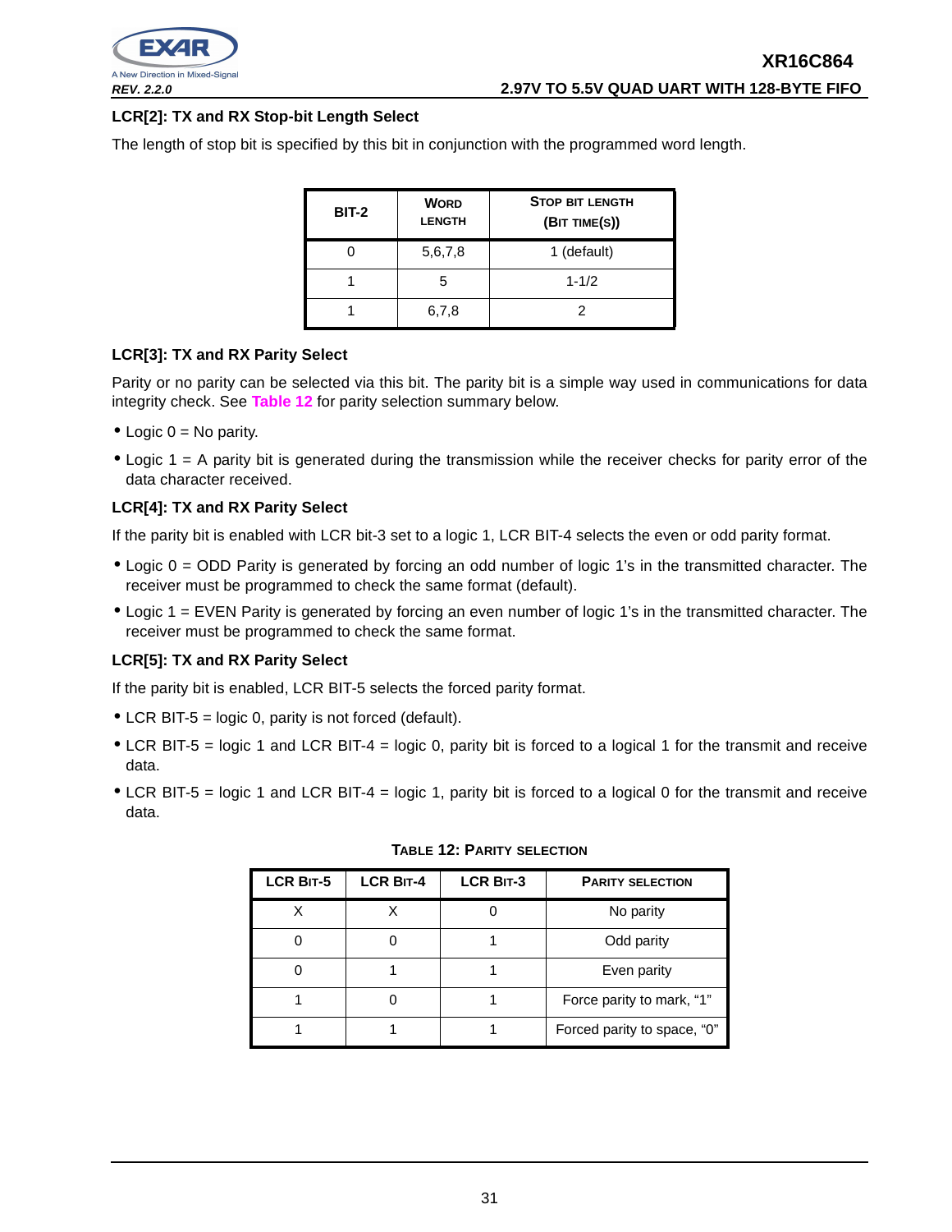### LCR[2]: TX and RX Stop-bit Length Select

The length of stop bit is specified by this bit in conjunction with the programmed word length.

| BIT-2 | WORD LENGTH | STOP BIT LENGTH (BIT TIME(S)) |
|---|---|---|
| 0 | 5,6,7,8 | 1 (default) |
| 1 | 5 | 1-1/2 |
| 1 | 6,7,8 | 2 |

### LCR[3]: TX and RX Parity Select

Parity or no parity can be selected via this bit. The parity bit is a simple way used in communications for data integrity check. See Table 12 for parity selection summary below.

- Logic 0 = No parity.
- Logic 1 = A parity bit is generated during the transmission while the receiver checks for parity error of the data character received.

### LCR[4]: TX and RX Parity Select

If the parity bit is enabled with LCR bit-3 set to a logic 1, LCR BIT-4 selects the even or odd parity format.

- Logic 0 = ODD Parity is generated by forcing an odd number of logic 1's in the transmitted character. The receiver must be programmed to check the same format (default).
- Logic 1 = EVEN Parity is generated by forcing an even number of logic 1's in the transmitted character. The receiver must be programmed to check the same format.

### LCR[5]: TX and RX Parity Select

If the parity bit is enabled, LCR BIT-5 selects the forced parity format.

- LCR BIT-5 = logic 0, parity is not forced (default).
- LCR BIT-5 = logic 1 and LCR BIT-4 = logic 0, parity bit is forced to a logical 1 for the transmit and receive data.
- LCR BIT-5 = logic 1 and LCR BIT-4 = logic 1, parity bit is forced to a logical 0 for the transmit and receive data.

**TABLE 12: PARITY SELECTION**

| LCR BIT-5 | LCR BIT-4 | LCR BIT-3 | PARITY SELECTION |
|---|---|---|---|
| X | X | 0 | No parity |
| 0 | 0 | 1 | Odd parity |
| 0 | 1 | 1 | Even parity |
| 1 | 0 | 1 | Force parity to mark, "1" |
| 1 | 1 | 1 | Forced parity to space, "0" |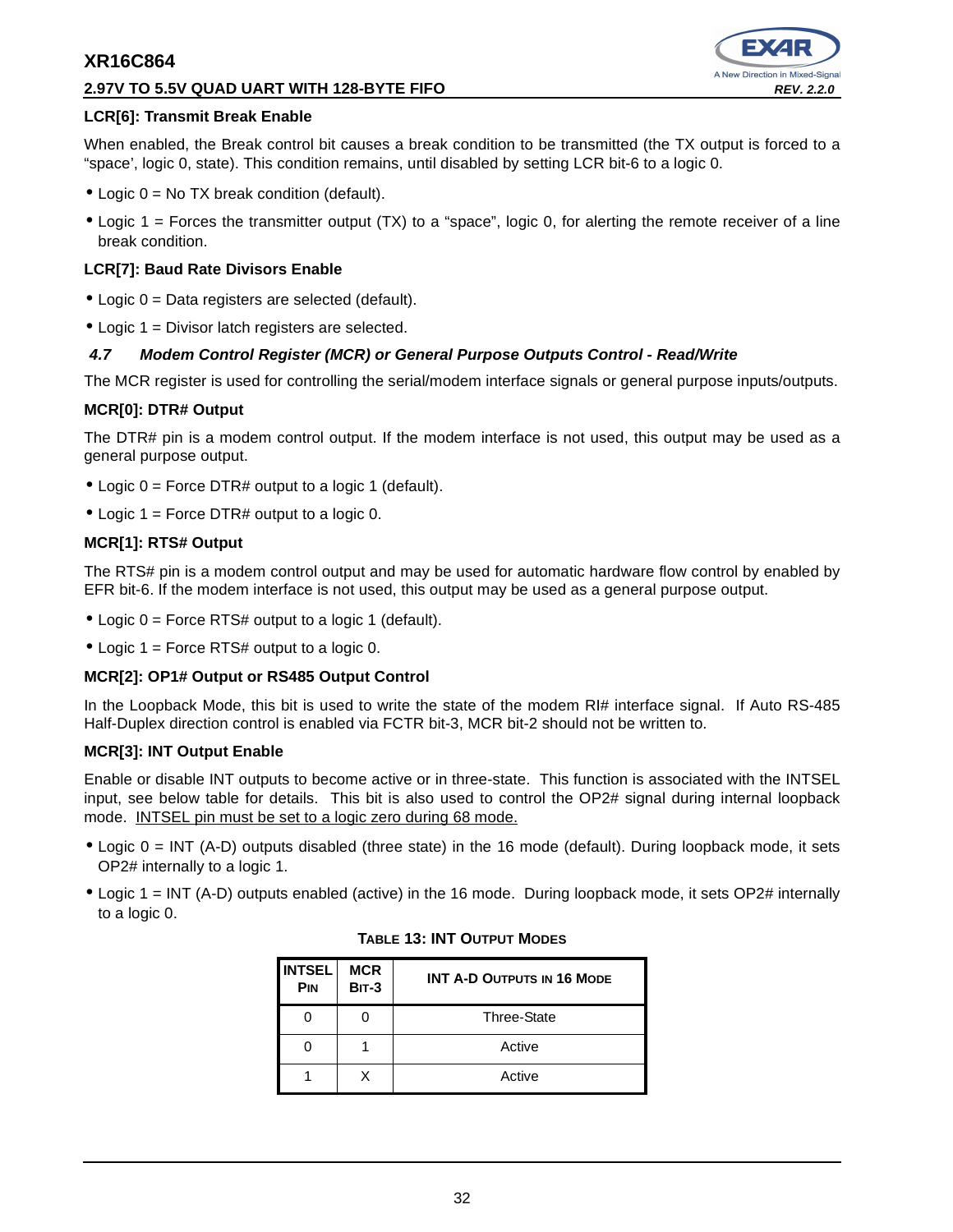### LCR[6]: Transmit Break Enable

When enabled, the Break control bit causes a break condition to be transmitted (the TX output is forced to a “space’, logic 0, state). This condition remains, until disabled by setting LCR bit-6 to a logic 0.

- Logic 0 = No TX break condition (default).
- Logic 1 = Forces the transmitter output (TX) to a “space”, logic 0, for alerting the remote receiver of a line break condition.

### LCR[7]: Baud Rate Divisors Enable

- Logic 0 = Data registers are selected (default).
- Logic 1 = Divisor latch registers are selected.

## 4.7 Modem Control Register (MCR) or General Purpose Outputs Control - Read/Write

The MCR register is used for controlling the serial/modem interface signals or general purpose inputs/outputs.

### MCR[0]: DTR# Output

The DTR# pin is a modem control output. If the modem interface is not used, this output may be used as a general purpose output.

- Logic 0 = Force DTR# output to a logic 1 (default).
- Logic 1 = Force DTR# output to a logic 0.

### MCR[1]: RTS# Output

The RTS# pin is a modem control output and may be used for automatic hardware flow control by enabled by EFR bit-6. If the modem interface is not used, this output may be used as a general purpose output.

- Logic 0 = Force RTS# output to a logic 1 (default).
- Logic 1 = Force RTS# output to a logic 0.

### MCR[2]: OP1# Output or RS485 Output Control

In the Loopback Mode, this bit is used to write the state of the modem RI# interface signal. If Auto RS-485 Half-Duplex direction control is enabled via FCTR bit-3, MCR bit-2 should not be written to.

### MCR[3]: INT Output Enable

Enable or disable INT outputs to become active or in three-state. This function is associated with the INTSEL input, see below table for details. This bit is also used to control the OP2# signal during internal loopback mode. <u>INTSEL pin must be set to a logic zero during 68 mode.</u>

- Logic 0 = INT (A-D) outputs disabled (three state) in the 16 mode (default). During loopback mode, it sets OP2# internally to a logic 1.
- Logic 1 = INT (A-D) outputs enabled (active) in the 16 mode. During loopback mode, it sets OP2# internally to a logic 0.

**TABLE 13: INT OUTPUT MODES**

| INTSEL PIN | MCR BIT-3 | INT A-D OUTPUTS IN 16 MODE |
|---|---|---|
| 0 | 0 | Three-State |
| 0 | 1 | Active |
| 1 | X | Active |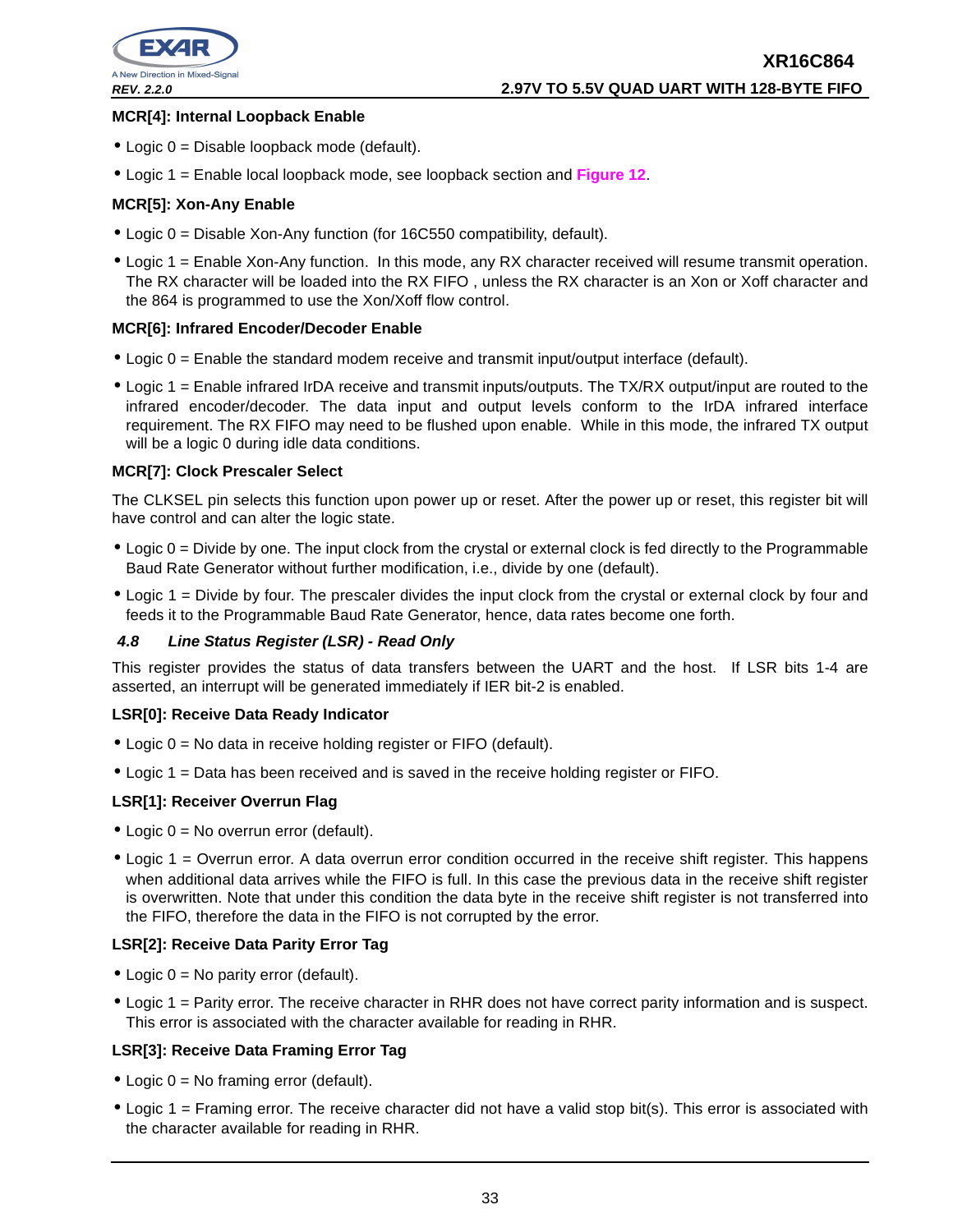**MCR[4]: Internal Loopback Enable**

- Logic 0 = Disable loopback mode (default).
- Logic 1 = Enable local loopback mode, see loopback section and **Figure 12**.

**MCR[5]: Xon-Any Enable**

- Logic 0 = Disable Xon-Any function (for 16C550 compatibility, default).
- Logic 1 = Enable Xon-Any function. In this mode, any RX character received will resume transmit operation. The RX character will be loaded into the RX FIFO , unless the RX character is an Xon or Xoff character and the 864 is programmed to use the Xon/Xoff flow control.

**MCR[6]: Infrared Encoder/Decoder Enable**

- Logic 0 = Enable the standard modem receive and transmit input/output interface (default).
- Logic 1 = Enable infrared IrDA receive and transmit inputs/outputs. The TX/RX output/input are routed to the infrared encoder/decoder. The data input and output levels conform to the IrDA infrared interface requirement. The RX FIFO may need to be flushed upon enable. While in this mode, the infrared TX output will be a logic 0 during idle data conditions.

**MCR[7]: Clock Prescaler Select**

The CLKSEL pin selects this function upon power up or reset. After the power up or reset, this register bit will have control and can alter the logic state.

- Logic 0 = Divide by one. The input clock from the crystal or external clock is fed directly to the Programmable Baud Rate Generator without further modification, i.e., divide by one (default).
- Logic 1 = Divide by four. The prescaler divides the input clock from the crystal or external clock by four and feeds it to the Programmable Baud Rate Generator, hence, data rates become one forth.

### *4.8 Line Status Register (LSR) - Read Only*

This register provides the status of data transfers between the UART and the host. If LSR bits 1-4 are asserted, an interrupt will be generated immediately if IER bit-2 is enabled.

**LSR[0]: Receive Data Ready Indicator**

- Logic 0 = No data in receive holding register or FIFO (default).
- Logic 1 = Data has been received and is saved in the receive holding register or FIFO.

**LSR[1]: Receiver Overrun Flag**

- Logic 0 = No overrun error (default).
- Logic 1 = Overrun error. A data overrun error condition occurred in the receive shift register. This happens when additional data arrives while the FIFO is full. In this case the previous data in the receive shift register is overwritten. Note that under this condition the data byte in the receive shift register is not transferred into the FIFO, therefore the data in the FIFO is not corrupted by the error.

**LSR[2]: Receive Data Parity Error Tag**

- Logic 0 = No parity error (default).
- Logic 1 = Parity error. The receive character in RHR does not have correct parity information and is suspect. This error is associated with the character available for reading in RHR.

**LSR[3]: Receive Data Framing Error Tag**

- Logic 0 = No framing error (default).
- Logic 1 = Framing error. The receive character did not have a valid stop bit(s). This error is associated with the character available for reading in RHR.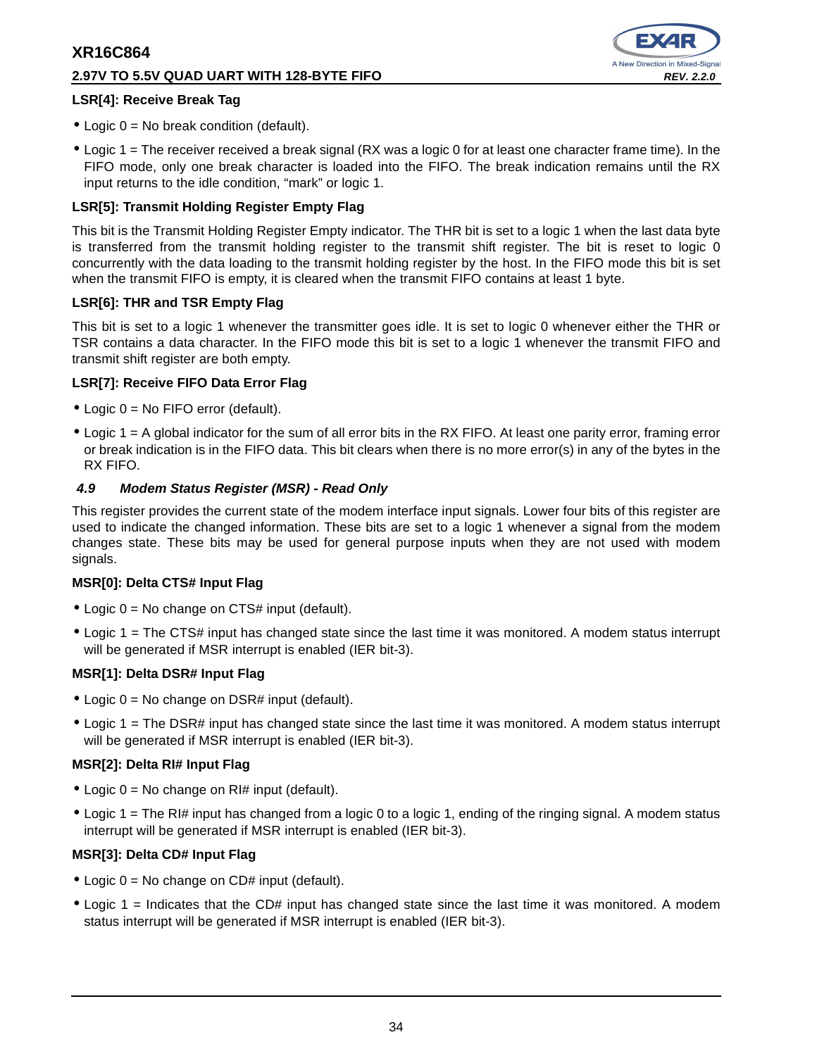**LSR[4]: Receive Break Tag**

- Logic 0 = No break condition (default).
- Logic 1 = The receiver received a break signal (RX was a logic 0 for at least one character frame time). In the FIFO mode, only one break character is loaded into the FIFO. The break indication remains until the RX input returns to the idle condition, “mark” or logic 1.

**LSR[5]: Transmit Holding Register Empty Flag**

This bit is the Transmit Holding Register Empty indicator. The THR bit is set to a logic 1 when the last data byte is transferred from the transmit holding register to the transmit shift register. The bit is reset to logic 0 concurrently with the data loading to the transmit holding register by the host. In the FIFO mode this bit is set when the transmit FIFO is empty, it is cleared when the transmit FIFO contains at least 1 byte.

**LSR[6]: THR and TSR Empty Flag**

This bit is set to a logic 1 whenever the transmitter goes idle. It is set to logic 0 whenever either the THR or TSR contains a data character. In the FIFO mode this bit is set to a logic 1 whenever the transmit FIFO and transmit shift register are both empty.

**LSR[7]: Receive FIFO Data Error Flag**

- Logic 0 = No FIFO error (default).
- Logic 1 = A global indicator for the sum of all error bits in the RX FIFO. At least one parity error, framing error or break indication is in the FIFO data. This bit clears when there is no more error(s) in any of the bytes in the RX FIFO.

### *4.9 Modem Status Register (MSR) - Read Only*

This register provides the current state of the modem interface input signals. Lower four bits of this register are used to indicate the changed information. These bits are set to a logic 1 whenever a signal from the modem changes state. These bits may be used for general purpose inputs when they are not used with modem signals.

**MSR[0]: Delta CTS# Input Flag**

- Logic 0 = No change on CTS# input (default).
- Logic 1 = The CTS# input has changed state since the last time it was monitored. A modem status interrupt will be generated if MSR interrupt is enabled (IER bit-3).

**MSR[1]: Delta DSR# Input Flag**

- Logic 0 = No change on DSR# input (default).
- Logic 1 = The DSR# input has changed state since the last time it was monitored. A modem status interrupt will be generated if MSR interrupt is enabled (IER bit-3).

**MSR[2]: Delta RI# Input Flag**

- Logic 0 = No change on RI# input (default).
- Logic 1 = The RI# input has changed from a logic 0 to a logic 1, ending of the ringing signal. A modem status interrupt will be generated if MSR interrupt is enabled (IER bit-3).

**MSR[3]: Delta CD# Input Flag**

- Logic 0 = No change on CD# input (default).
- Logic 1 = Indicates that the CD# input has changed state since the last time it was monitored. A modem status interrupt will be generated if MSR interrupt is enabled (IER bit-3).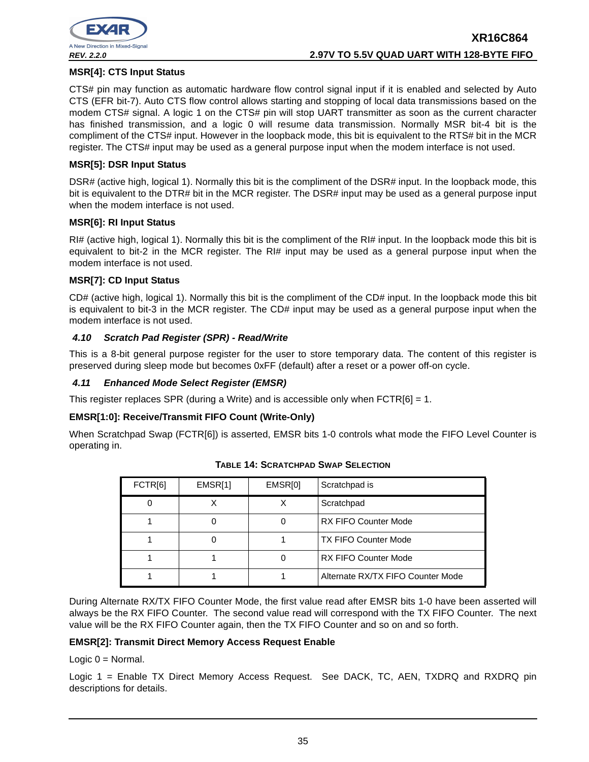**MSR[4]: CTS Input Status**

CTS# pin may function as automatic hardware flow control signal input if it is enabled and selected by Auto CTS (EFR bit-7). Auto CTS flow control allows starting and stopping of local data transmissions based on the modem CTS# signal. A logic 1 on the CTS# pin will stop UART transmitter as soon as the current character has finished transmission, and a logic 0 will resume data transmission. Normally MSR bit-4 bit is the compliment of the CTS# input. However in the loopback mode, this bit is equivalent to the RTS# bit in the MCR register. The CTS# input may be used as a general purpose input when the modem interface is not used.

**MSR[5]: DSR Input Status**

DSR# (active high, logical 1). Normally this bit is the compliment of the DSR# input. In the loopback mode, this bit is equivalent to the DTR# bit in the MCR register. The DSR# input may be used as a general purpose input when the modem interface is not used.

**MSR[6]: RI Input Status**

RI# (active high, logical 1). Normally this bit is the compliment of the RI# input. In the loopback mode this bit is equivalent to bit-2 in the MCR register. The RI# input may be used as a general purpose input when the modem interface is not used.

**MSR[7]: CD Input Status**

CD# (active high, logical 1). Normally this bit is the compliment of the CD# input. In the loopback mode this bit is equivalent to bit-3 in the MCR register. The CD# input may be used as a general purpose input when the modem interface is not used.

### *4.10 Scratch Pad Register (SPR) - Read/Write*

This is a 8-bit general purpose register for the user to store temporary data. The content of this register is preserved during sleep mode but becomes 0xFF (default) after a reset or a power off-on cycle.

### *4.11 Enhanced Mode Select Register (EMSR)*

This register replaces SPR (during a Write) and is accessible only when FCTR[6] = 1.

**EMSR[1:0]: Receive/Transmit FIFO Count (Write-Only)**

When Scratchpad Swap (FCTR[6]) is asserted, EMSR bits 1-0 controls what mode the FIFO Level Counter is operating in.

**TABLE 14: SCRATCHPAD SWAP SELECTION**

| FCTR[6] | EMSR[1] | EMSR[0] | Scratchpad is |
|---|---|---|---|
| 0 | X | X | Scratchpad |
| 1 | 0 | 0 | RX FIFO Counter Mode |
| 1 | 0 | 1 | TX FIFO Counter Mode |
| 1 | 1 | 0 | RX FIFO Counter Mode |
| 1 | 1 | 1 | Alternate RX/TX FIFO Counter Mode |

During Alternate RX/TX FIFO Counter Mode, the first value read after EMSR bits 1-0 have been asserted will always be the RX FIFO Counter. The second value read will correspond with the TX FIFO Counter. The next value will be the RX FIFO Counter again, then the TX FIFO Counter and so on and so forth.

**EMSR[2]: Transmit Direct Memory Access Request Enable**

Logic 0 = Normal.

Logic 1 = Enable TX Direct Memory Access Request. See DACK, TC, AEN, TXDRQ and RXDRQ pin descriptions for details.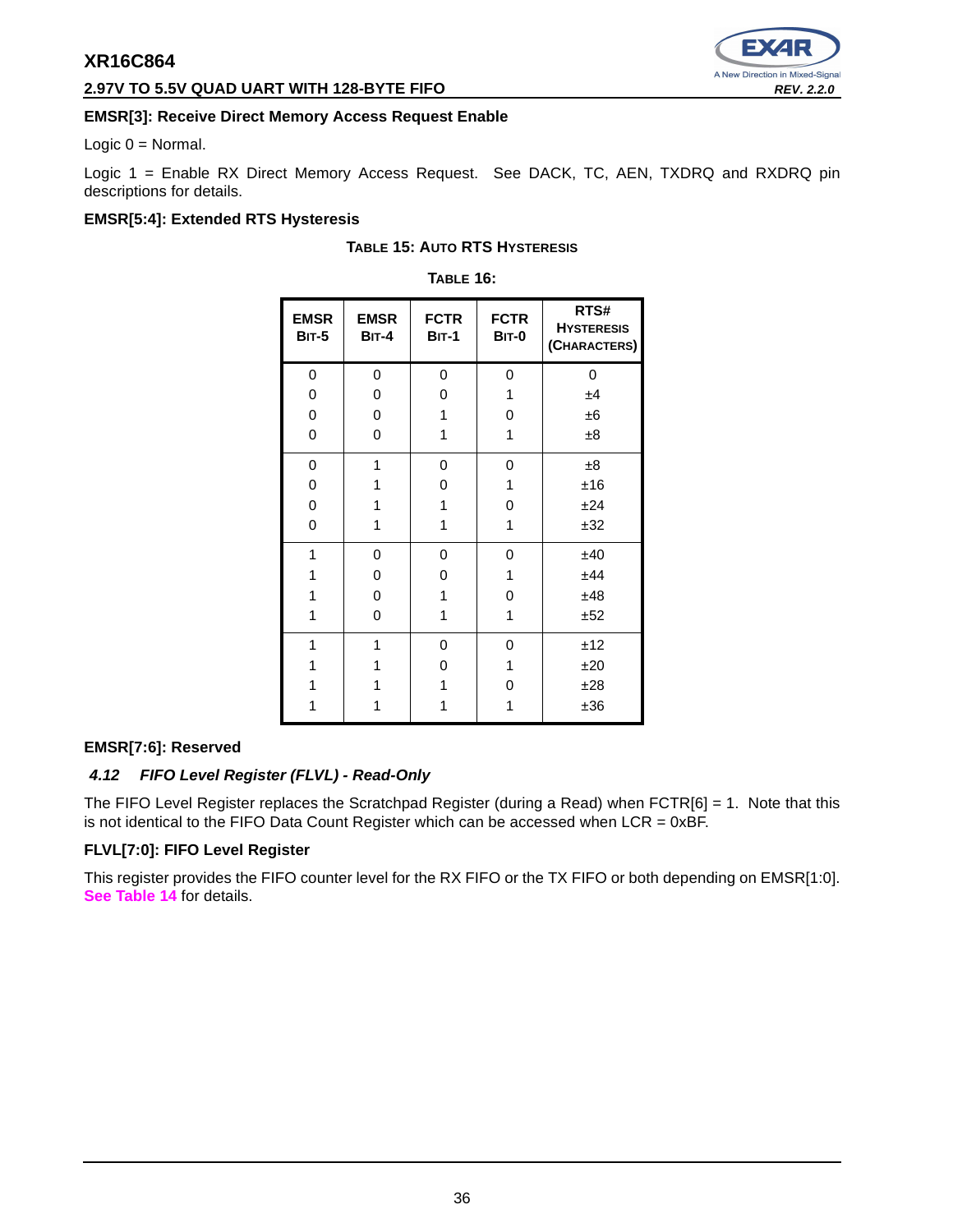**EMSR[3]: Receive Direct Memory Access Request Enable**

Logic 0 = Normal.

Logic 1 = Enable RX Direct Memory Access Request. See DACK, TC, AEN, TXDRQ and RXDRQ pin descriptions for details.

**EMSR[5:4]: Extended RTS Hysteresis**

**TABLE 15: AUTO RTS HYSTERESIS**

**TABLE 16:**

| EMSR BIT-5 | EMSR BIT-4 | FCTR BIT-1 | FCTR BIT-0 | RTS# HYSTERESIS (CHARACTERS) |
|---|---|---|---|---|
| 0 | 0 | 0 | 0 | 0 |
| 0 | 0 | 0 | 1 | ±4 |
| 0 | 0 | 1 | 0 | ±6 |
| 0 | 0 | 1 | 1 | ±8 |
| 0 | 1 | 0 | 0 | ±8 |
| 0 | 1 | 0 | 1 | ±16 |
| 0 | 1 | 1 | 0 | ±24 |
| 0 | 1 | 1 | 1 | ±32 |
| 1 | 0 | 0 | 0 | ±40 |
| 1 | 0 | 0 | 1 | ±44 |
| 1 | 0 | 1 | 0 | ±48 |
| 1 | 0 | 1 | 1 | ±52 |
| 1 | 1 | 0 | 0 | ±12 |
| 1 | 1 | 0 | 1 | ±20 |
| 1 | 1 | 1 | 0 | ±28 |
| 1 | 1 | 1 | 1 | ±36 |

**EMSR[7:6]: Reserved**

### *4.12 FIFO Level Register (FLVL) - Read-Only*

The FIFO Level Register replaces the Scratchpad Register (during a Read) when FCTR[6] = 1. Note that this is not identical to the FIFO Data Count Register which can be accessed when LCR = 0xBF.

**FLVL[7:0]: FIFO Level Register**

This register provides the FIFO counter level for the RX FIFO or the TX FIFO or both depending on EMSR[1:0]. **See Table 14** for details.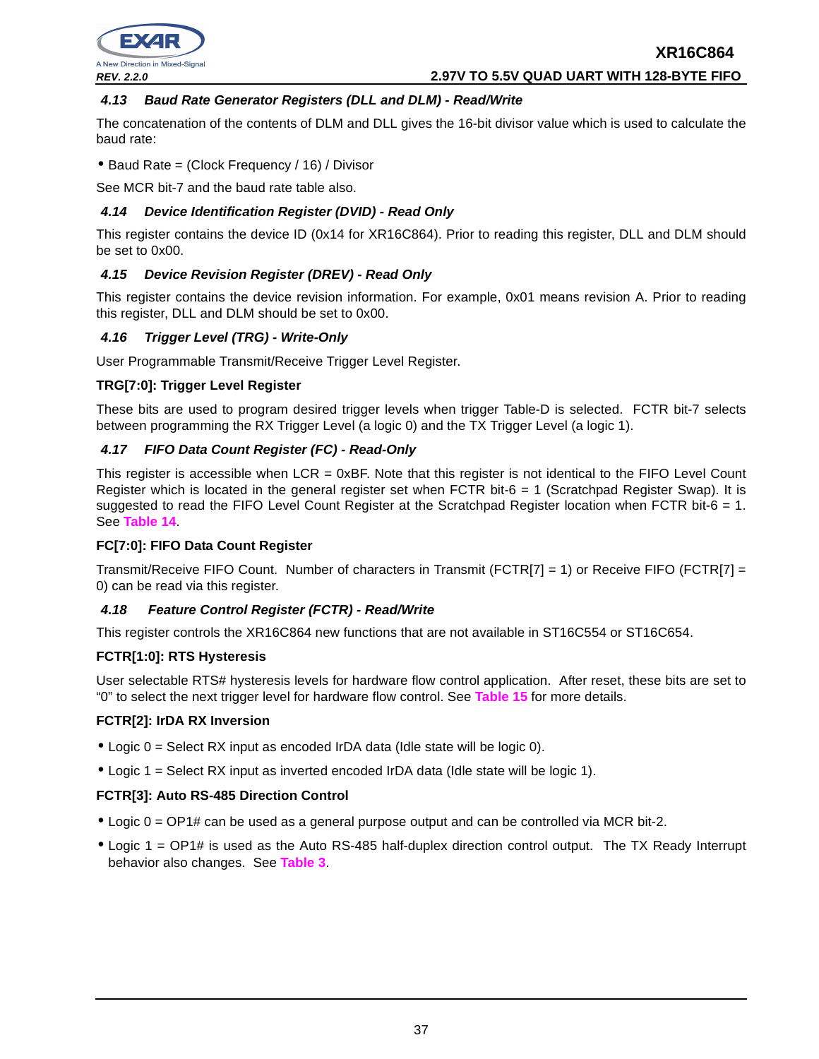### 4.13 Baud Rate Generator Registers (DLL and DLM) - Read/Write

The concatenation of the contents of DLM and DLL gives the 16-bit divisor value which is used to calculate the baud rate:

- Baud Rate = (Clock Frequency / 16) / Divisor

See MCR bit-7 and the baud rate table also.

### 4.14 Device Identification Register (DVID) - Read Only

This register contains the device ID (0x14 for XR16C864). Prior to reading this register, DLL and DLM should be set to 0x00.

### 4.15 Device Revision Register (DREV) - Read Only

This register contains the device revision information. For example, 0x01 means revision A. Prior to reading this register, DLL and DLM should be set to 0x00.

### 4.16 Trigger Level (TRG) - Write-Only

User Programmable Transmit/Receive Trigger Level Register.

**TRG[7:0]: Trigger Level Register**

These bits are used to program desired trigger levels when trigger Table-D is selected. FCTR bit-7 selects between programming the RX Trigger Level (a logic 0) and the TX Trigger Level (a logic 1).

### 4.17 FIFO Data Count Register (FC) - Read-Only

This register is accessible when LCR = 0xBF. Note that this register is not identical to the FIFO Level Count Register which is located in the general register set when FCTR bit-6 = 1 (Scratchpad Register Swap). It is suggested to read the FIFO Level Count Register at the Scratchpad Register location when FCTR bit-6 = 1. See Table 14.

**FC[7:0]: FIFO Data Count Register**

Transmit/Receive FIFO Count. Number of characters in Transmit (FCTR[7] = 1) or Receive FIFO (FCTR[7] = 0) can be read via this register.

### 4.18 Feature Control Register (FCTR) - Read/Write

This register controls the XR16C864 new functions that are not available in ST16C554 or ST16C654.

**FCTR[1:0]: RTS Hysteresis**

User selectable RTS# hysteresis levels for hardware flow control application. After reset, these bits are set to “0” to select the next trigger level for hardware flow control. See Table 15 for more details.

**FCTR[2]: IrDA RX Inversion**

- Logic 0 = Select RX input as encoded IrDA data (Idle state will be logic 0).
- Logic 1 = Select RX input as inverted encoded IrDA data (Idle state will be logic 1).

**FCTR[3]: Auto RS-485 Direction Control**

- Logic 0 = OP1# can be used as a general purpose output and can be controlled via MCR bit-2.
- Logic 1 = OP1# is used as the Auto RS-485 half-duplex direction control output. The TX Ready Interrupt behavior also changes. See Table 3.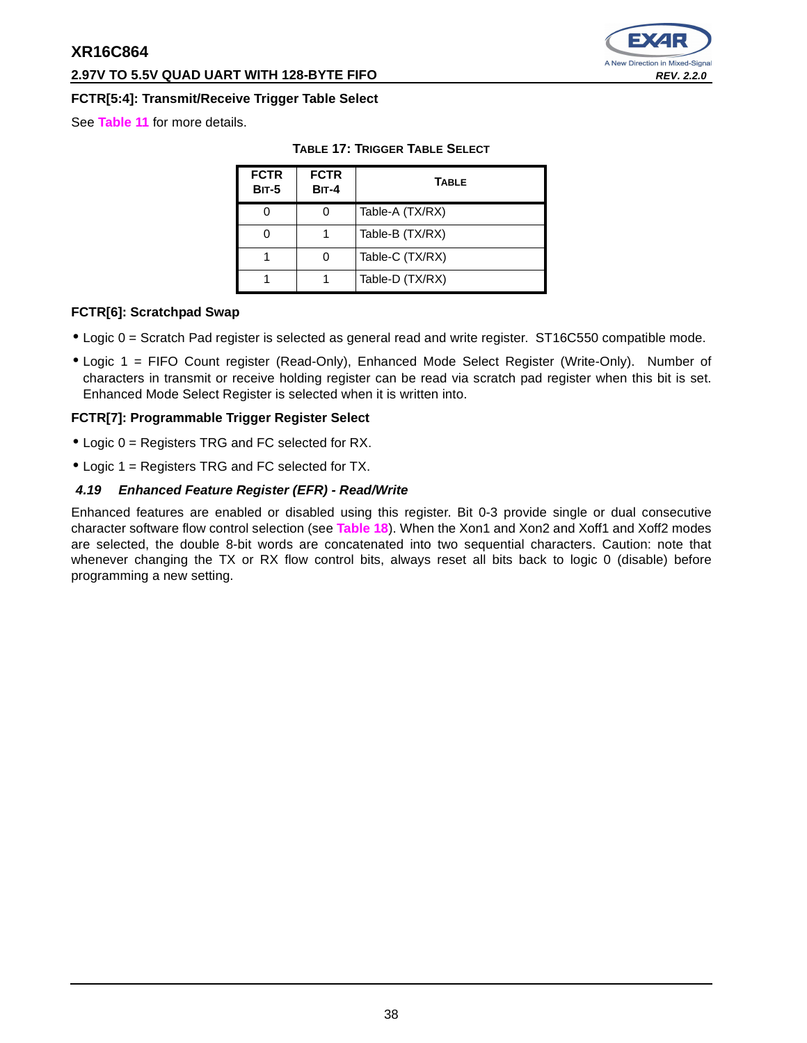**FCTR[5:4]: Transmit/Receive Trigger Table Select**

See **Table 11** for more details.

**TABLE 17: TRIGGER TABLE SELECT**

| FCTR BIT-5 | FCTR BIT-4 | TABLE |
|---|---|---|
| 0 | 0 | Table-A (TX/RX) |
| 0 | 1 | Table-B (TX/RX) |
| 1 | 0 | Table-C (TX/RX) |
| 1 | 1 | Table-D (TX/RX) |

**FCTR[6]: Scratchpad Swap**

- Logic 0 = Scratch Pad register is selected as general read and write register. ST16C550 compatible mode.
- Logic 1 = FIFO Count register (Read-Only), Enhanced Mode Select Register (Write-Only). Number of characters in transmit or receive holding register can be read via scratch pad register when this bit is set. Enhanced Mode Select Register is selected when it is written into.

**FCTR[7]: Programmable Trigger Register Select**

- Logic 0 = Registers TRG and FC selected for RX.
- Logic 1 = Registers TRG and FC selected for TX.

### *4.19 Enhanced Feature Register (EFR) - Read/Write*

Enhanced features are enabled or disabled using this register. Bit 0-3 provide single or dual consecutive character software flow control selection (see **Table 18**). When the Xon1 and Xon2 and Xoff1 and Xoff2 modes are selected, the double 8-bit words are concatenated into two sequential characters. Caution: note that whenever changing the TX or RX flow control bits, always reset all bits back to logic 0 (disable) before programming a new setting.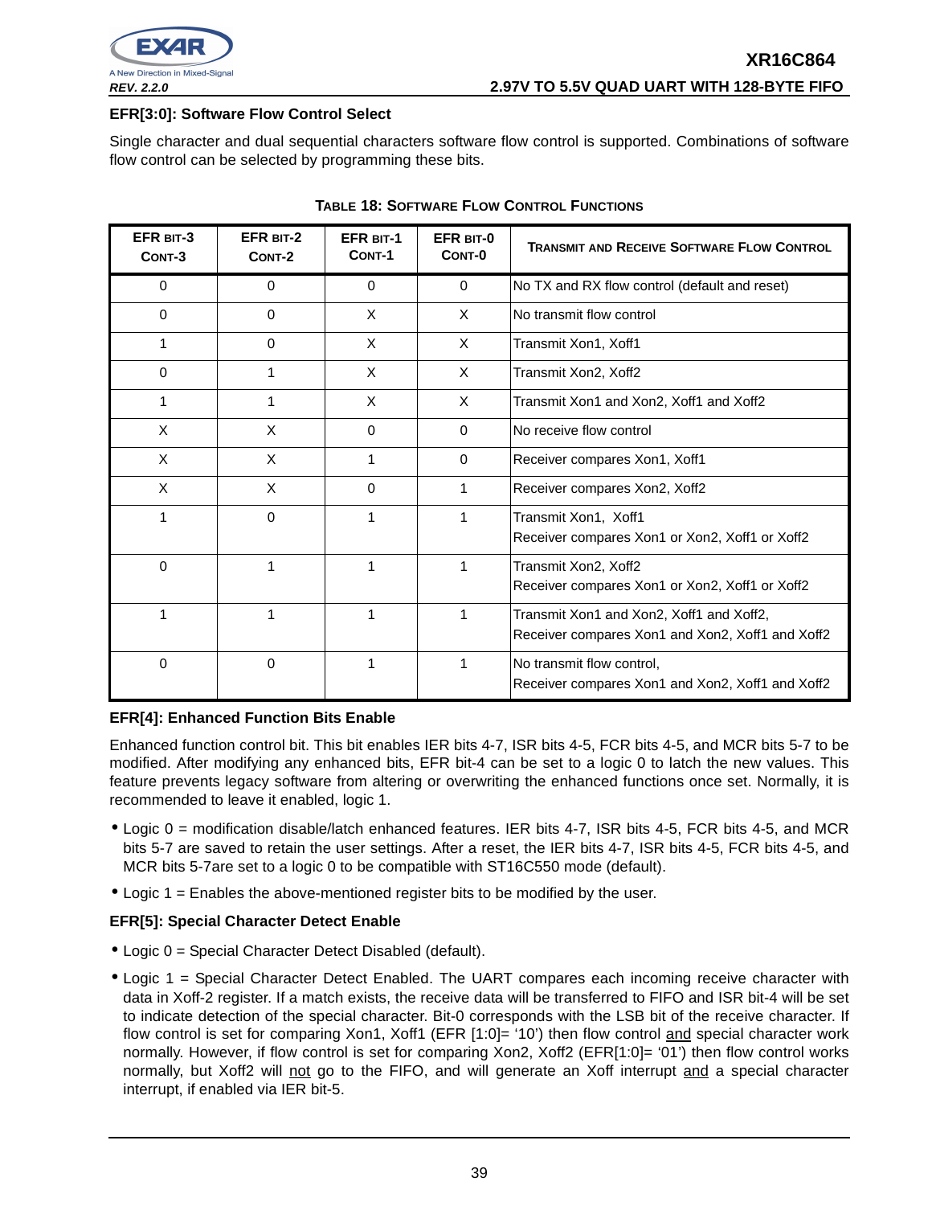### EFR[3:0]: Software Flow Control Select

Single character and dual sequential characters software flow control is supported. Combinations of software flow control can be selected by programming these bits.

**TABLE 18: SOFTWARE FLOW CONTROL FUNCTIONS**

| EFR BIT-3 CONT-3 | EFR BIT-2 CONT-2 | EFR BIT-1 CONT-1 | EFR BIT-0 CONT-0 | TRANSMIT AND RECEIVE SOFTWARE FLOW CONTROL |
|---|---|---|---|---|
| 0 | 0 | 0 | 0 | No TX and RX flow control (default and reset) |
| 0 | 0 | X | X | No transmit flow control |
| 1 | 0 | X | X | Transmit Xon1, Xoff1 |
| 0 | 1 | X | X | Transmit Xon2, Xoff2 |
| 1 | 1 | X | X | Transmit Xon1 and Xon2, Xoff1 and Xoff2 |
| X | X | 0 | 0 | No receive flow control |
| X | X | 1 | 0 | Receiver compares Xon1, Xoff1 |
| X | X | 0 | 1 | Receiver compares Xon2, Xoff2 |
| 1 | 0 | 1 | 1 | Transmit Xon1, Xoff1<br>Receiver compares Xon1 or Xon2, Xoff1 or Xoff2 |
| 0 | 1 | 1 | 1 | Transmit Xon2, Xoff2<br>Receiver compares Xon1 or Xon2, Xoff1 or Xoff2 |
| 1 | 1 | 1 | 1 | Transmit Xon1 and Xon2, Xoff1 and Xoff2,<br>Receiver compares Xon1 and Xon2, Xoff1 and Xoff2 |
| 0 | 0 | 1 | 1 | No transmit flow control,<br>Receiver compares Xon1 and Xon2, Xoff1 and Xoff2 |

### EFR[4]: Enhanced Function Bits Enable

Enhanced function control bit. This bit enables IER bits 4-7, ISR bits 4-5, FCR bits 4-5, and MCR bits 5-7 to be modified. After modifying any enhanced bits, EFR bit-4 can be set to a logic 0 to latch the new values. This feature prevents legacy software from altering or overwriting the enhanced functions once set. Normally, it is recommended to leave it enabled, logic 1.

- Logic 0 = modification disable/latch enhanced features. IER bits 4-7, ISR bits 4-5, FCR bits 4-5, and MCR bits 5-7 are saved to retain the user settings. After a reset, the IER bits 4-7, ISR bits 4-5, FCR bits 4-5, and MCR bits 5-7are set to a logic 0 to be compatible with ST16C550 mode (default).
- Logic 1 = Enables the above-mentioned register bits to be modified by the user.

### EFR[5]: Special Character Detect Enable

- Logic 0 = Special Character Detect Disabled (default).
- Logic 1 = Special Character Detect Enabled. The UART compares each incoming receive character with data in Xoff-2 register. If a match exists, the receive data will be transferred to FIFO and ISR bit-4 will be set to indicate detection of the special character. Bit-0 corresponds with the LSB bit of the receive character. If flow control is set for comparing Xon1, Xoff1 (EFR [1:0]= '10') then flow control <u>and</u> special character work normally. However, if flow control is set for comparing Xon2, Xoff2 (EFR[1:0]= '01') then flow control works normally, but Xoff2 will <u>not</u> go to the FIFO, and will generate an Xoff interrupt <u>and</u> a special character interrupt, if enabled via IER bit-5.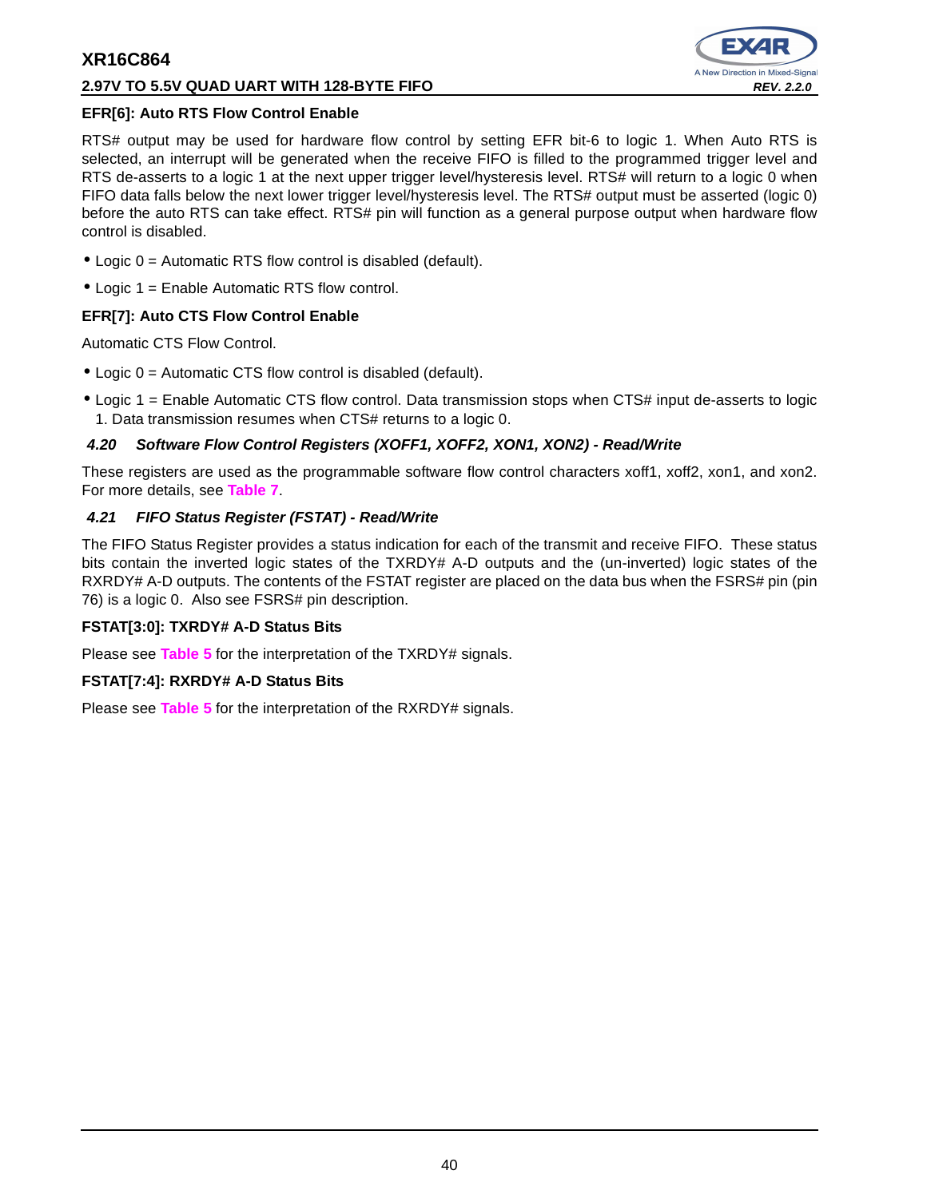**EFR[6]: Auto RTS Flow Control Enable**

RTS# output may be used for hardware flow control by setting EFR bit-6 to logic 1. When Auto RTS is selected, an interrupt will be generated when the receive FIFO is filled to the programmed trigger level and RTS de-asserts to a logic 1 at the next upper trigger level/hysteresis level. RTS# will return to a logic 0 when FIFO data falls below the next lower trigger level/hysteresis level. The RTS# output must be asserted (logic 0) before the auto RTS can take effect. RTS# pin will function as a general purpose output when hardware flow control is disabled.

- Logic 0 = Automatic RTS flow control is disabled (default).
- Logic 1 = Enable Automatic RTS flow control.

**EFR[7]: Auto CTS Flow Control Enable**

Automatic CTS Flow Control.

- Logic 0 = Automatic CTS flow control is disabled (default).
- Logic 1 = Enable Automatic CTS flow control. Data transmission stops when CTS# input de-asserts to logic 1. Data transmission resumes when CTS# returns to a logic 0.

### *4.20 Software Flow Control Registers (XOFF1, XOFF2, XON1, XON2) - Read/Write*

These registers are used as the programmable software flow control characters xoff1, xoff2, xon1, and xon2. For more details, see **Table 7**.

### *4.21 FIFO Status Register (FSTAT) - Read/Write*

The FIFO Status Register provides a status indication for each of the transmit and receive FIFO. These status bits contain the inverted logic states of the TXRDY# A-D outputs and the (un-inverted) logic states of the RXRDY# A-D outputs. The contents of the FSTAT register are placed on the data bus when the FSRS# pin (pin 76) is a logic 0. Also see FSRS# pin description.

**FSTAT[3:0]: TXRDY# A-D Status Bits**

Please see **Table 5** for the interpretation of the TXRDY# signals.

**FSTAT[7:4]: RXRDY# A-D Status Bits**

Please see **Table 5** for the interpretation of the RXRDY# signals.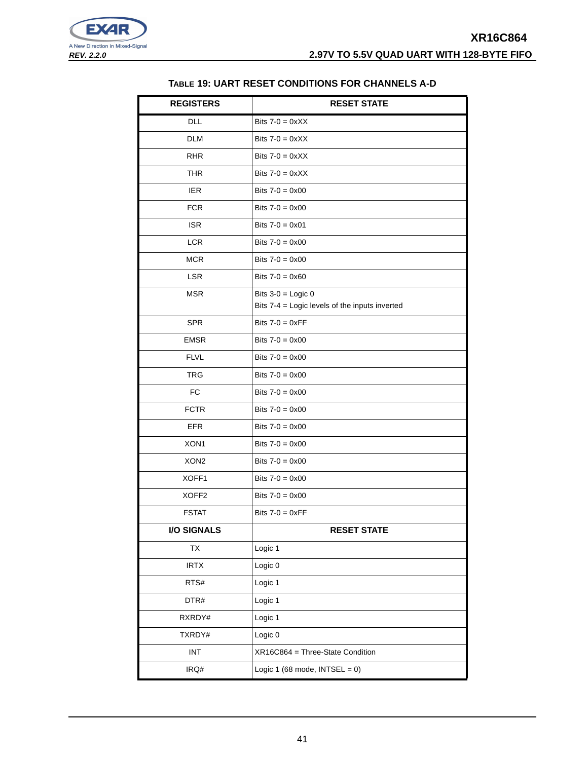**TABLE 19: UART RESET CONDITIONS FOR CHANNELS A-D**

| REGISTERS | RESET STATE |
|---|---|
| DLL | Bits 7-0 = 0xXX |
| DLM | Bits 7-0 = 0xXX |
| RHR | Bits 7-0 = 0xXX |
| THR | Bits 7-0 = 0xXX |
| IER | Bits 7-0 = 0x00 |
| FCR | Bits 7-0 = 0x00 |
| ISR | Bits 7-0 = 0x01 |
| LCR | Bits 7-0 = 0x00 |
| MCR | Bits 7-0 = 0x00 |
| LSR | Bits 7-0 = 0x60 |
| MSR | Bits 3-0 = Logic 0<br>Bits 7-4 = Logic levels of the inputs inverted |
| SPR | Bits 7-0 = 0xFF |
| EMSR | Bits 7-0 = 0x00 |
| FLVL | Bits 7-0 = 0x00 |
| TRG | Bits 7-0 = 0x00 |
| FC | Bits 7-0 = 0x00 |
| FCTR | Bits 7-0 = 0x00 |
| EFR | Bits 7-0 = 0x00 |
| XON1 | Bits 7-0 = 0x00 |
| XON2 | Bits 7-0 = 0x00 |
| XOFF1 | Bits 7-0 = 0x00 |
| XOFF2 | Bits 7-0 = 0x00 |
| FSTAT | Bits 7-0 = 0xFF |
| **I/O SIGNALS** | **RESET STATE** |
| TX | Logic 1 |
| IRTX | Logic 0 |
| RTS# | Logic 1 |
| DTR# | Logic 1 |
| RXRDY# | Logic 1 |
| TXRDY# | Logic 0 |
| INT | XR16C864 = Three-State Condition |
| IRQ# | Logic 1 (68 mode, INTSEL = 0) |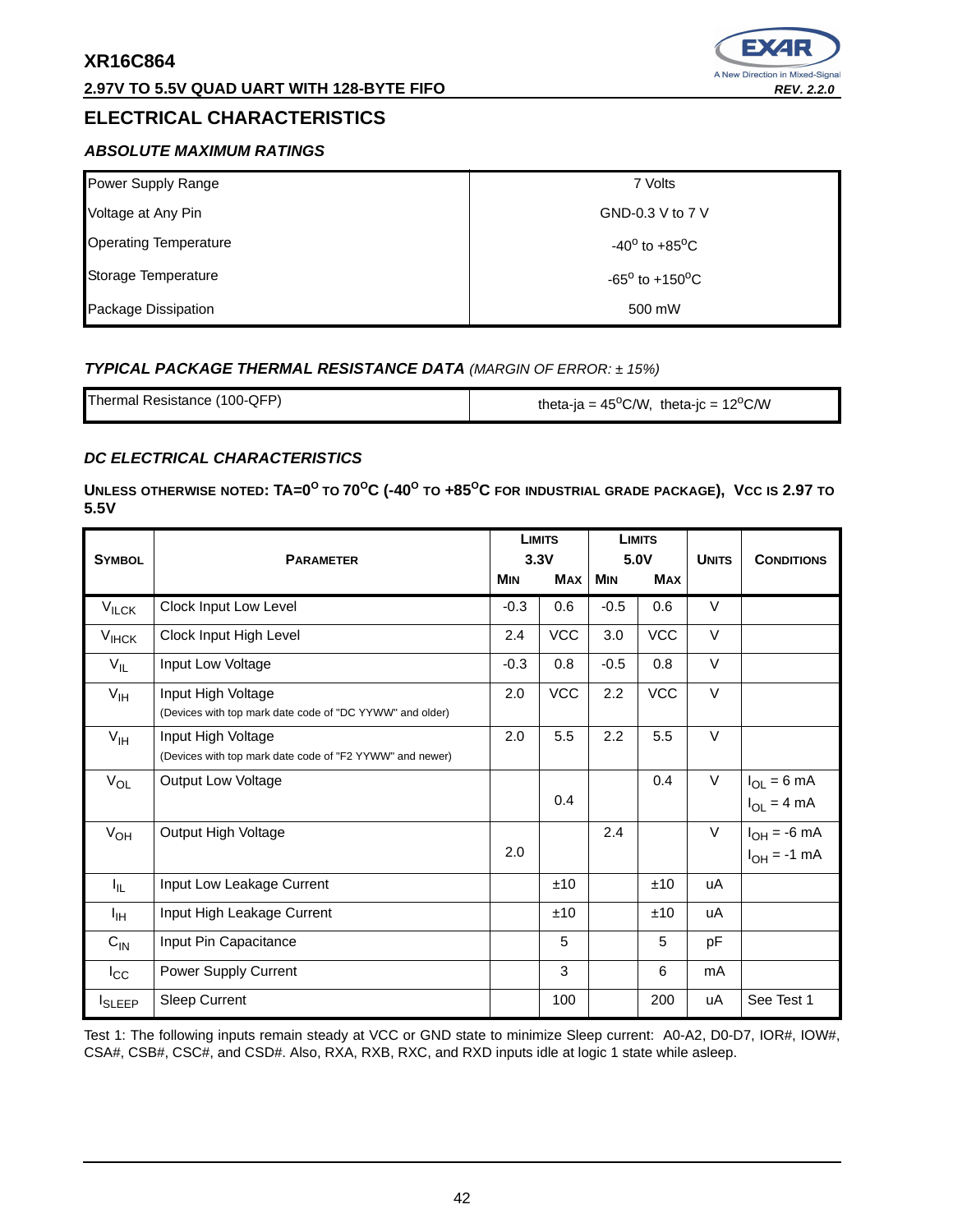## ELECTRICAL CHARACTERISTICS

### *ABSOLUTE MAXIMUM RATINGS*

| | |
|---|---|
| Power Supply Range | 7 Volts |
| Voltage at Any Pin | GND-0.3 V to 7 V |
| Operating Temperature | -40$^{o}$ to +85$^{o}$C |
| Storage Temperature | -65$^{o}$ to +150$^{o}$C |
| Package Dissipation | 500 mW |

### *TYPICAL PACKAGE THERMAL RESISTANCE DATA* *(MARGIN OF ERROR: ± 15%)*

| | |
|---|---|
| Thermal Resistance (100-QFP) | theta-ja = 45$^{o}$C/W, theta-jc = 12$^{o}$C/W |

### *DC ELECTRICAL CHARACTERISTICS*

**UNLESS OTHERWISE NOTED: TA=0$^{o}$ TO 70$^{o}$C (-40$^{o}$ TO +85$^{o}$C FOR INDUSTRIAL GRADE PACKAGE), VCC IS 2.97 TO 5.5V**

| SYMBOL | PARAMETER | LIMITS 3.3V MIN | LIMITS 3.3V MAX | LIMITS 5.0V MIN | LIMITS 5.0V MAX | UNITS | CONDITIONS |
|---|---|---|---|---|---|---|---|
| $V_{ILCK}$ | Clock Input Low Level | -0.3 | 0.6 | -0.5 | 0.6 | V | |
| $V_{IHCK}$ | Clock Input High Level | 2.4 | VCC | 3.0 | VCC | V | |
| $V_{IL}$ | Input Low Voltage | -0.3 | 0.8 | -0.5 | 0.8 | V | |
| $V_{IH}$ | Input High Voltage (Devices with top mark date code of "DC YYWW" and older) | 2.0 | VCC | 2.2 | VCC | V | |
| $V_{IH}$ | Input High Voltage (Devices with top mark date code of "F2 YYWW" and newer) | 2.0 | 5.5 | 2.2 | 5.5 | V | |
| $V_{OL}$ | Output Low Voltage | | 0.4 | | 0.4 | V | $I_{OL}$ = 6 mA (5.0V); $I_{OL}$ = 4 mA (3.3V) |
| $V_{OH}$ | Output High Voltage | 2.0 | | 2.4 | | V | $I_{OH}$ = -6 mA (5.0V); $I_{OH}$ = -1 mA (3.3V) |
| $I_{IL}$ | Input Low Leakage Current | | ±10 | | ±10 | uA | |
| $I_{IH}$ | Input High Leakage Current | | ±10 | | ±10 | uA | |
| $C_{IN}$ | Input Pin Capacitance | | 5 | | 5 | pF | |
| $I_{CC}$ | Power Supply Current | | 3 | | 6 | mA | |
| $I_{SLEEP}$ | Sleep Current | | 100 | | 200 | uA | See Test 1 |

Test 1: The following inputs remain steady at VCC or GND state to minimize Sleep current: A0-A2, D0-D7, IOR#, IOW#, CSA#, CSB#, CSC#, and CSD#. Also, RXA, RXB, RXC, and RXD inputs idle at logic 1 state while asleep.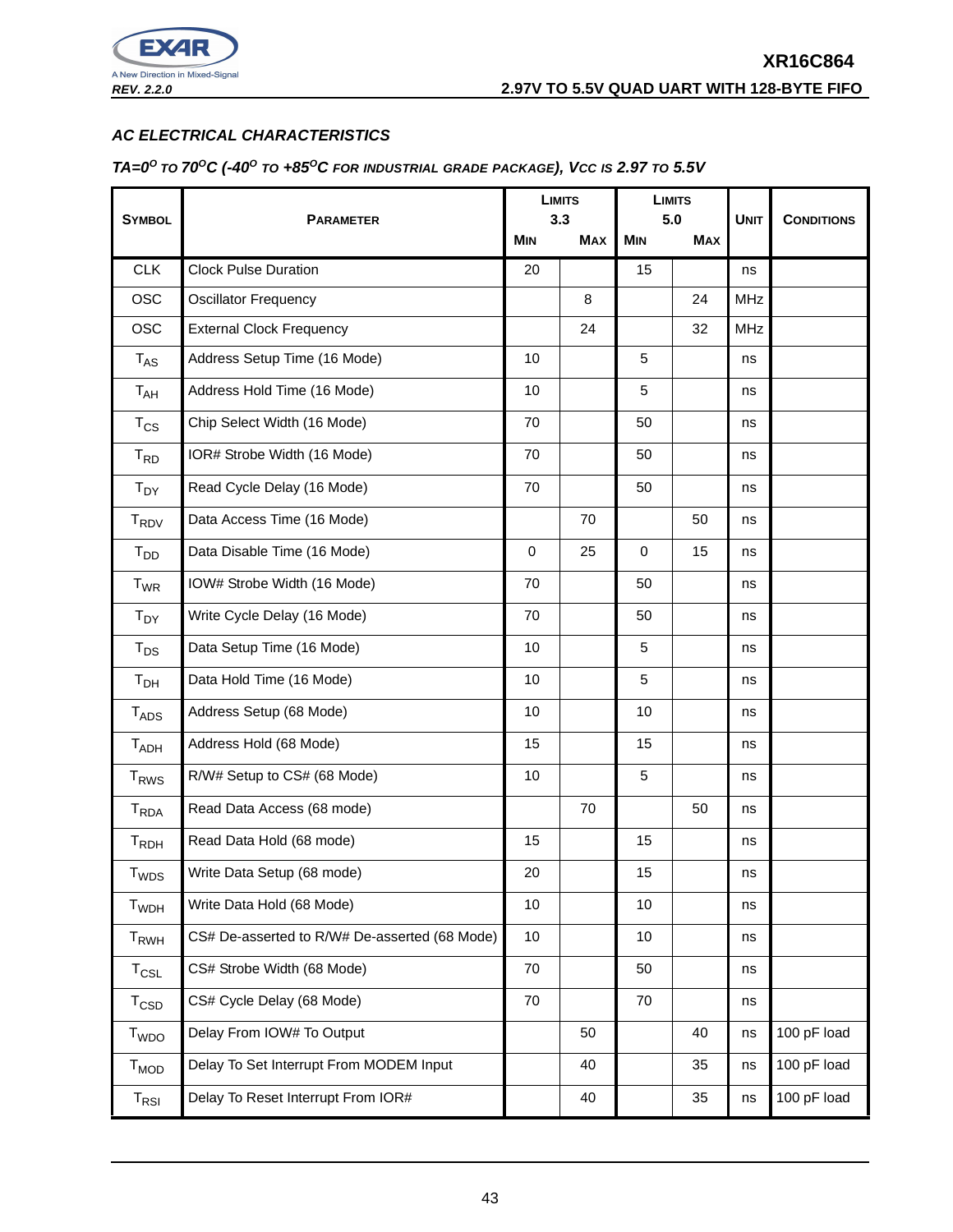## AC ELECTRICAL CHARACTERISTICS

### TA=0$^{O}$ TO 70$^{O}$C (-40$^{O}$ TO +85$^{O}$C FOR INDUSTRIAL GRADE PACKAGE), VCC IS 2.97 TO 5.5V

| Symbol | Parameter | Limits 3.3 Min | Limits 3.3 Max | Limits 5.0 Min | Limits 5.0 Max | Unit | Conditions |
|---|---|---|---|---|---|---|---|
| CLK | Clock Pulse Duration | 20 | | 15 | | ns | |
| OSC | Oscillator Frequency | | 8 | | 24 | MHz | |
| OSC | External Clock Frequency | | 24 | | 32 | MHz | |
| $T_{AS}$ | Address Setup Time (16 Mode) | 10 | | 5 | | ns | |
| $T_{AH}$ | Address Hold Time (16 Mode) | 10 | | 5 | | ns | |
| $T_{CS}$ | Chip Select Width (16 Mode) | 70 | | 50 | | ns | |
| $T_{RD}$ | IOR# Strobe Width (16 Mode) | 70 | | 50 | | ns | |
| $T_{DY}$ | Read Cycle Delay (16 Mode) | 70 | | 50 | | ns | |
| $T_{RDV}$ | Data Access Time (16 Mode) | | 70 | | 50 | ns | |
| $T_{DD}$ | Data Disable Time (16 Mode) | 0 | 25 | 0 | 15 | ns | |
| $T_{WR}$ | IOW# Strobe Width (16 Mode) | 70 | | 50 | | ns | |
| $T_{DY}$ | Write Cycle Delay (16 Mode) | 70 | | 50 | | ns | |
| $T_{DS}$ | Data Setup Time (16 Mode) | 10 | | 5 | | ns | |
| $T_{DH}$ | Data Hold Time (16 Mode) | 10 | | 5 | | ns | |
| $T_{ADS}$ | Address Setup (68 Mode) | 10 | | 10 | | ns | |
| $T_{ADH}$ | Address Hold (68 Mode) | 15 | | 15 | | ns | |
| $T_{RWS}$ | R/W# Setup to CS# (68 Mode) | 10 | | 5 | | ns | |
| $T_{RDA}$ | Read Data Access (68 mode) | | 70 | | 50 | ns | |
| $T_{RDH}$ | Read Data Hold (68 mode) | 15 | | 15 | | ns | |
| $T_{WDS}$ | Write Data Setup (68 mode) | 20 | | 15 | | ns | |
| $T_{WDH}$ | Write Data Hold (68 Mode) | 10 | | 10 | | ns | |
| $T_{RWH}$ | CS# De-asserted to R/W# De-asserted (68 Mode) | 10 | | 10 | | ns | |
| $T_{CSL}$ | CS# Strobe Width (68 Mode) | 70 | | 50 | | ns | |
| $T_{CSD}$ | CS# Cycle Delay (68 Mode) | 70 | | 70 | | ns | |
| $T_{WDO}$ | Delay From IOW# To Output | | 50 | | 40 | ns | 100 pF load |
| $T_{MOD}$ | Delay To Set Interrupt From MODEM Input | | 40 | | 35 | ns | 100 pF load |
| $T_{RSI}$ | Delay To Reset Interrupt From IOR# | | 40 | | 35 | ns | 100 pF load |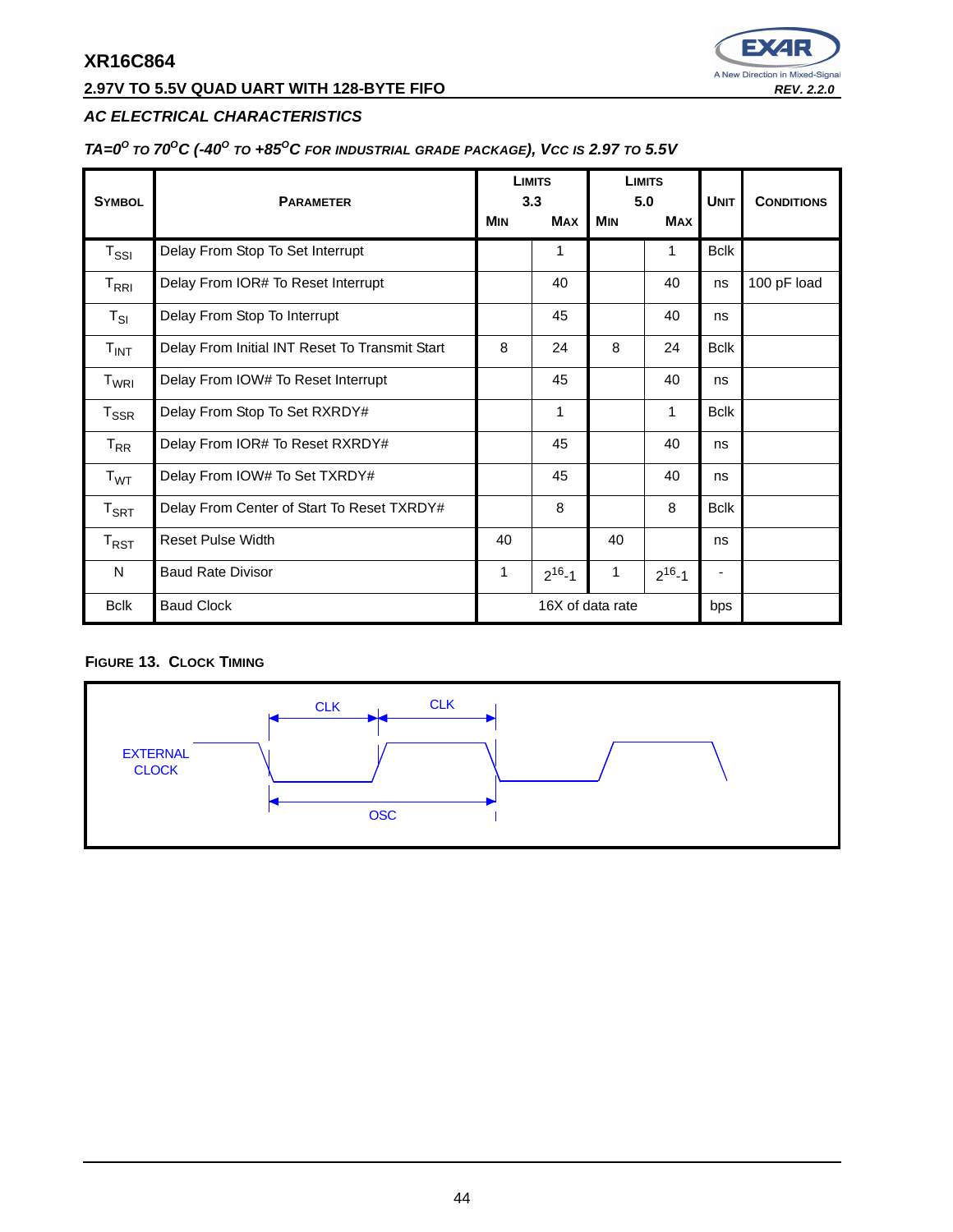## AC ELECTRICAL CHARACTERISTICS

### *TA=0°C TO 70°C (-40°C TO +85°C FOR INDUSTRIAL GRADE PACKAGE), VCC IS 2.97 TO 5.5V*

| SYMBOL | PARAMETER | LIMITS 3.3 MIN | LIMITS 3.3 MAX | LIMITS 5.0 MIN | LIMITS 5.0 MAX | UNIT | CONDITIONS |
|---|---|---|---|---|---|---|---|
| $T_{SSI}$ | Delay From Stop To Set Interrupt | | 1 | | 1 | Bclk | |
| $T_{RRI}$ | Delay From IOR# To Reset Interrupt | | 40 | | 40 | ns | 100 pF load |
| $T_{SI}$ | Delay From Stop To Interrupt | | 45 | | 40 | ns | |
| $T_{INT}$ | Delay From Initial INT Reset To Transmit Start | 8 | 24 | 8 | 24 | Bclk | |
| $T_{WRI}$ | Delay From IOW# To Reset Interrupt | | 45 | | 40 | ns | |
| $T_{SSR}$ | Delay From Stop To Set RXRDY# | | 1 | | 1 | Bclk | |
| $T_{RR}$ | Delay From IOR# To Reset RXRDY# | | 45 | | 40 | ns | |
| $T_{WT}$ | Delay From IOW# To Set TXRDY# | | 45 | | 40 | ns | |
| $T_{SRT}$ | Delay From Center of Start To Reset TXRDY# | | 8 | | 8 | Bclk | |
| $T_{RST}$ | Reset Pulse Width | 40 | | 40 | | ns | |
| N | Baud Rate Divisor | 1 | $2^{16}$-1 | 1 | $2^{16}$-1 | - | |
| Bclk | Baud Clock | 16X of data rate | | | | bps | |

**FIGURE 13. CLOCK TIMING**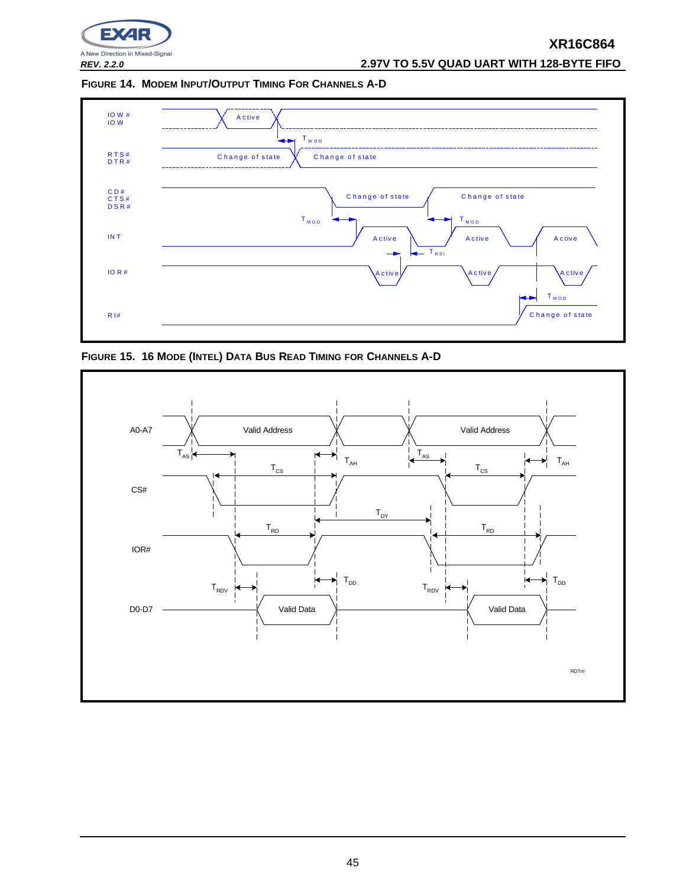**FIGURE 14. MODEM INPUT/OUTPUT TIMING FOR CHANNELS A-D**

IOW# / IOW — Active

$T_{WDO}$

RTS# / DTR# — Change of state, Change of state

CD# / CTS# / DSR# — Change of state, Change of state

$T_{MOD}$, $T_{MOD}$

INT — Active, Active, Active

$T_{RSI}$

IOR# — Active, Active, Active

$T_{MOD}$

RI# — Change of state

**FIGURE 15. 16 MODE (INTEL) DATA BUS READ TIMING FOR CHANNELS A-D**

A0-A7 — Valid Address, Valid Address

$T_{AS}$, $T_{AH}$, $T_{AS}$, $T_{AH}$

$T_{CS}$, $T_{CS}$

CS#

$T_{DY}$

$T_{RD}$, $T_{RD}$

IOR#

$T_{RDV}$, $T_{DD}$, $T_{RDV}$, $T_{DD}$

D0-D7 — Valid Data, Valid Data

RDTm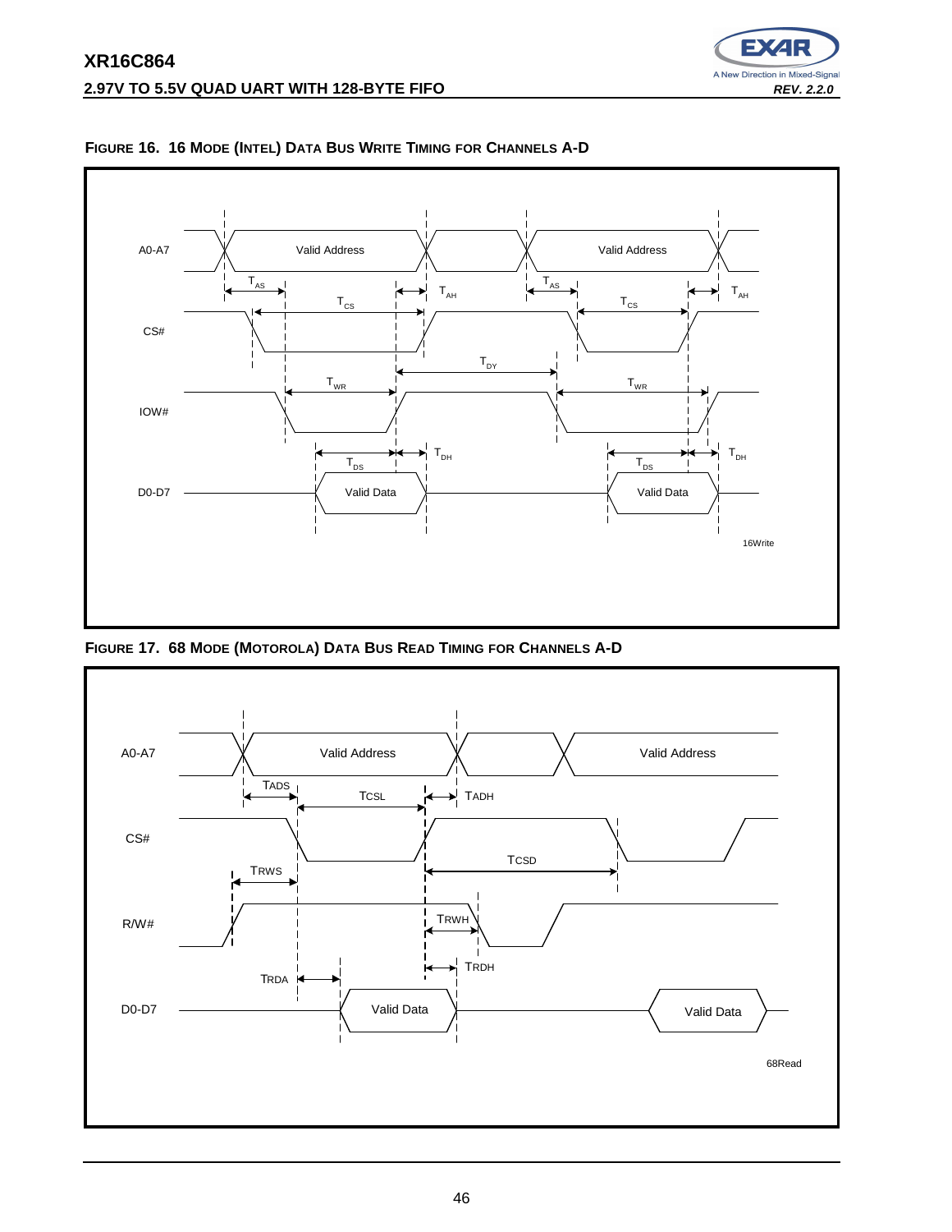**FIGURE 16. 16 MODE (INTEL) DATA BUS WRITE TIMING FOR CHANNELS A-D**

**FIGURE 17. 68 MODE (MOTOROLA) DATA BUS READ TIMING FOR CHANNELS A-D**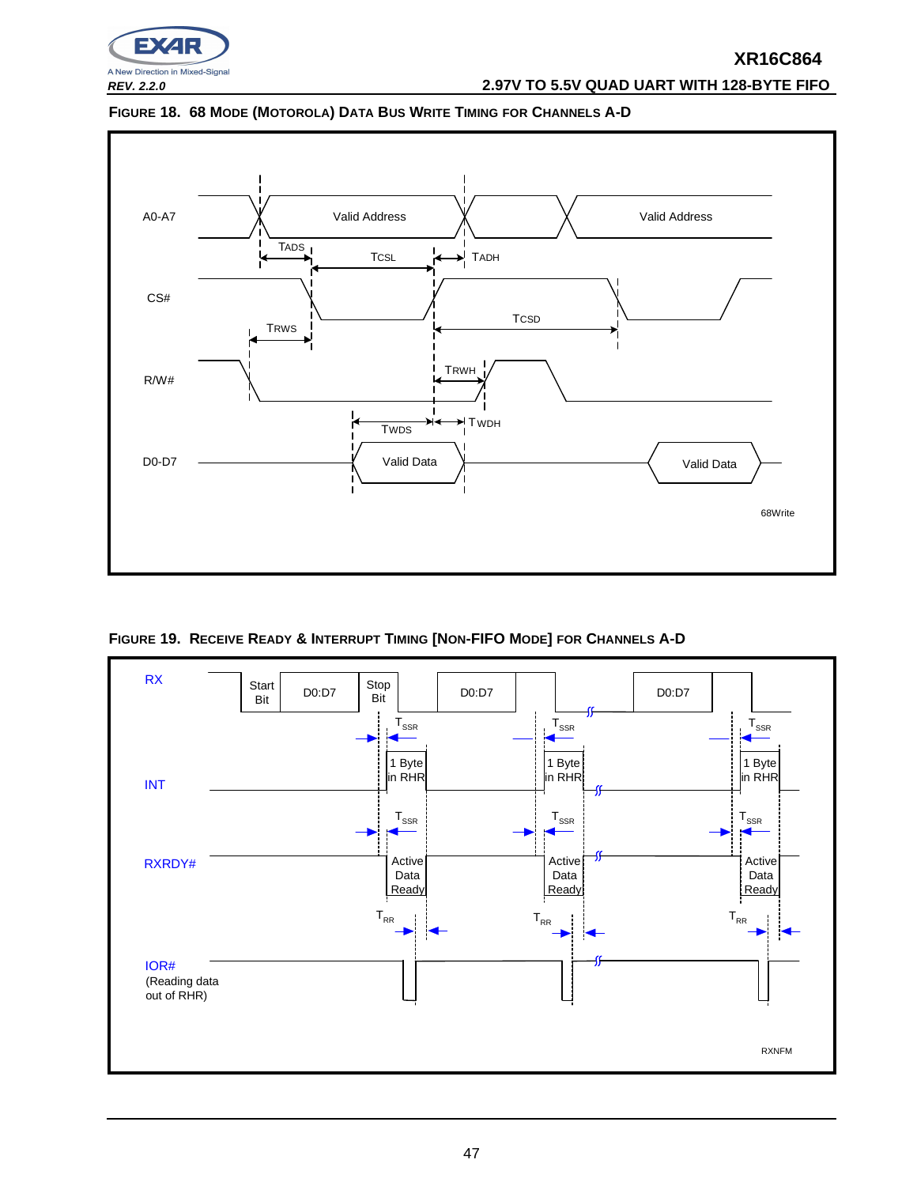**FIGURE 18. 68 MODE (MOTOROLA) DATA BUS WRITE TIMING FOR CHANNELS A-D**

A0-A7 — Valid Address — Valid Address

TADS — TCSL — TADH

CS#

TRWS — TCSD

R/W# — TRWH

TWDS — TWDH

D0-D7 — Valid Data — Valid Data

68Write

**FIGURE 19. RECEIVE READY & INTERRUPT TIMING [NON-FIFO MODE] FOR CHANNELS A-D**

RX — Start Bit — D0:D7 — Stop Bit — D0:D7 — D0:D7

$T_{SSR}$ — $T_{SSR}$ — $T_{SSR}$

INT — 1 Byte in RHR — 1 Byte in RHR — 1 Byte in RHR

$T_{SSR}$ — $T_{SSR}$ — $T_{SSR}$

RXRDY# — Active Data Ready — Active Data Ready — Active Data Ready

$T_{RR}$ — $T_{RR}$ — $T_{RR}$

IOR#
(Reading data out of RHR)

RXNFM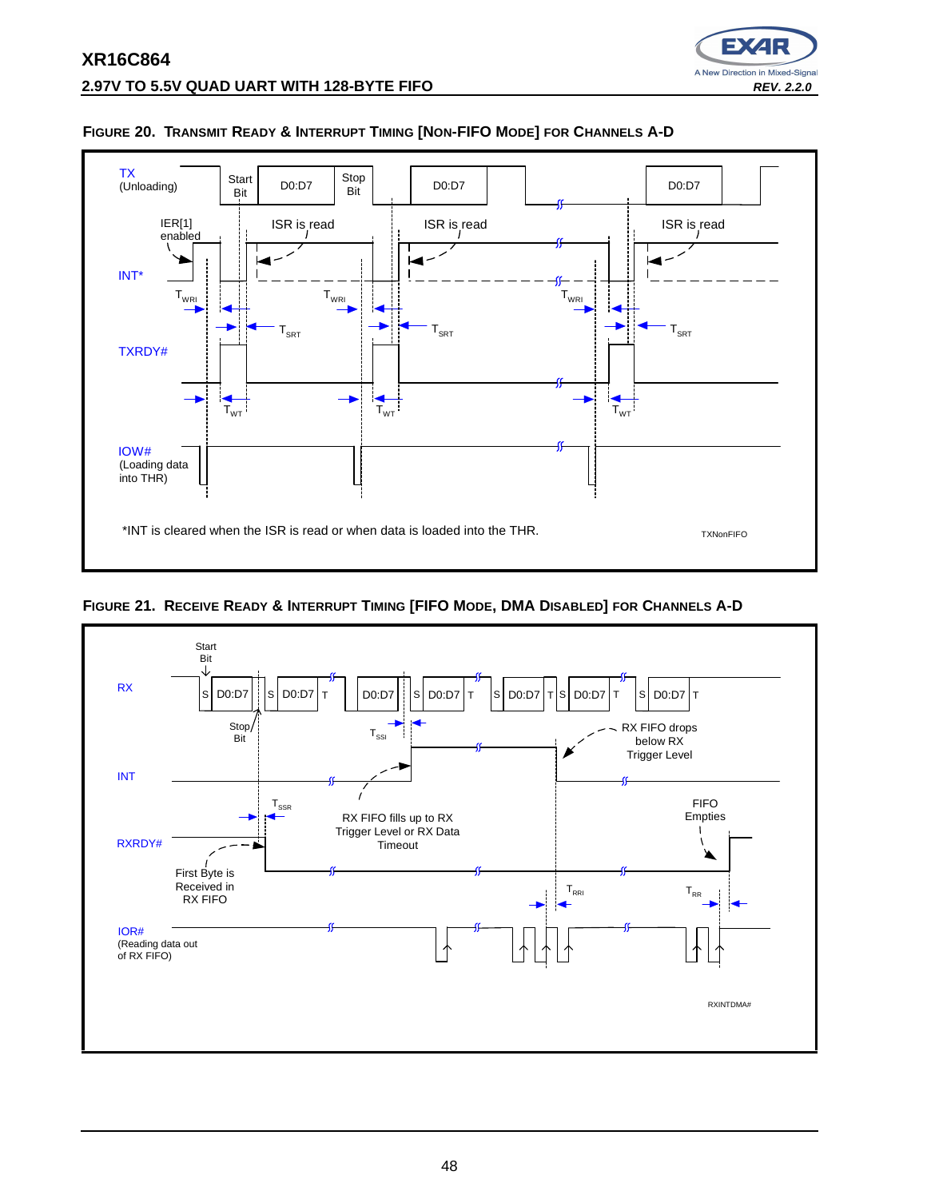#### FIGURE 20. TRANSMIT READY & INTERRUPT TIMING [NON-FIFO MODE] FOR CHANNELS A-D

TX (Unloading) — Start Bit, D0:D7, Stop Bit, D0:D7, D0:D7

IER[1] enabled — ISR is read — ISR is read — ISR is read

INT*

$T_{WRI}$ $T_{SRT}$ $T_{WRI}$ $T_{SRT}$ $T_{WRI}$ $T_{SRT}$

TXRDY#

$T_{WT}$ $T_{WT}$ $T_{WT}$

IOW# (Loading data into THR)

*INT is cleared when the ISR is read or when data is loaded into the THR.

TXNonFIFO

#### FIGURE 21. RECEIVE READY & INTERRUPT TIMING [FIFO MODE, DMA DISABLED] FOR CHANNELS A-D

RX — Start Bit, S D0:D7, S D0:D7 T, D0:D7, S D0:D7 T, S D0:D7 T S D0:D7 T, S D0:D7 T

Stop Bit

$T_{SSI}$

RX FIFO drops below RX Trigger Level

INT

$T_{SSR}$

RX FIFO fills up to RX Trigger Level or RX Data Timeout

FIFO Empties

RXRDY#

First Byte is Received in RX FIFO

$T_{RRI}$ $T_{RR}$

IOR# (Reading data out of RX FIFO)

RXINTDMA#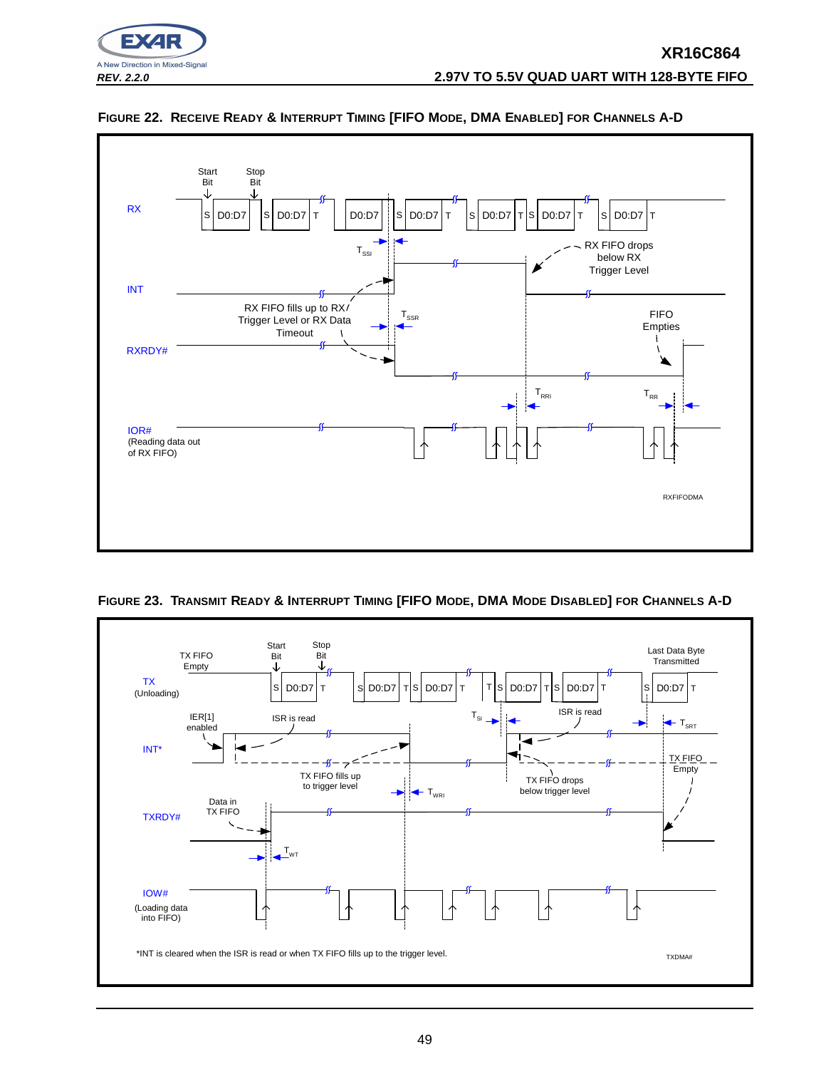**FIGURE 22. RECEIVE READY & INTERRUPT TIMING [FIFO MODE, DMA ENABLED] FOR CHANNELS A-D**

RX: Start Bit, Stop Bit, S D0:D7 T

$T_{SSI}$

RX FIFO drops below RX Trigger Level

INT

RX FIFO fills up to RX Trigger Level or RX Data Timeout

$T_{SSR}$

FIFO Empties

RXRDY#

$T_{RRI}$ $T_{RR}$

IOR# (Reading data out of RX FIFO)

RXFIFODMA

**FIGURE 23. TRANSMIT READY & INTERRUPT TIMING [FIFO MODE, DMA MODE DISABLED] FOR CHANNELS A-D**

TX (Unloading): TX FIFO Empty, Start Bit, Stop Bit, S D0:D7 T, Last Data Byte Transmitted

IER[1] enabled, ISR is read, $T_{SI}$, ISR is read, $T_{SRT}$

INT*

TX FIFO fills up to trigger level, TX FIFO drops below trigger level, TX FIFO Empty

$T_{WRI}$

Data in TX FIFO

TXRDY#

$T_{WT}$

IOW# (Loading data into FIFO)

*INT is cleared when the ISR is read or when TX FIFO fills up to the trigger level.

TXDMA#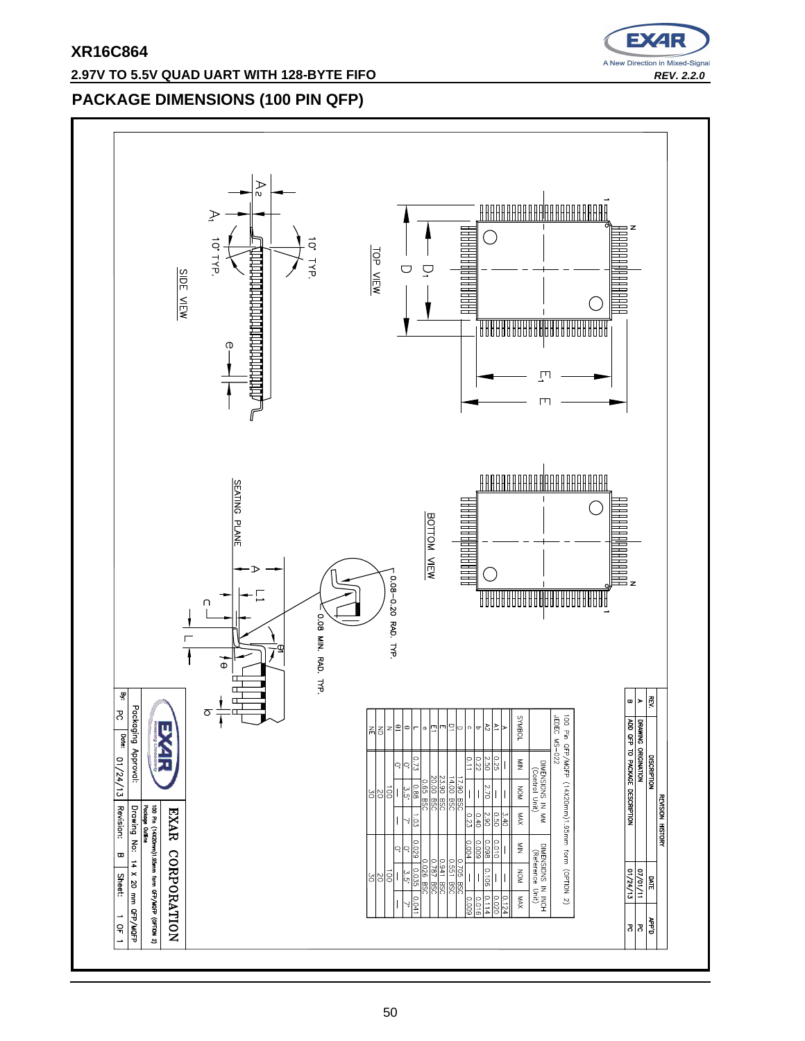## PACKAGE DIMENSIONS (100 PIN QFP)

TOP VIEW

BOTTOM VIEW

SIDE VIEW

SEATING PLANE

10° TYP.

10° TYP.

0.08–0.20 RAD. TYP.

0.08 MIN. RAD. TYP.

100 Pin QFP/MQFP (14X20mm) .95mm form (OPTION 2)
JEDEC MS-022

| SYMBOL | DIMENSIONS IN MM (Control Unit) | | | DIMENSIONS IN INCH (Reference Unit) | | |
|---|---|---|---|---|---|---|
| | MIN | NOM | MAX | MIN | NOM | MAX |
| A | — | — | 3.40 | — | — | 0.124 |
| A1 | 0.25 | — | 0.50 | 0.010 | — | 0.020 |
| A2 | 2.50 | 2.70 | 2.90 | 0.098 | 0.106 | 0.114 |
| b | 0.22 | — | 0.40 | 0.009 | — | 0.016 |
| c | 0.11 | — | 0.23 | 0.004 | — | 0.009 |
| D | 17.90 BSC | | | 0.705 BSC | | |
| D1 | 14.00 BSC | | | 0.551 BSC | | |
| E | 23.90 BSC | | | 0.941 BSC | | |
| E1 | 20.00 BSC | | | 0.787 BSC | | |
| e | 0.65 BSC | | | 0.026 BSC | | |
| L | 0.73 | 0.88 | 1.03 | 0.029 | 0.035 | 0.041 |
| θ | 0° | 3.5° | 7° | 0° | 3.5° | 7° |
| θ1 | 0° | — | — | 0° | — | — |
| N | | 100 | | | 100 | |
| ND | | 20 | | | 20 | |
| NE | | 30 | | | 30 | |

REVISION HISTORY

| REV. | DISCRIPTION | DATE | APP'D |
|---|---|---|---|
| A | DRAWING ORIGINATION | 07/01/11 | |
| B | ADD QFP TO PACKAGE DESCRIPTION | 01/24/13 | PC |

EXAR CORPORATION

100 Pin (14X20mm) .95mm form QFP/MQFP (OPTION 2) Package Outline

Packaging Approval: | Drawing No: 14 X 20 mm QFP/MQFP

By: PC | Date: 01/24/13 | Revision: B | Sheet: 1 OF 1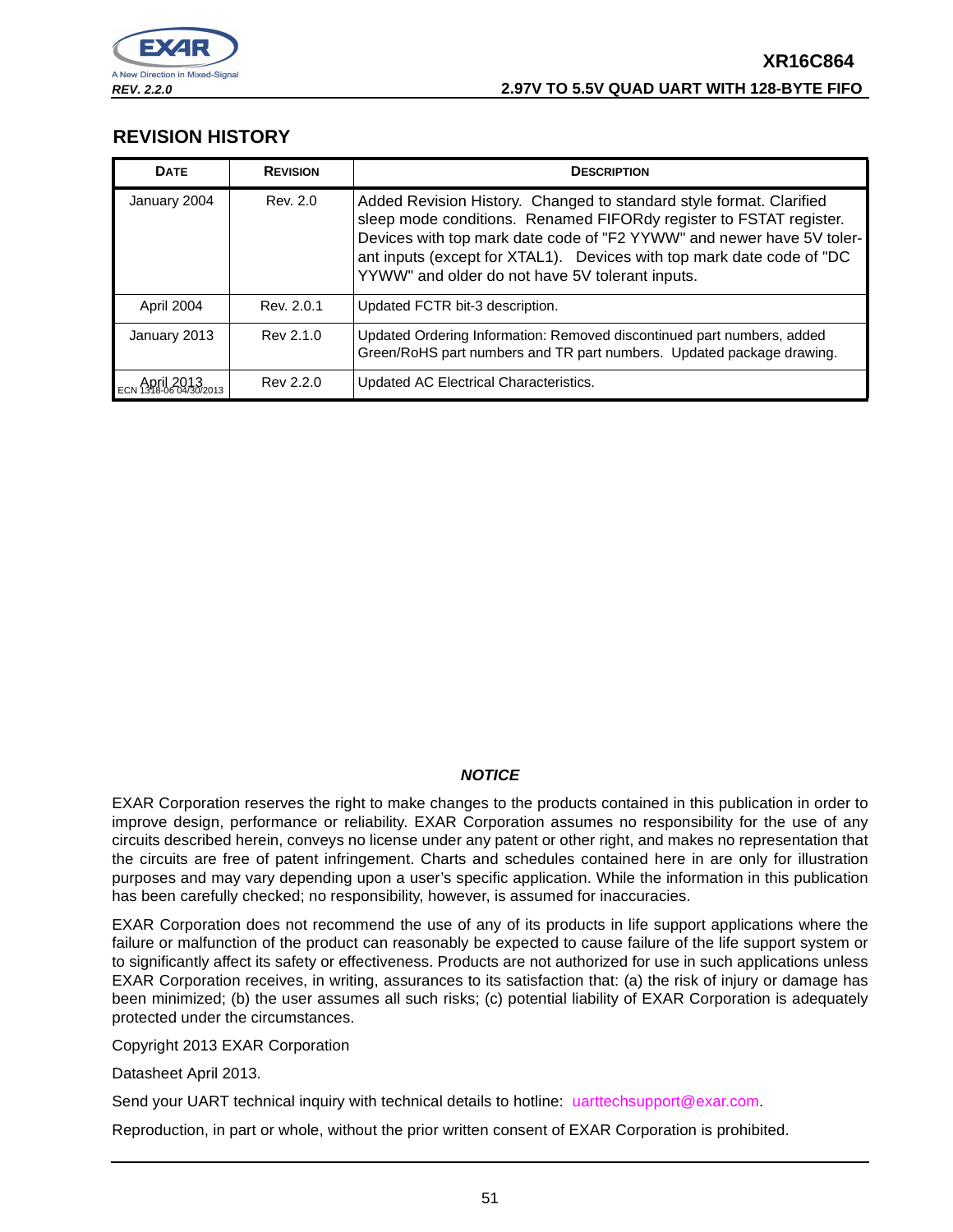## REVISION HISTORY

| DATE | REVISION | DESCRIPTION |
|---|---|---|
| January 2004 | Rev. 2.0 | Added Revision History. Changed to standard style format. Clarified sleep mode conditions. Renamed FIFORdy register to FSTAT register. Devices with top mark date code of "F2 YYWW" and newer have 5V tolerant inputs (except for XTAL1). Devices with top mark date code of "DC YYWW" and older do not have 5V tolerant inputs. |
| April 2004 | Rev. 2.0.1 | Updated FCTR bit-3 description. |
| January 2013 | Rev 2.1.0 | Updated Ordering Information: Removed discontinued part numbers, added Green/RoHS part numbers and TR part numbers. Updated package drawing. |
| April 2013 ECN 1318-06 04/30/2013 | Rev 2.2.0 | Updated AC Electrical Characteristics. |

***NOTICE***

EXAR Corporation reserves the right to make changes to the products contained in this publication in order to improve design, performance or reliability. EXAR Corporation assumes no responsibility for the use of any circuits described herein, conveys no license under any patent or other right, and makes no representation that the circuits are free of patent infringement. Charts and schedules contained here in are only for illustration purposes and may vary depending upon a user's specific application. While the information in this publication has been carefully checked; no responsibility, however, is assumed for inaccuracies.

EXAR Corporation does not recommend the use of any of its products in life support applications where the failure or malfunction of the product can reasonably be expected to cause failure of the life support system or to significantly affect its safety or effectiveness. Products are not authorized for use in such applications unless EXAR Corporation receives, in writing, assurances to its satisfaction that: (a) the risk of injury or damage has been minimized; (b) the user assumes all such risks; (c) potential liability of EXAR Corporation is adequately protected under the circumstances.

Copyright 2013 EXAR Corporation

Datasheet April 2013.

Send your UART technical inquiry with technical details to hotline: uarttechsupport@exar.com.

Reproduction, in part or whole, without the prior written consent of EXAR Corporation is prohibited.